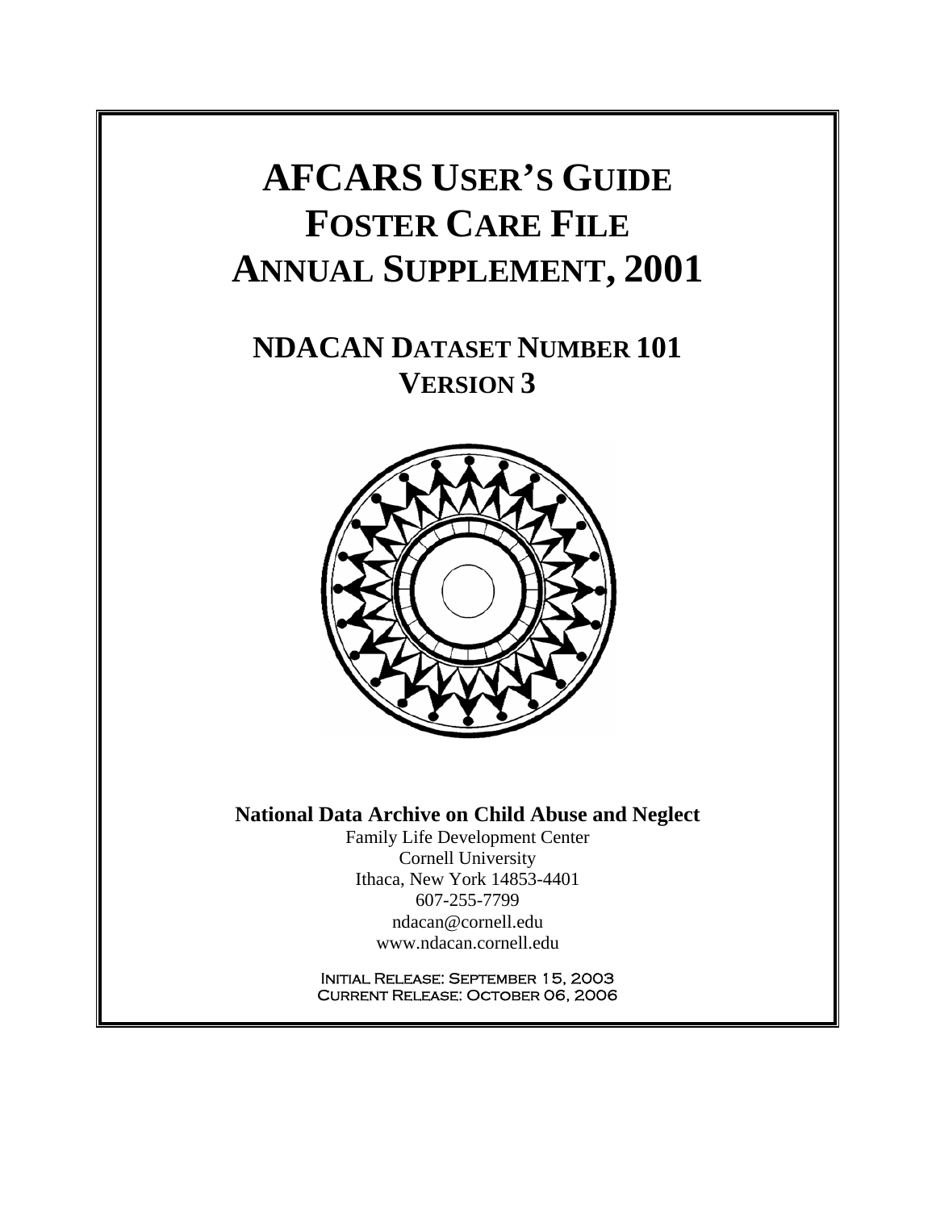# AFCARS USER'S GUIDE FOSTER CARE FILE ANNUAL SUPPLEMENT, 2001

## NDACAN DATASET NUMBER 101 VERSION 3

**National Data Archive on Child Abuse and Neglect**

Family Life Development Center
Cornell University
Ithaca, New York 14853-4401
607-255-7799
ndacan@cornell.edu
www.ndacan.cornell.edu

Initial Release: September 15, 2003
Current Release: October 06, 2006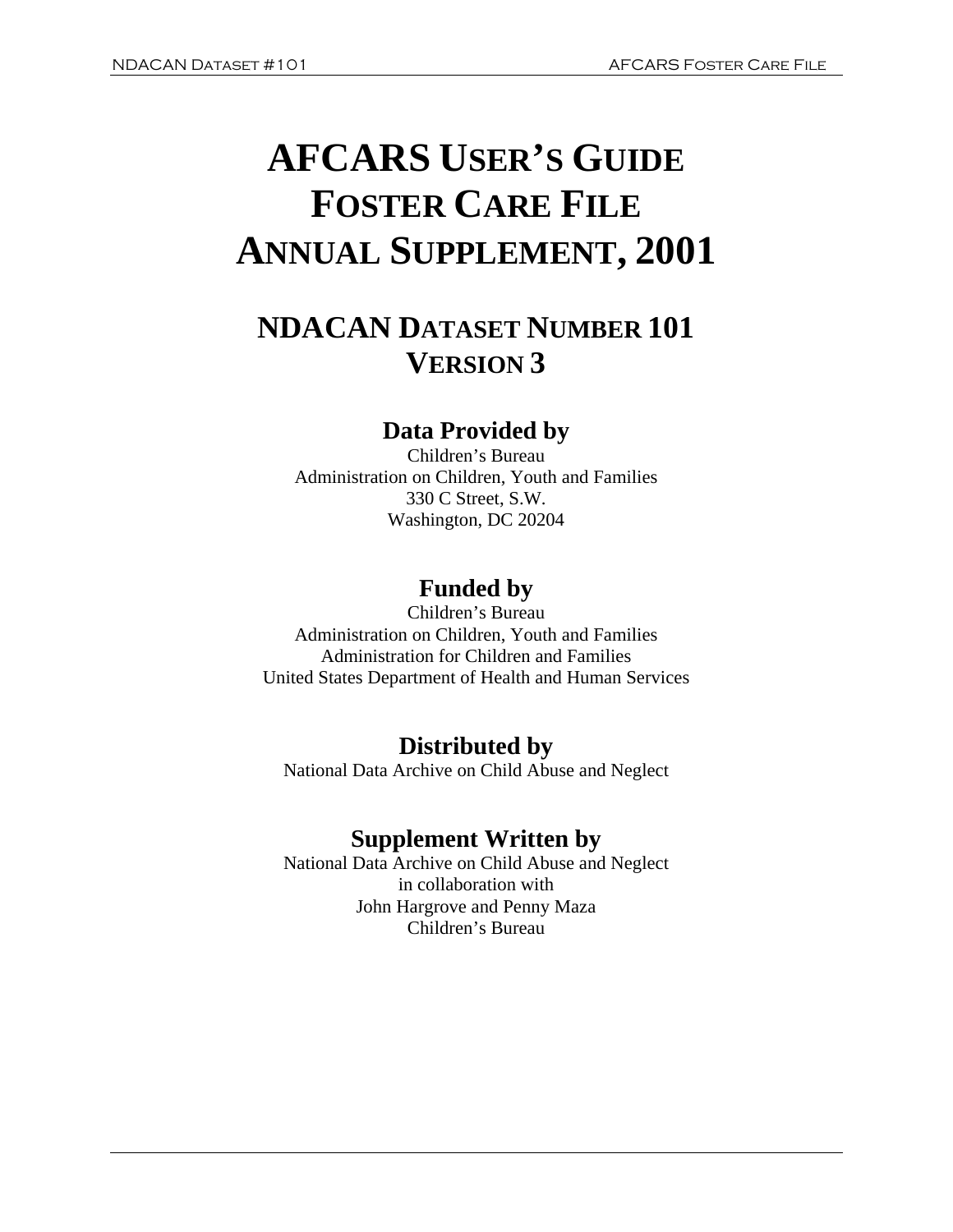# AFCARS USER'S GUIDE FOSTER CARE FILE ANNUAL SUPPLEMENT, 2001

## NDACAN DATASET NUMBER 101 VERSION 3

### Data Provided by

Children's Bureau
Administration on Children, Youth and Families
330 C Street, S.W.
Washington, DC 20204

### Funded by

Children's Bureau
Administration on Children, Youth and Families
Administration for Children and Families
United States Department of Health and Human Services

### Distributed by

National Data Archive on Child Abuse and Neglect

### Supplement Written by

National Data Archive on Child Abuse and Neglect
in collaboration with
John Hargrove and Penny Maza
Children's Bureau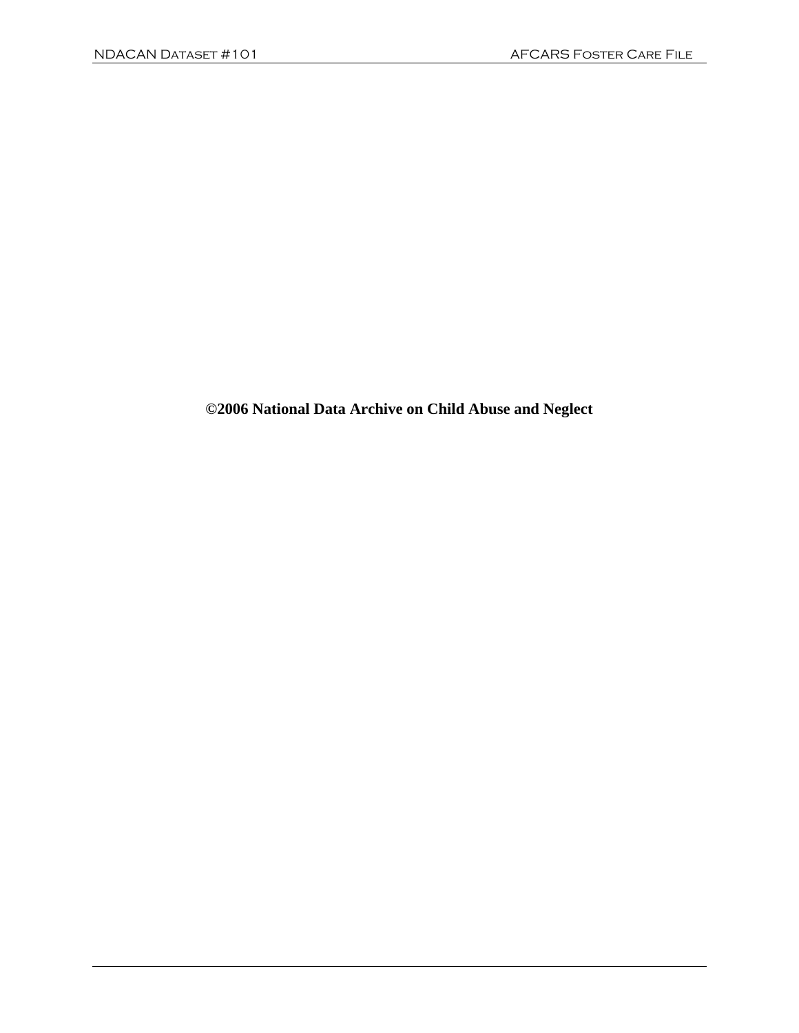**©2006 National Data Archive on Child Abuse and Neglect**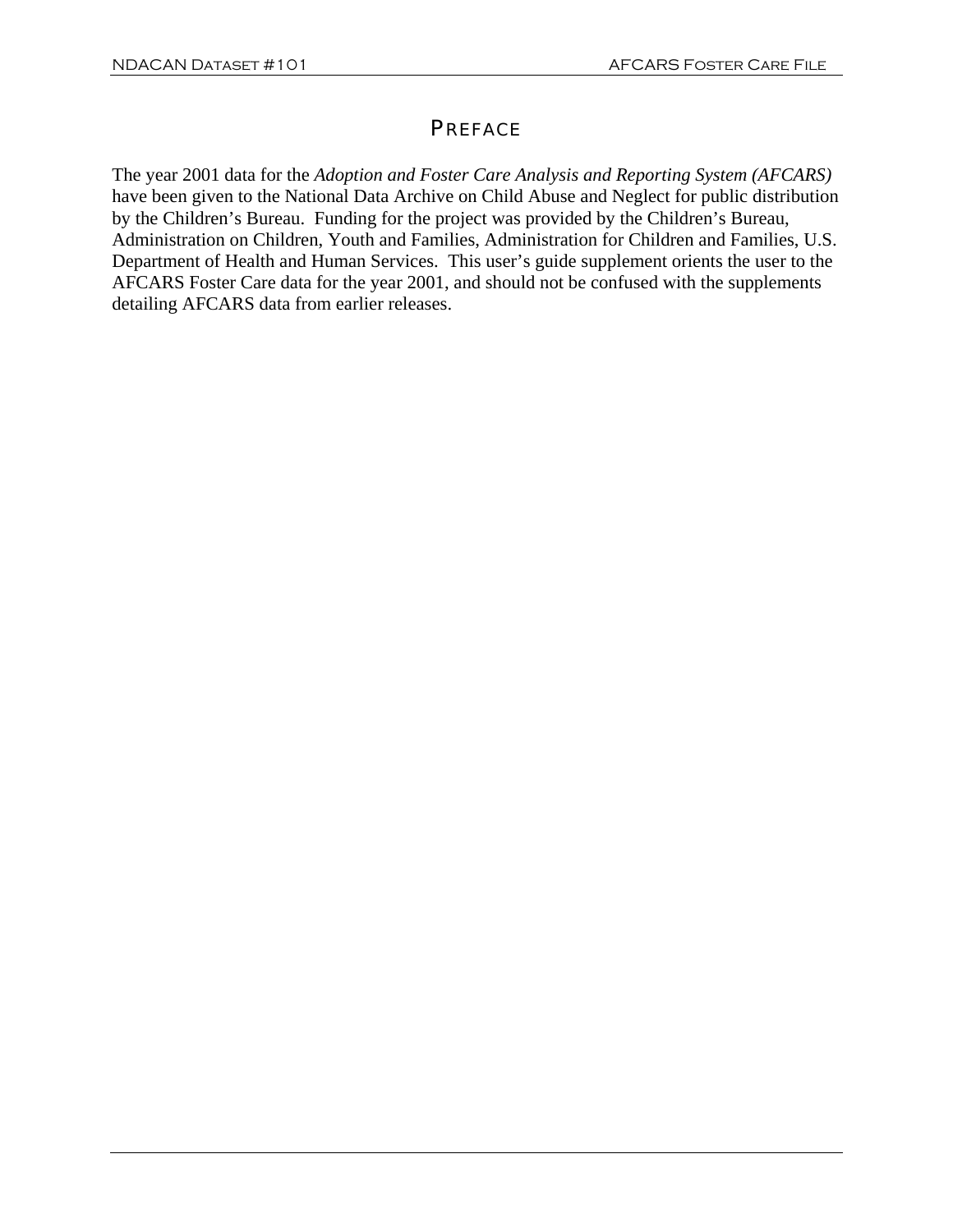# PREFACE

The year 2001 data for the *Adoption and Foster Care Analysis and Reporting System (AFCARS)* have been given to the National Data Archive on Child Abuse and Neglect for public distribution by the Children's Bureau. Funding for the project was provided by the Children's Bureau, Administration on Children, Youth and Families, Administration for Children and Families, U.S. Department of Health and Human Services. This user's guide supplement orients the user to the AFCARS Foster Care data for the year 2001, and should not be confused with the supplements detailing AFCARS data from earlier releases.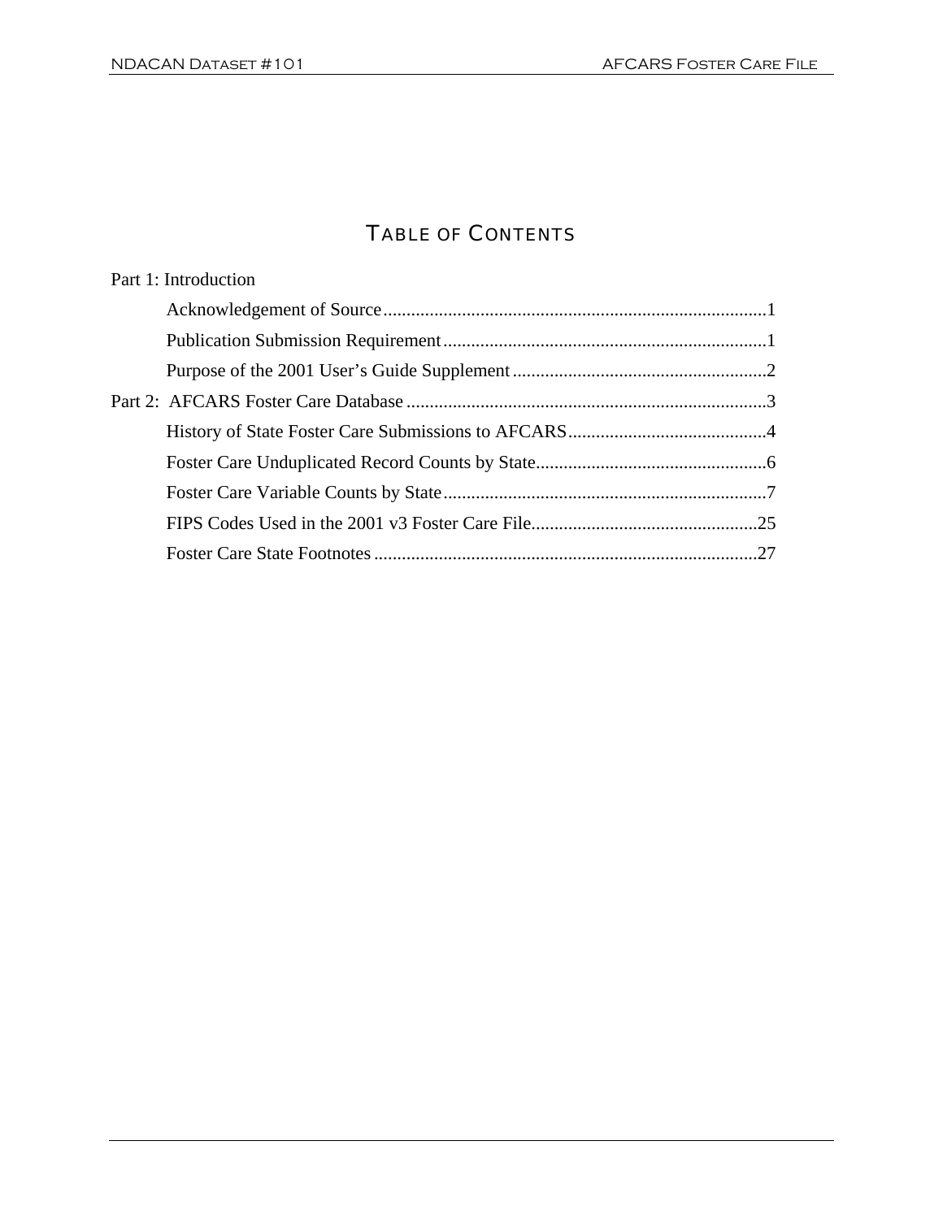# TABLE OF CONTENTS

Part 1: Introduction

- Acknowledgement of Source....1
- Publication Submission Requirement....1
- Purpose of the 2001 User's Guide Supplement....2

Part 2: AFCARS Foster Care Database....3

- History of State Foster Care Submissions to AFCARS....4
- Foster Care Unduplicated Record Counts by State....6
- Foster Care Variable Counts by State....7
- FIPS Codes Used in the 2001 v3 Foster Care File....25
- Foster Care State Footnotes....27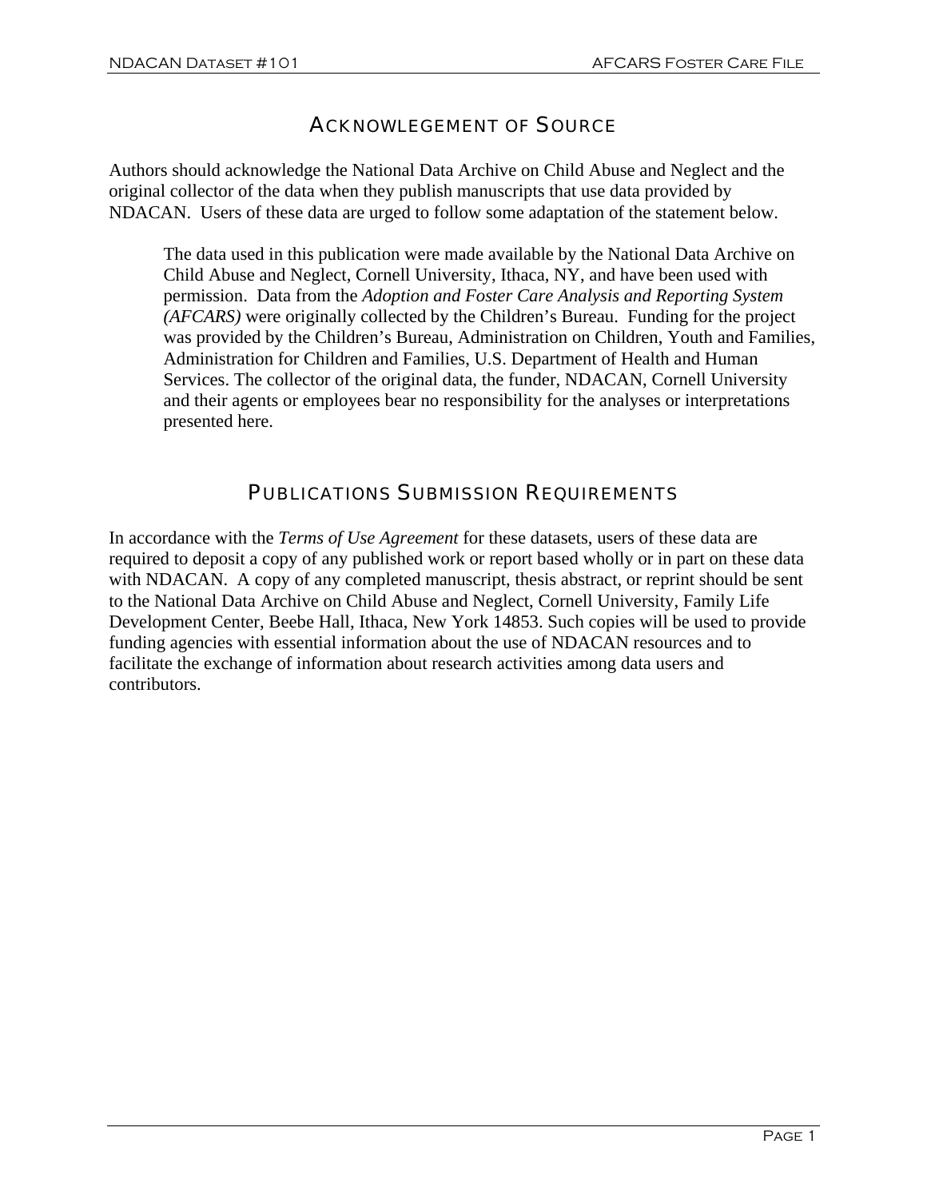## Acknowlegement of Source

Authors should acknowledge the National Data Archive on Child Abuse and Neglect and the original collector of the data when they publish manuscripts that use data provided by NDACAN. Users of these data are urged to follow some adaptation of the statement below.

> The data used in this publication were made available by the National Data Archive on Child Abuse and Neglect, Cornell University, Ithaca, NY, and have been used with permission. Data from the *Adoption and Foster Care Analysis and Reporting System (AFCARS)* were originally collected by the Children's Bureau. Funding for the project was provided by the Children's Bureau, Administration on Children, Youth and Families, Administration for Children and Families, U.S. Department of Health and Human Services. The collector of the original data, the funder, NDACAN, Cornell University and their agents or employees bear no responsibility for the analyses or interpretations presented here.

## Publications Submission Requirements

In accordance with the *Terms of Use Agreement* for these datasets, users of these data are required to deposit a copy of any published work or report based wholly or in part on these data with NDACAN. A copy of any completed manuscript, thesis abstract, or reprint should be sent to the National Data Archive on Child Abuse and Neglect, Cornell University, Family Life Development Center, Beebe Hall, Ithaca, New York 14853. Such copies will be used to provide funding agencies with essential information about the use of NDACAN resources and to facilitate the exchange of information about research activities among data users and contributors.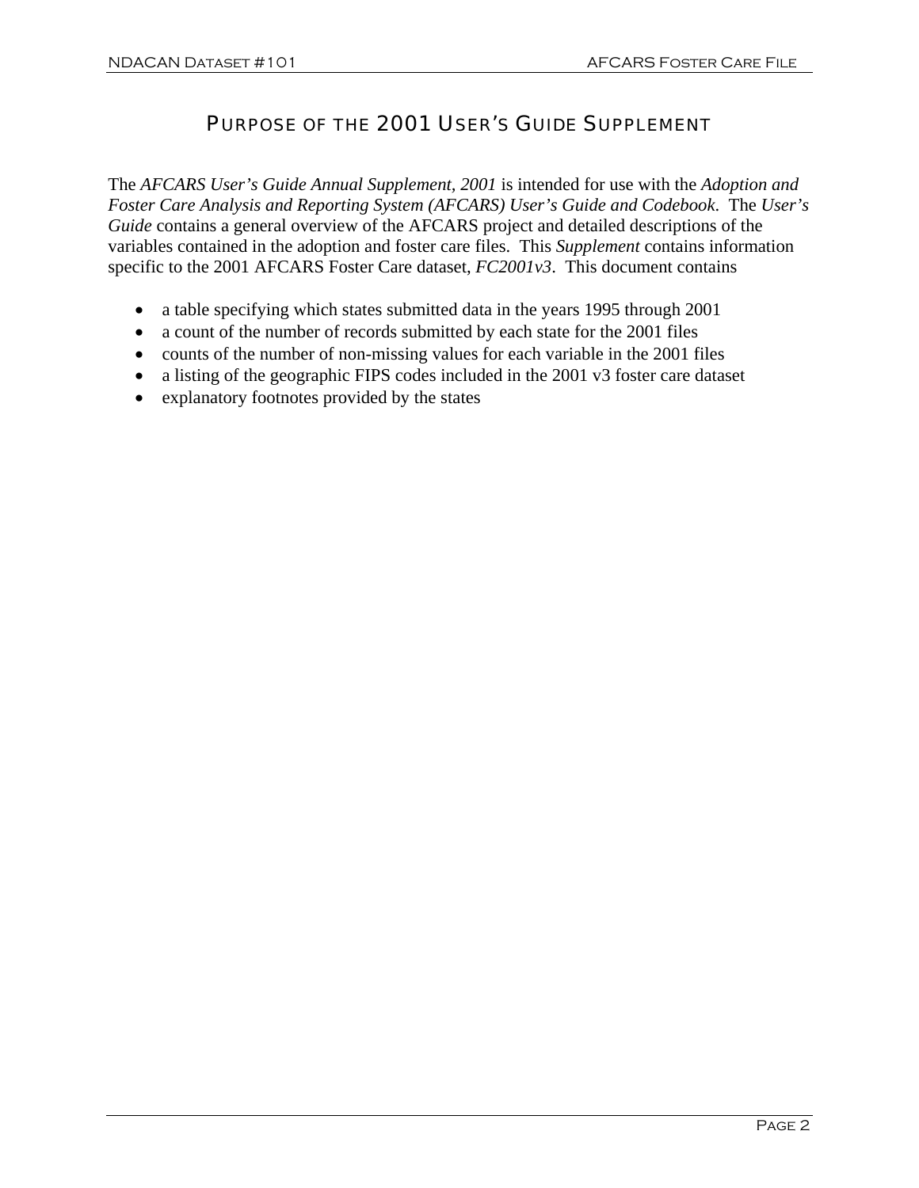# Purpose of the 2001 User's Guide Supplement

The *AFCARS User's Guide Annual Supplement, 2001* is intended for use with the *Adoption and Foster Care Analysis and Reporting System (AFCARS) User's Guide and Codebook*. The *User's Guide* contains a general overview of the AFCARS project and detailed descriptions of the variables contained in the adoption and foster care files. This *Supplement* contains information specific to the 2001 AFCARS Foster Care dataset, *FC2001v3*. This document contains

- a table specifying which states submitted data in the years 1995 through 2001
- a count of the number of records submitted by each state for the 2001 files
- counts of the number of non-missing values for each variable in the 2001 files
- a listing of the geographic FIPS codes included in the 2001 v3 foster care dataset
- explanatory footnotes provided by the states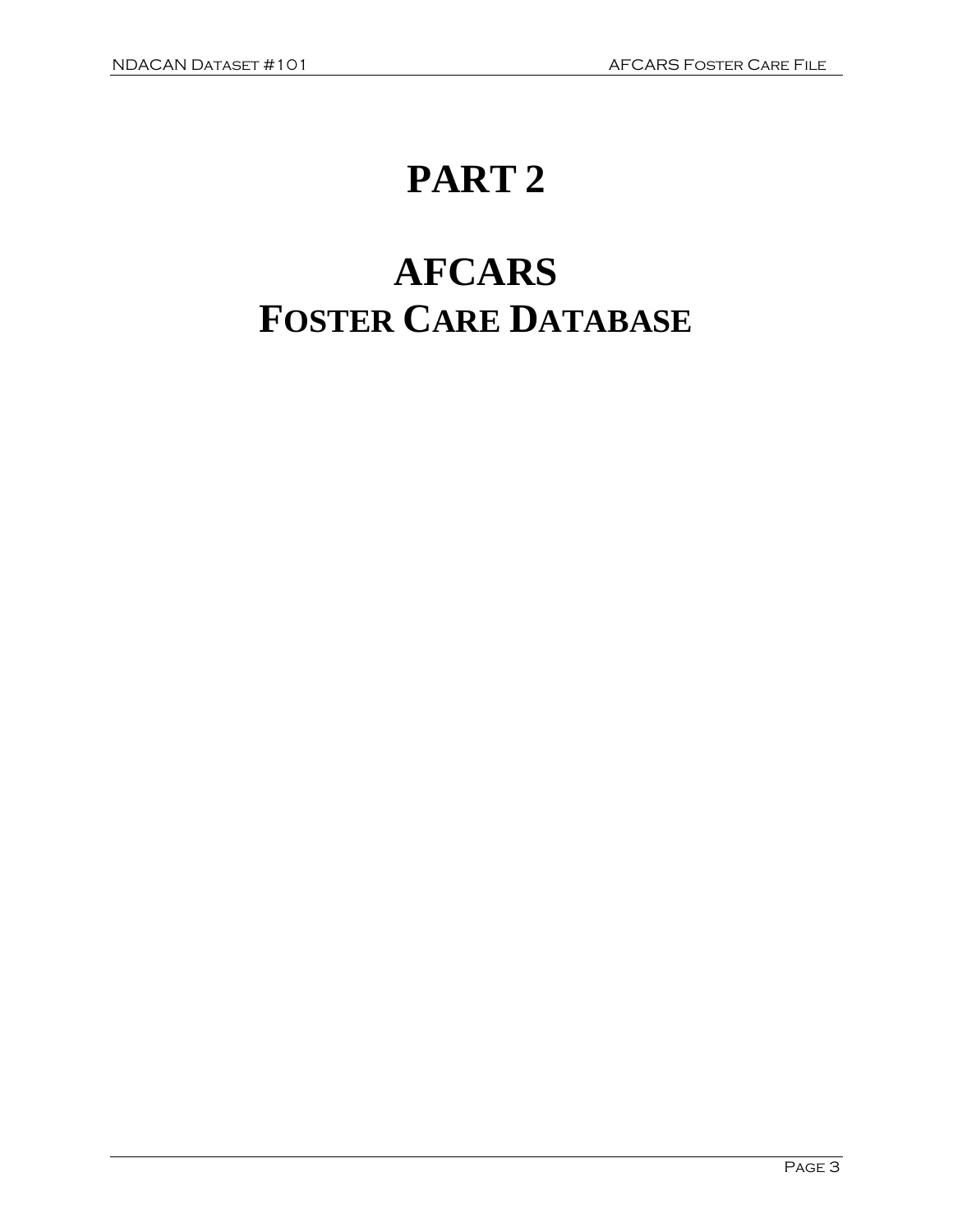# PART 2

# AFCARS
# FOSTER CARE DATABASE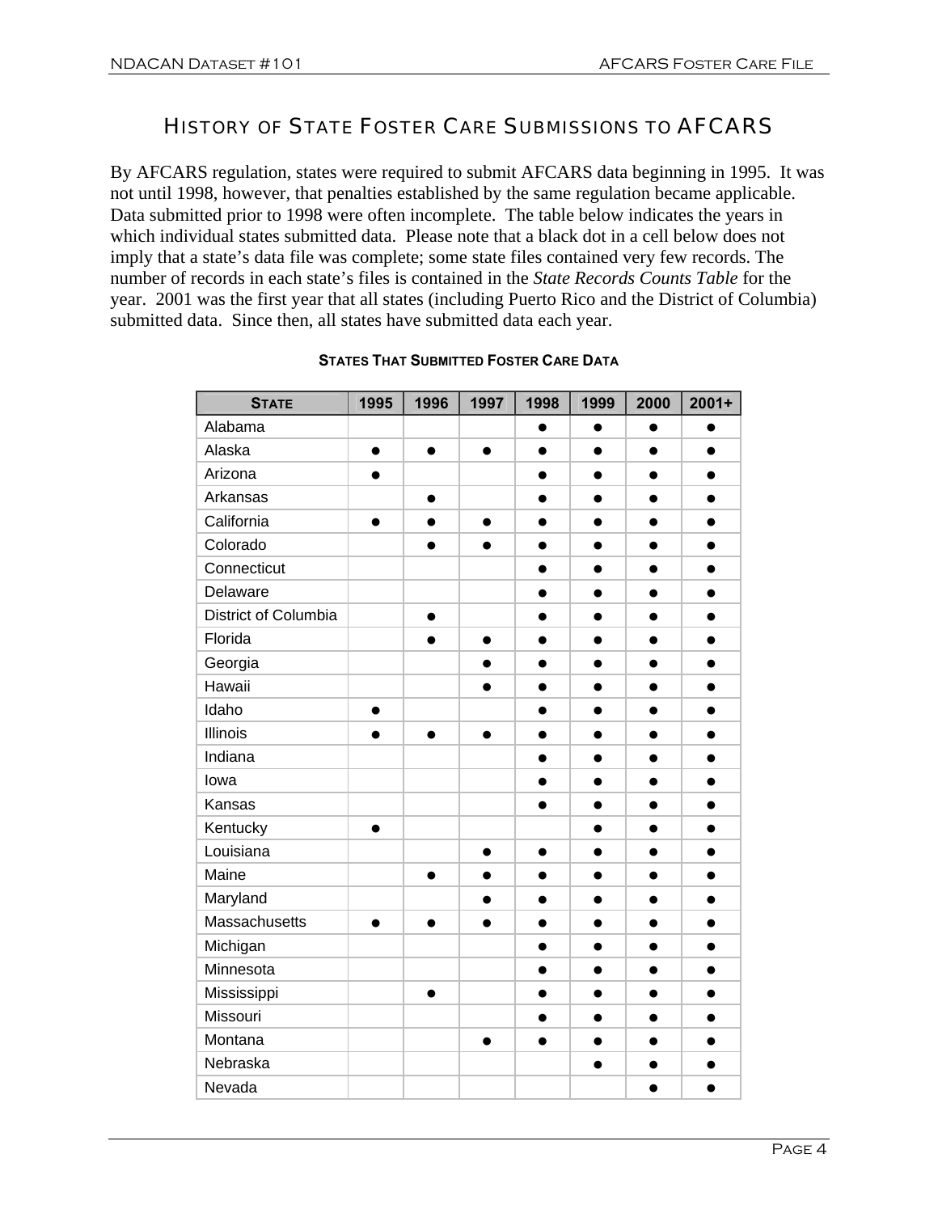# History of State Foster Care Submissions to AFCARS

By AFCARS regulation, states were required to submit AFCARS data beginning in 1995. It was not until 1998, however, that penalties established by the same regulation became applicable. Data submitted prior to 1998 were often incomplete. The table below indicates the years in which individual states submitted data. Please note that a black dot in a cell below does not imply that a state's data file was complete; some state files contained very few records. The number of records in each state's files is contained in the *State Records Counts Table* for the year. 2001 was the first year that all states (including Puerto Rico and the District of Columbia) submitted data. Since then, all states have submitted data each year.

**States That Submitted Foster Care Data**

| State | 1995 | 1996 | 1997 | 1998 | 1999 | 2000 | 2001+ |
|---|---|---|---|---|---|---|---|
| Alabama | | | | ● | ● | ● | ● |
| Alaska | ● | ● | ● | ● | ● | ● | ● |
| Arizona | ● | | | ● | ● | ● | ● |
| Arkansas | | ● | | ● | ● | ● | ● |
| California | ● | ● | ● | ● | ● | ● | ● |
| Colorado | | ● | ● | ● | ● | ● | ● |
| Connecticut | | | | ● | ● | ● | ● |
| Delaware | | | | ● | ● | ● | ● |
| District of Columbia | | ● | | ● | ● | ● | ● |
| Florida | | ● | ● | ● | ● | ● | ● |
| Georgia | | | ● | ● | ● | ● | ● |
| Hawaii | | | ● | ● | ● | ● | ● |
| Idaho | ● | | | ● | ● | ● | ● |
| Illinois | ● | ● | ● | ● | ● | ● | ● |
| Indiana | | | | ● | ● | ● | ● |
| Iowa | | | | ● | ● | ● | ● |
| Kansas | | | | ● | ● | ● | ● |
| Kentucky | ● | | | | ● | ● | ● |
| Louisiana | | | ● | ● | ● | ● | ● |
| Maine | | ● | ● | ● | ● | ● | ● |
| Maryland | | | ● | ● | ● | ● | ● |
| Massachusetts | ● | ● | ● | ● | ● | ● | ● |
| Michigan | | | | ● | ● | ● | ● |
| Minnesota | | | | ● | ● | ● | ● |
| Mississippi | | ● | | ● | ● | ● | ● |
| Missouri | | | | ● | ● | ● | ● |
| Montana | | | ● | ● | ● | ● | ● |
| Nebraska | | | | | ● | ● | ● |
| Nevada | | | | | | ● | ● |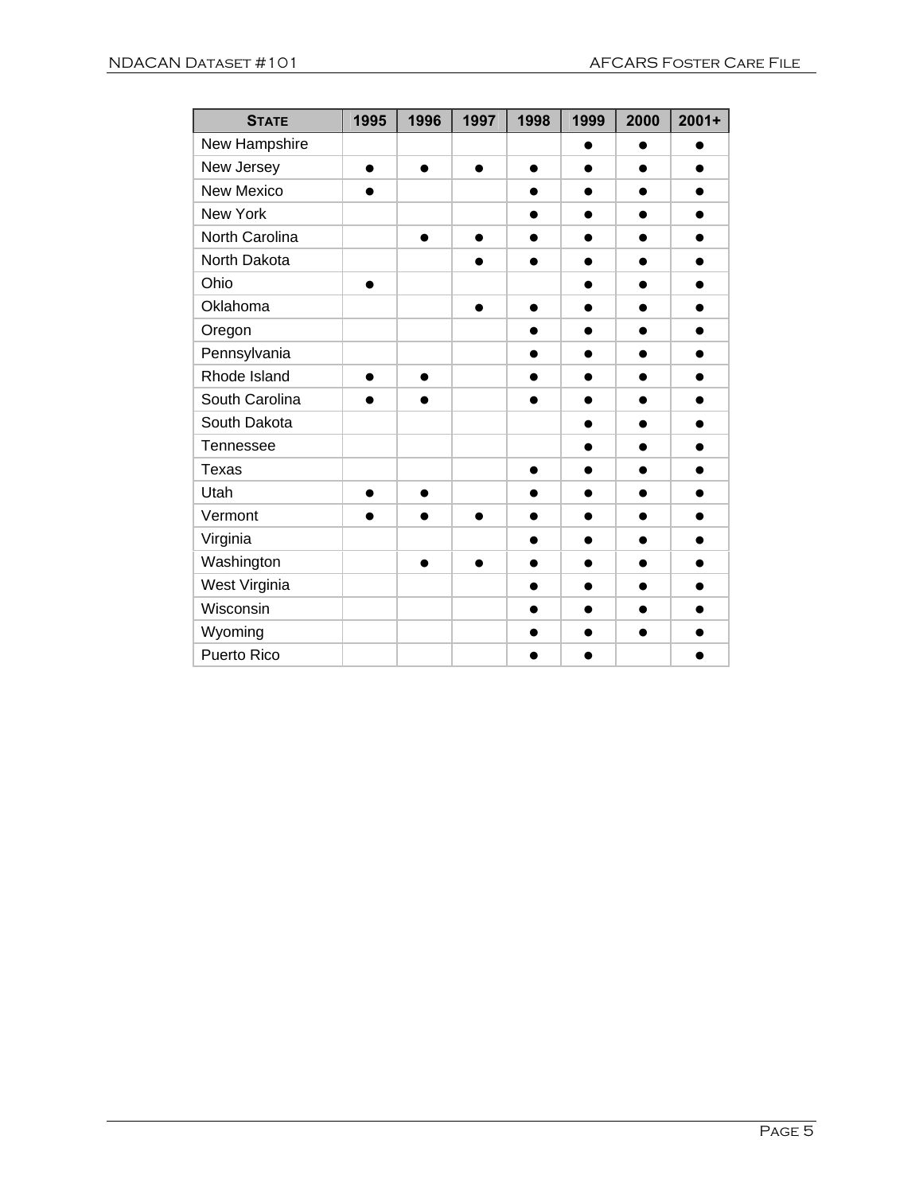| STATE | 1995 | 1996 | 1997 | 1998 | 1999 | 2000 | 2001+ |
|---|---|---|---|---|---|---|---|
| New Hampshire | | | | | ● | ● | ● |
| New Jersey | ● | ● | ● | ● | ● | ● | ● |
| New Mexico | ● | | | ● | ● | ● | ● |
| New York | | | | ● | ● | ● | ● |
| North Carolina | | ● | ● | ● | ● | ● | ● |
| North Dakota | | | ● | ● | ● | ● | ● |
| Ohio | ● | | | | ● | ● | ● |
| Oklahoma | | | ● | ● | ● | ● | ● |
| Oregon | | | | ● | ● | ● | ● |
| Pennsylvania | | | | ● | ● | ● | ● |
| Rhode Island | ● | ● | | ● | ● | ● | ● |
| South Carolina | ● | ● | | ● | ● | ● | ● |
| South Dakota | | | | | ● | ● | ● |
| Tennessee | | | | | ● | ● | ● |
| Texas | | | | ● | ● | ● | ● |
| Utah | ● | ● | | ● | ● | ● | ● |
| Vermont | ● | ● | ● | ● | ● | ● | ● |
| Virginia | | | | ● | ● | ● | ● |
| Washington | | ● | ● | ● | ● | ● | ● |
| West Virginia | | | | ● | ● | ● | ● |
| Wisconsin | | | | ● | ● | ● | ● |
| Wyoming | | | | ● | ● | ● | ● |
| Puerto Rico | | | | ● | ● | | ● |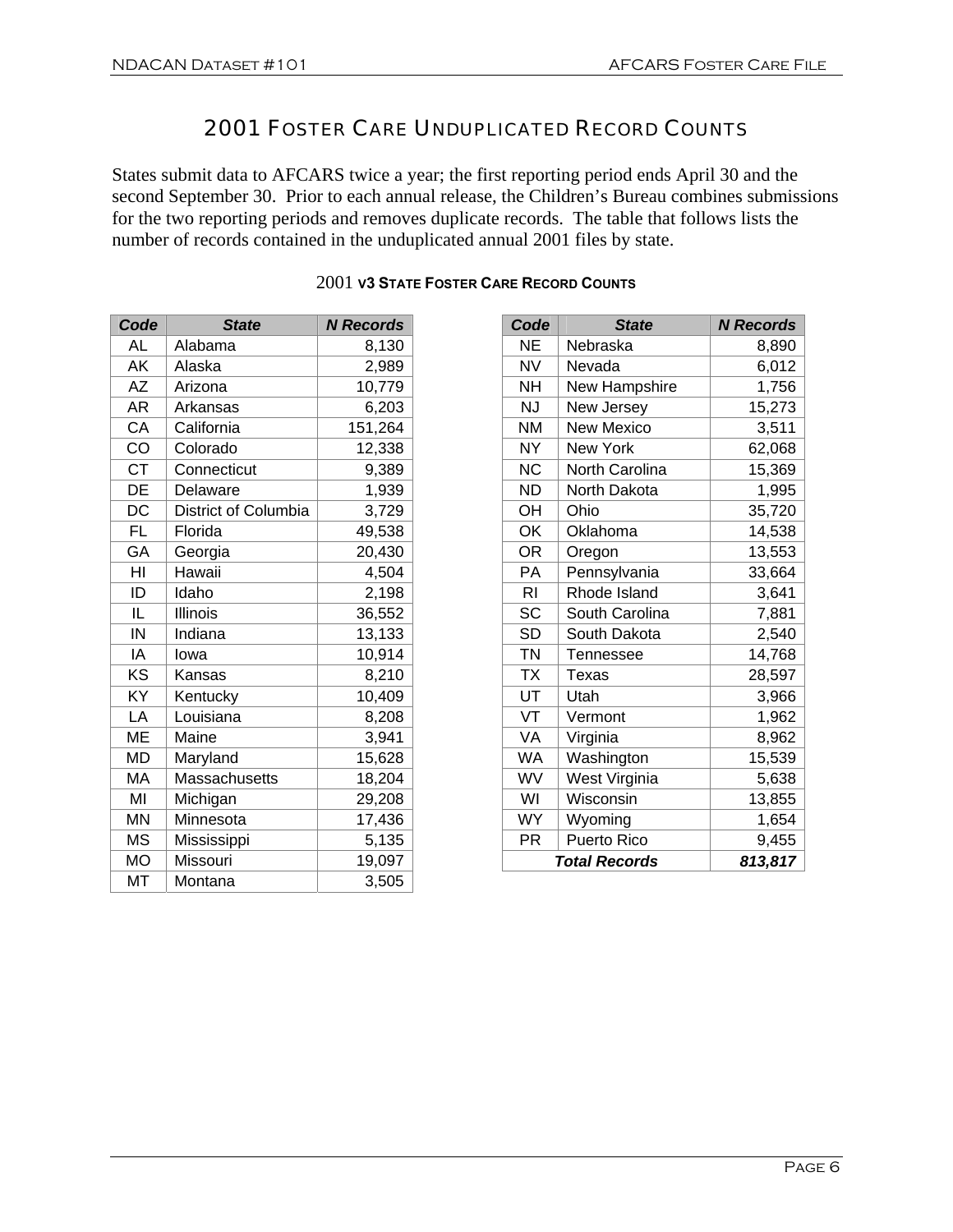# 2001 Foster Care Unduplicated Record Counts

States submit data to AFCARS twice a year; the first reporting period ends April 30 and the second September 30. Prior to each annual release, the Children's Bureau combines submissions for the two reporting periods and removes duplicate records. The table that follows lists the number of records contained in the unduplicated annual 2001 files by state.

2001 **v3 State Foster Care Record Counts**

| Code | State | N Records |
|---|---|---|
| AL | Alabama | 8,130 |
| AK | Alaska | 2,989 |
| AZ | Arizona | 10,779 |
| AR | Arkansas | 6,203 |
| CA | California | 151,264 |
| CO | Colorado | 12,338 |
| CT | Connecticut | 9,389 |
| DE | Delaware | 1,939 |
| DC | District of Columbia | 3,729 |
| FL | Florida | 49,538 |
| GA | Georgia | 20,430 |
| HI | Hawaii | 4,504 |
| ID | Idaho | 2,198 |
| IL | Illinois | 36,552 |
| IN | Indiana | 13,133 |
| IA | Iowa | 10,914 |
| KS | Kansas | 8,210 |
| KY | Kentucky | 10,409 |
| LA | Louisiana | 8,208 |
| ME | Maine | 3,941 |
| MD | Maryland | 15,628 |
| MA | Massachusetts | 18,204 |
| MI | Michigan | 29,208 |
| MN | Minnesota | 17,436 |
| MS | Mississippi | 5,135 |
| MO | Missouri | 19,097 |
| MT | Montana | 3,505 |

| Code | State | N Records |
|---|---|---|
| NE | Nebraska | 8,890 |
| NV | Nevada | 6,012 |
| NH | New Hampshire | 1,756 |
| NJ | New Jersey | 15,273 |
| NM | New Mexico | 3,511 |
| NY | New York | 62,068 |
| NC | North Carolina | 15,369 |
| ND | North Dakota | 1,995 |
| OH | Ohio | 35,720 |
| OK | Oklahoma | 14,538 |
| OR | Oregon | 13,553 |
| PA | Pennsylvania | 33,664 |
| RI | Rhode Island | 3,641 |
| SC | South Carolina | 7,881 |
| SD | South Dakota | 2,540 |
| TN | Tennessee | 14,768 |
| TX | Texas | 28,597 |
| UT | Utah | 3,966 |
| VT | Vermont | 1,962 |
| VA | Virginia | 8,962 |
| WA | Washington | 15,539 |
| WV | West Virginia | 5,638 |
| WI | Wisconsin | 13,855 |
| WY | Wyoming | 1,654 |
| PR | Puerto Rico | 9,455 |
| ***Total Records*** | | ***813,817*** |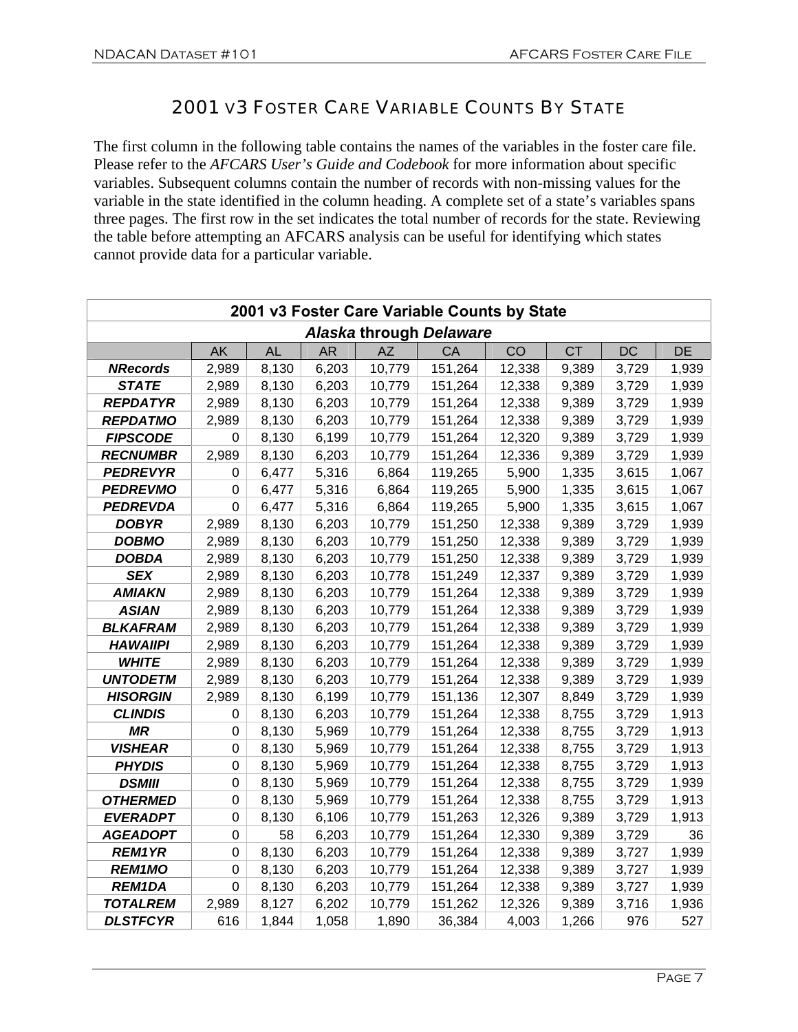## 2001 v3 Foster Care Variable Counts By State

The first column in the following table contains the names of the variables in the foster care file. Please refer to the *AFCARS User's Guide and Codebook* for more information about specific variables. Subsequent columns contain the number of records with non-missing values for the variable in the state identified in the column heading. A complete set of a state's variables spans three pages. The first row in the set indicates the total number of records for the state. Reviewing the table before attempting an AFCARS analysis can be useful for identifying which states cannot provide data for a particular variable.

| **2001 v3 Foster Care Variable Counts by State** | | | | | | | | | |
|---|---|---|---|---|---|---|---|---|---|
| ***Alaska* through *Delaware*** | | | | | | | | | |
| | AK | AL | AR | AZ | CA | CO | CT | DC | DE |
| ***NRecords*** | 2,989 | 8,130 | 6,203 | 10,779 | 151,264 | 12,338 | 9,389 | 3,729 | 1,939 |
| ***STATE*** | 2,989 | 8,130 | 6,203 | 10,779 | 151,264 | 12,338 | 9,389 | 3,729 | 1,939 |
| ***REPDATYR*** | 2,989 | 8,130 | 6,203 | 10,779 | 151,264 | 12,338 | 9,389 | 3,729 | 1,939 |
| ***REPDATMO*** | 2,989 | 8,130 | 6,203 | 10,779 | 151,264 | 12,338 | 9,389 | 3,729 | 1,939 |
| ***FIPSCODE*** | 0 | 8,130 | 6,199 | 10,779 | 151,264 | 12,320 | 9,389 | 3,729 | 1,939 |
| ***RECNUMBR*** | 2,989 | 8,130 | 6,203 | 10,779 | 151,264 | 12,336 | 9,389 | 3,729 | 1,939 |
| ***PEDREVYR*** | 0 | 6,477 | 5,316 | 6,864 | 119,265 | 5,900 | 1,335 | 3,615 | 1,067 |
| ***PEDREVMO*** | 0 | 6,477 | 5,316 | 6,864 | 119,265 | 5,900 | 1,335 | 3,615 | 1,067 |
| ***PEDREVDA*** | 0 | 6,477 | 5,316 | 6,864 | 119,265 | 5,900 | 1,335 | 3,615 | 1,067 |
| ***DOBYR*** | 2,989 | 8,130 | 6,203 | 10,779 | 151,250 | 12,338 | 9,389 | 3,729 | 1,939 |
| ***DOBMO*** | 2,989 | 8,130 | 6,203 | 10,779 | 151,250 | 12,338 | 9,389 | 3,729 | 1,939 |
| ***DOBDA*** | 2,989 | 8,130 | 6,203 | 10,779 | 151,250 | 12,338 | 9,389 | 3,729 | 1,939 |
| ***SEX*** | 2,989 | 8,130 | 6,203 | 10,778 | 151,249 | 12,337 | 9,389 | 3,729 | 1,939 |
| ***AMIAKN*** | 2,989 | 8,130 | 6,203 | 10,779 | 151,264 | 12,338 | 9,389 | 3,729 | 1,939 |
| ***ASIAN*** | 2,989 | 8,130 | 6,203 | 10,779 | 151,264 | 12,338 | 9,389 | 3,729 | 1,939 |
| ***BLKAFRAM*** | 2,989 | 8,130 | 6,203 | 10,779 | 151,264 | 12,338 | 9,389 | 3,729 | 1,939 |
| ***HAWAIIPI*** | 2,989 | 8,130 | 6,203 | 10,779 | 151,264 | 12,338 | 9,389 | 3,729 | 1,939 |
| ***WHITE*** | 2,989 | 8,130 | 6,203 | 10,779 | 151,264 | 12,338 | 9,389 | 3,729 | 1,939 |
| ***UNTODETM*** | 2,989 | 8,130 | 6,203 | 10,779 | 151,264 | 12,338 | 9,389 | 3,729 | 1,939 |
| ***HISORGIN*** | 2,989 | 8,130 | 6,199 | 10,779 | 151,136 | 12,307 | 8,849 | 3,729 | 1,939 |
| ***CLINDIS*** | 0 | 8,130 | 6,203 | 10,779 | 151,264 | 12,338 | 8,755 | 3,729 | 1,913 |
| ***MR*** | 0 | 8,130 | 5,969 | 10,779 | 151,264 | 12,338 | 8,755 | 3,729 | 1,913 |
| ***VISHEAR*** | 0 | 8,130 | 5,969 | 10,779 | 151,264 | 12,338 | 8,755 | 3,729 | 1,913 |
| ***PHYDIS*** | 0 | 8,130 | 5,969 | 10,779 | 151,264 | 12,338 | 8,755 | 3,729 | 1,913 |
| ***DSMIII*** | 0 | 8,130 | 5,969 | 10,779 | 151,264 | 12,338 | 8,755 | 3,729 | 1,939 |
| ***OTHERMED*** | 0 | 8,130 | 5,969 | 10,779 | 151,264 | 12,338 | 8,755 | 3,729 | 1,913 |
| ***EVERADPT*** | 0 | 8,130 | 6,106 | 10,779 | 151,263 | 12,326 | 9,389 | 3,729 | 1,913 |
| ***AGEADOPT*** | 0 | 58 | 6,203 | 10,779 | 151,264 | 12,330 | 9,389 | 3,729 | 36 |
| ***REM1YR*** | 0 | 8,130 | 6,203 | 10,779 | 151,264 | 12,338 | 9,389 | 3,727 | 1,939 |
| ***REM1MO*** | 0 | 8,130 | 6,203 | 10,779 | 151,264 | 12,338 | 9,389 | 3,727 | 1,939 |
| ***REM1DA*** | 0 | 8,130 | 6,203 | 10,779 | 151,264 | 12,338 | 9,389 | 3,727 | 1,939 |
| ***TOTALREM*** | 2,989 | 8,127 | 6,202 | 10,779 | 151,262 | 12,326 | 9,389 | 3,716 | 1,936 |
| ***DLSTFCYR*** | 616 | 1,844 | 1,058 | 1,890 | 36,384 | 4,003 | 1,266 | 976 | 527 |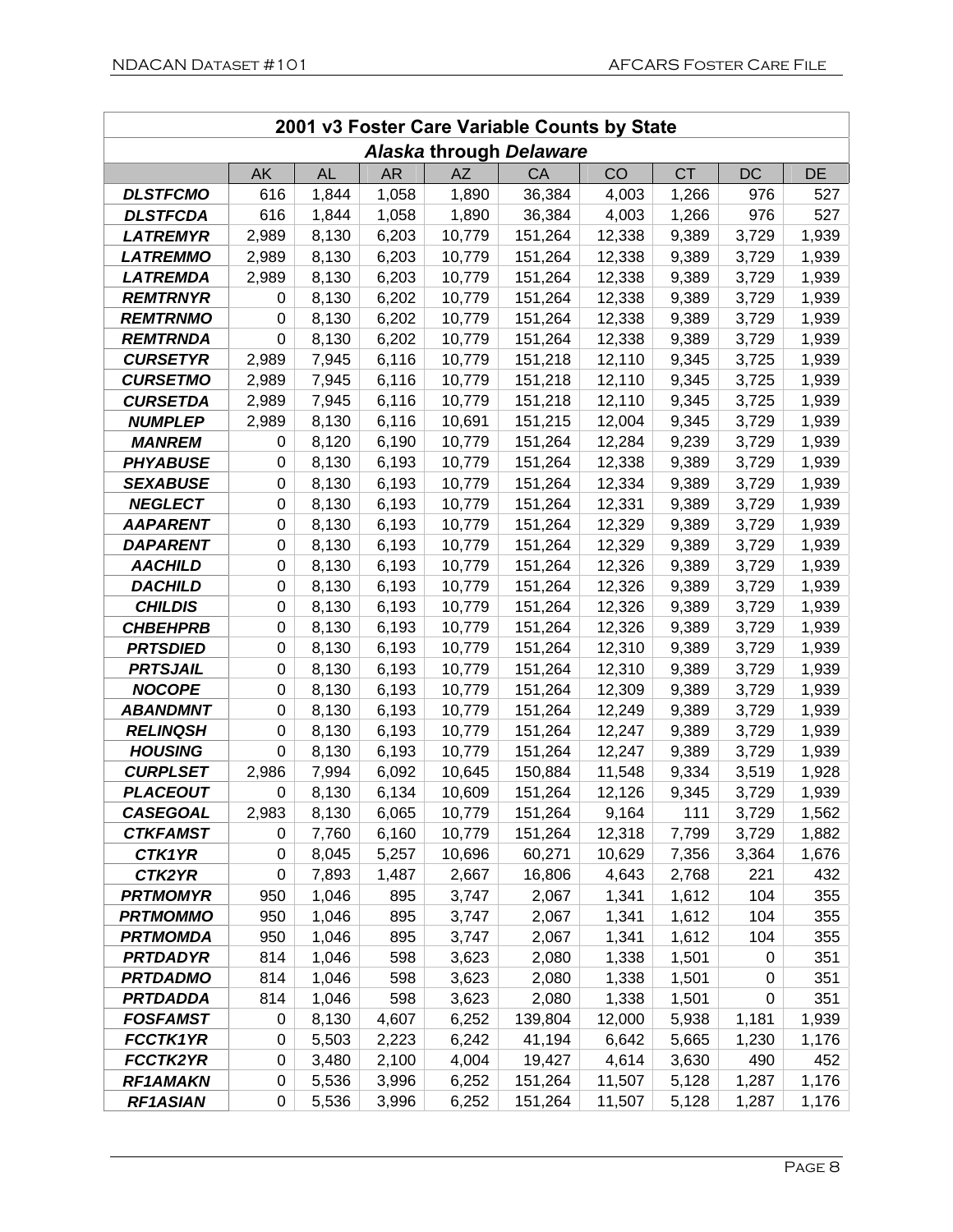| 2001 v3 Foster Care Variable Counts by State | | | | | | | | | |
|---|---|---|---|---|---|---|---|---|---|
| ***Alaska* through *Delaware*** | | | | | | | | | |
| | AK | AL | AR | AZ | CA | CO | CT | DC | DE |
| ***DLSTFCMO*** | 616 | 1,844 | 1,058 | 1,890 | 36,384 | 4,003 | 1,266 | 976 | 527 |
| ***DLSTFCDA*** | 616 | 1,844 | 1,058 | 1,890 | 36,384 | 4,003 | 1,266 | 976 | 527 |
| ***LATREMYR*** | 2,989 | 8,130 | 6,203 | 10,779 | 151,264 | 12,338 | 9,389 | 3,729 | 1,939 |
| ***LATREMMO*** | 2,989 | 8,130 | 6,203 | 10,779 | 151,264 | 12,338 | 9,389 | 3,729 | 1,939 |
| ***LATREMDA*** | 2,989 | 8,130 | 6,203 | 10,779 | 151,264 | 12,338 | 9,389 | 3,729 | 1,939 |
| ***REMTRNYR*** | 0 | 8,130 | 6,202 | 10,779 | 151,264 | 12,338 | 9,389 | 3,729 | 1,939 |
| ***REMTRNMO*** | 0 | 8,130 | 6,202 | 10,779 | 151,264 | 12,338 | 9,389 | 3,729 | 1,939 |
| ***REMTRNDA*** | 0 | 8,130 | 6,202 | 10,779 | 151,264 | 12,338 | 9,389 | 3,729 | 1,939 |
| ***CURSETYR*** | 2,989 | 7,945 | 6,116 | 10,779 | 151,218 | 12,110 | 9,345 | 3,725 | 1,939 |
| ***CURSETMO*** | 2,989 | 7,945 | 6,116 | 10,779 | 151,218 | 12,110 | 9,345 | 3,725 | 1,939 |
| ***CURSETDA*** | 2,989 | 7,945 | 6,116 | 10,779 | 151,218 | 12,110 | 9,345 | 3,725 | 1,939 |
| ***NUMPLEP*** | 2,989 | 8,130 | 6,116 | 10,691 | 151,215 | 12,004 | 9,345 | 3,729 | 1,939 |
| ***MANREM*** | 0 | 8,120 | 6,190 | 10,779 | 151,264 | 12,284 | 9,239 | 3,729 | 1,939 |
| ***PHYABUSE*** | 0 | 8,130 | 6,193 | 10,779 | 151,264 | 12,338 | 9,389 | 3,729 | 1,939 |
| ***SEXABUSE*** | 0 | 8,130 | 6,193 | 10,779 | 151,264 | 12,334 | 9,389 | 3,729 | 1,939 |
| ***NEGLECT*** | 0 | 8,130 | 6,193 | 10,779 | 151,264 | 12,331 | 9,389 | 3,729 | 1,939 |
| ***AAPARENT*** | 0 | 8,130 | 6,193 | 10,779 | 151,264 | 12,329 | 9,389 | 3,729 | 1,939 |
| ***DAPARENT*** | 0 | 8,130 | 6,193 | 10,779 | 151,264 | 12,329 | 9,389 | 3,729 | 1,939 |
| ***AACHILD*** | 0 | 8,130 | 6,193 | 10,779 | 151,264 | 12,326 | 9,389 | 3,729 | 1,939 |
| ***DACHILD*** | 0 | 8,130 | 6,193 | 10,779 | 151,264 | 12,326 | 9,389 | 3,729 | 1,939 |
| ***CHILDIS*** | 0 | 8,130 | 6,193 | 10,779 | 151,264 | 12,326 | 9,389 | 3,729 | 1,939 |
| ***CHBEHPRB*** | 0 | 8,130 | 6,193 | 10,779 | 151,264 | 12,326 | 9,389 | 3,729 | 1,939 |
| ***PRTSDIED*** | 0 | 8,130 | 6,193 | 10,779 | 151,264 | 12,310 | 9,389 | 3,729 | 1,939 |
| ***PRTSJAIL*** | 0 | 8,130 | 6,193 | 10,779 | 151,264 | 12,310 | 9,389 | 3,729 | 1,939 |
| ***NOCOPE*** | 0 | 8,130 | 6,193 | 10,779 | 151,264 | 12,309 | 9,389 | 3,729 | 1,939 |
| ***ABANDMNT*** | 0 | 8,130 | 6,193 | 10,779 | 151,264 | 12,249 | 9,389 | 3,729 | 1,939 |
| ***RELINQSH*** | 0 | 8,130 | 6,193 | 10,779 | 151,264 | 12,247 | 9,389 | 3,729 | 1,939 |
| ***HOUSING*** | 0 | 8,130 | 6,193 | 10,779 | 151,264 | 12,247 | 9,389 | 3,729 | 1,939 |
| ***CURPLSET*** | 2,986 | 7,994 | 6,092 | 10,645 | 150,884 | 11,548 | 9,334 | 3,519 | 1,928 |
| ***PLACEOUT*** | 0 | 8,130 | 6,134 | 10,609 | 151,264 | 12,126 | 9,345 | 3,729 | 1,939 |
| ***CASEGOAL*** | 2,983 | 8,130 | 6,065 | 10,779 | 151,264 | 9,164 | 111 | 3,729 | 1,562 |
| ***CTKFAMST*** | 0 | 7,760 | 6,160 | 10,779 | 151,264 | 12,318 | 7,799 | 3,729 | 1,882 |
| ***CTK1YR*** | 0 | 8,045 | 5,257 | 10,696 | 60,271 | 10,629 | 7,356 | 3,364 | 1,676 |
| ***CTK2YR*** | 0 | 7,893 | 1,487 | 2,667 | 16,806 | 4,643 | 2,768 | 221 | 432 |
| ***PRTMOMYR*** | 950 | 1,046 | 895 | 3,747 | 2,067 | 1,341 | 1,612 | 104 | 355 |
| ***PRTMOMMO*** | 950 | 1,046 | 895 | 3,747 | 2,067 | 1,341 | 1,612 | 104 | 355 |
| ***PRTMOMDA*** | 950 | 1,046 | 895 | 3,747 | 2,067 | 1,341 | 1,612 | 104 | 355 |
| ***PRTDADYR*** | 814 | 1,046 | 598 | 3,623 | 2,080 | 1,338 | 1,501 | 0 | 351 |
| ***PRTDADMO*** | 814 | 1,046 | 598 | 3,623 | 2,080 | 1,338 | 1,501 | 0 | 351 |
| ***PRTDADDA*** | 814 | 1,046 | 598 | 3,623 | 2,080 | 1,338 | 1,501 | 0 | 351 |
| ***FOSFAMST*** | 0 | 8,130 | 4,607 | 6,252 | 139,804 | 12,000 | 5,938 | 1,181 | 1,939 |
| ***FCCTK1YR*** | 0 | 5,503 | 2,223 | 6,242 | 41,194 | 6,642 | 5,665 | 1,230 | 1,176 |
| ***FCCTK2YR*** | 0 | 3,480 | 2,100 | 4,004 | 19,427 | 4,614 | 3,630 | 490 | 452 |
| ***RF1AMAKN*** | 0 | 5,536 | 3,996 | 6,252 | 151,264 | 11,507 | 5,128 | 1,287 | 1,176 |
| ***RF1ASIAN*** | 0 | 5,536 | 3,996 | 6,252 | 151,264 | 11,507 | 5,128 | 1,287 | 1,176 |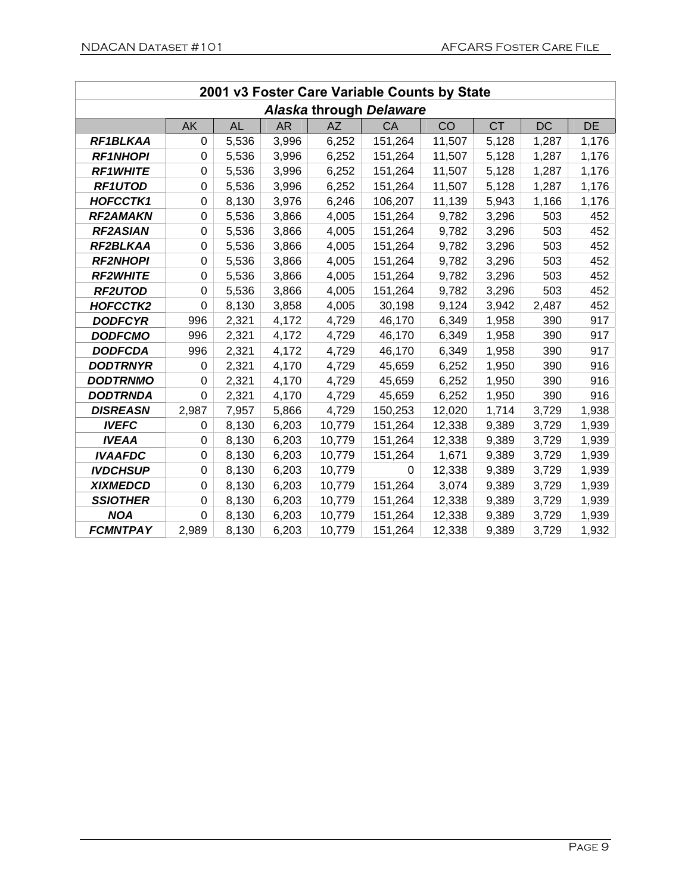| 2001 v3 Foster Care Variable Counts by State | | | | | | | | | |
|---|---|---|---|---|---|---|---|---|---|
| *Alaska* **through** *Delaware* | | | | | | | | | |
| | AK | AL | AR | AZ | CA | CO | CT | DC | DE |
| ***RF1BLKAA*** | 0 | 5,536 | 3,996 | 6,252 | 151,264 | 11,507 | 5,128 | 1,287 | 1,176 |
| ***RF1NHOPI*** | 0 | 5,536 | 3,996 | 6,252 | 151,264 | 11,507 | 5,128 | 1,287 | 1,176 |
| ***RF1WHITE*** | 0 | 5,536 | 3,996 | 6,252 | 151,264 | 11,507 | 5,128 | 1,287 | 1,176 |
| ***RF1UTOD*** | 0 | 5,536 | 3,996 | 6,252 | 151,264 | 11,507 | 5,128 | 1,287 | 1,176 |
| ***HOFCCTK1*** | 0 | 8,130 | 3,976 | 6,246 | 106,207 | 11,139 | 5,943 | 1,166 | 1,176 |
| ***RF2AMAKN*** | 0 | 5,536 | 3,866 | 4,005 | 151,264 | 9,782 | 3,296 | 503 | 452 |
| ***RF2ASIAN*** | 0 | 5,536 | 3,866 | 4,005 | 151,264 | 9,782 | 3,296 | 503 | 452 |
| ***RF2BLKAA*** | 0 | 5,536 | 3,866 | 4,005 | 151,264 | 9,782 | 3,296 | 503 | 452 |
| ***RF2NHOPI*** | 0 | 5,536 | 3,866 | 4,005 | 151,264 | 9,782 | 3,296 | 503 | 452 |
| ***RF2WHITE*** | 0 | 5,536 | 3,866 | 4,005 | 151,264 | 9,782 | 3,296 | 503 | 452 |
| ***RF2UTOD*** | 0 | 5,536 | 3,866 | 4,005 | 151,264 | 9,782 | 3,296 | 503 | 452 |
| ***HOFCCTK2*** | 0 | 8,130 | 3,858 | 4,005 | 30,198 | 9,124 | 3,942 | 2,487 | 452 |
| ***DODFCYR*** | 996 | 2,321 | 4,172 | 4,729 | 46,170 | 6,349 | 1,958 | 390 | 917 |
| ***DODFCMO*** | 996 | 2,321 | 4,172 | 4,729 | 46,170 | 6,349 | 1,958 | 390 | 917 |
| ***DODFCDA*** | 996 | 2,321 | 4,172 | 4,729 | 46,170 | 6,349 | 1,958 | 390 | 917 |
| ***DODTRNYR*** | 0 | 2,321 | 4,170 | 4,729 | 45,659 | 6,252 | 1,950 | 390 | 916 |
| ***DODTRNMO*** | 0 | 2,321 | 4,170 | 4,729 | 45,659 | 6,252 | 1,950 | 390 | 916 |
| ***DODTRNDA*** | 0 | 2,321 | 4,170 | 4,729 | 45,659 | 6,252 | 1,950 | 390 | 916 |
| ***DISREASN*** | 2,987 | 7,957 | 5,866 | 4,729 | 150,253 | 12,020 | 1,714 | 3,729 | 1,938 |
| ***IVEFC*** | 0 | 8,130 | 6,203 | 10,779 | 151,264 | 12,338 | 9,389 | 3,729 | 1,939 |
| ***IVEAA*** | 0 | 8,130 | 6,203 | 10,779 | 151,264 | 12,338 | 9,389 | 3,729 | 1,939 |
| ***IVAAFDC*** | 0 | 8,130 | 6,203 | 10,779 | 151,264 | 1,671 | 9,389 | 3,729 | 1,939 |
| ***IVDCHSUP*** | 0 | 8,130 | 6,203 | 10,779 | 0 | 12,338 | 9,389 | 3,729 | 1,939 |
| ***XIXMEDCD*** | 0 | 8,130 | 6,203 | 10,779 | 151,264 | 3,074 | 9,389 | 3,729 | 1,939 |
| ***SSIOTHER*** | 0 | 8,130 | 6,203 | 10,779 | 151,264 | 12,338 | 9,389 | 3,729 | 1,939 |
| ***NOA*** | 0 | 8,130 | 6,203 | 10,779 | 151,264 | 12,338 | 9,389 | 3,729 | 1,939 |
| ***FCMNTPAY*** | 2,989 | 8,130 | 6,203 | 10,779 | 151,264 | 12,338 | 9,389 | 3,729 | 1,932 |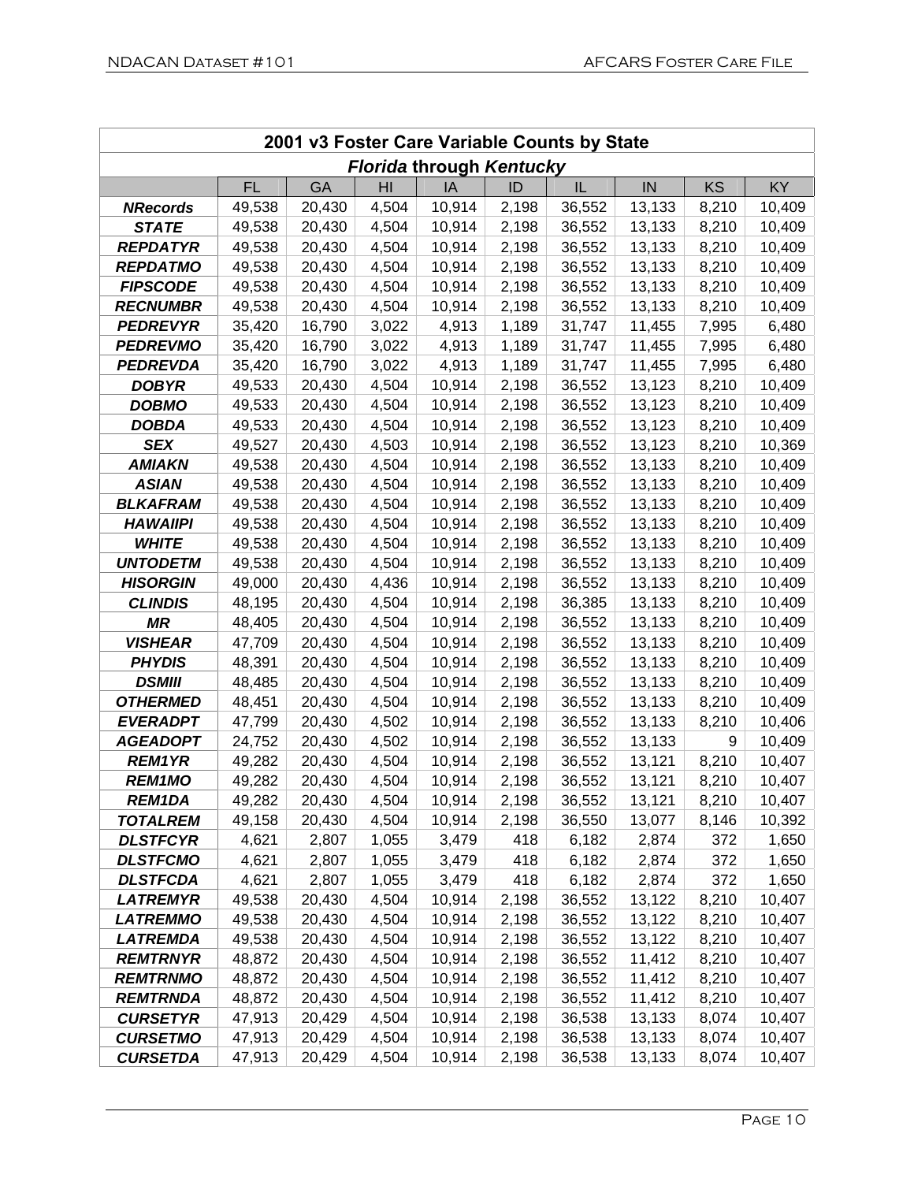| 2001 v3 Foster Care Variable Counts by State | | | | | | | | | |
|---|---|---|---|---|---|---|---|---|---|
| *Florida* **through** *Kentucky* | | | | | | | | | |
| | FL | GA | HI | IA | ID | IL | IN | KS | KY |
| ***NRecords*** | 49,538 | 20,430 | 4,504 | 10,914 | 2,198 | 36,552 | 13,133 | 8,210 | 10,409 |
| ***STATE*** | 49,538 | 20,430 | 4,504 | 10,914 | 2,198 | 36,552 | 13,133 | 8,210 | 10,409 |
| ***REPDATYR*** | 49,538 | 20,430 | 4,504 | 10,914 | 2,198 | 36,552 | 13,133 | 8,210 | 10,409 |
| ***REPDATMO*** | 49,538 | 20,430 | 4,504 | 10,914 | 2,198 | 36,552 | 13,133 | 8,210 | 10,409 |
| ***FIPSCODE*** | 49,538 | 20,430 | 4,504 | 10,914 | 2,198 | 36,552 | 13,133 | 8,210 | 10,409 |
| ***RECNUMBR*** | 49,538 | 20,430 | 4,504 | 10,914 | 2,198 | 36,552 | 13,133 | 8,210 | 10,409 |
| ***PEDREVYR*** | 35,420 | 16,790 | 3,022 | 4,913 | 1,189 | 31,747 | 11,455 | 7,995 | 6,480 |
| ***PEDREVMO*** | 35,420 | 16,790 | 3,022 | 4,913 | 1,189 | 31,747 | 11,455 | 7,995 | 6,480 |
| ***PEDREVDA*** | 35,420 | 16,790 | 3,022 | 4,913 | 1,189 | 31,747 | 11,455 | 7,995 | 6,480 |
| ***DOBYR*** | 49,533 | 20,430 | 4,504 | 10,914 | 2,198 | 36,552 | 13,123 | 8,210 | 10,409 |
| ***DOBMO*** | 49,533 | 20,430 | 4,504 | 10,914 | 2,198 | 36,552 | 13,123 | 8,210 | 10,409 |
| ***DOBDA*** | 49,533 | 20,430 | 4,504 | 10,914 | 2,198 | 36,552 | 13,123 | 8,210 | 10,409 |
| ***SEX*** | 49,527 | 20,430 | 4,503 | 10,914 | 2,198 | 36,552 | 13,123 | 8,210 | 10,369 |
| ***AMIAKN*** | 49,538 | 20,430 | 4,504 | 10,914 | 2,198 | 36,552 | 13,133 | 8,210 | 10,409 |
| ***ASIAN*** | 49,538 | 20,430 | 4,504 | 10,914 | 2,198 | 36,552 | 13,133 | 8,210 | 10,409 |
| ***BLKAFRAM*** | 49,538 | 20,430 | 4,504 | 10,914 | 2,198 | 36,552 | 13,133 | 8,210 | 10,409 |
| ***HAWAIIPI*** | 49,538 | 20,430 | 4,504 | 10,914 | 2,198 | 36,552 | 13,133 | 8,210 | 10,409 |
| ***WHITE*** | 49,538 | 20,430 | 4,504 | 10,914 | 2,198 | 36,552 | 13,133 | 8,210 | 10,409 |
| ***UNTODETM*** | 49,538 | 20,430 | 4,504 | 10,914 | 2,198 | 36,552 | 13,133 | 8,210 | 10,409 |
| ***HISORGIN*** | 49,000 | 20,430 | 4,436 | 10,914 | 2,198 | 36,552 | 13,133 | 8,210 | 10,409 |
| ***CLINDIS*** | 48,195 | 20,430 | 4,504 | 10,914 | 2,198 | 36,385 | 13,133 | 8,210 | 10,409 |
| ***MR*** | 48,405 | 20,430 | 4,504 | 10,914 | 2,198 | 36,552 | 13,133 | 8,210 | 10,409 |
| ***VISHEAR*** | 47,709 | 20,430 | 4,504 | 10,914 | 2,198 | 36,552 | 13,133 | 8,210 | 10,409 |
| ***PHYDIS*** | 48,391 | 20,430 | 4,504 | 10,914 | 2,198 | 36,552 | 13,133 | 8,210 | 10,409 |
| ***DSMIII*** | 48,485 | 20,430 | 4,504 | 10,914 | 2,198 | 36,552 | 13,133 | 8,210 | 10,409 |
| ***OTHERMED*** | 48,451 | 20,430 | 4,504 | 10,914 | 2,198 | 36,552 | 13,133 | 8,210 | 10,409 |
| ***EVERADPT*** | 47,799 | 20,430 | 4,502 | 10,914 | 2,198 | 36,552 | 13,133 | 8,210 | 10,406 |
| ***AGEADOPT*** | 24,752 | 20,430 | 4,502 | 10,914 | 2,198 | 36,552 | 13,133 | 9 | 10,409 |
| ***REM1YR*** | 49,282 | 20,430 | 4,504 | 10,914 | 2,198 | 36,552 | 13,121 | 8,210 | 10,407 |
| ***REM1MO*** | 49,282 | 20,430 | 4,504 | 10,914 | 2,198 | 36,552 | 13,121 | 8,210 | 10,407 |
| ***REM1DA*** | 49,282 | 20,430 | 4,504 | 10,914 | 2,198 | 36,552 | 13,121 | 8,210 | 10,407 |
| ***TOTALREM*** | 49,158 | 20,430 | 4,504 | 10,914 | 2,198 | 36,550 | 13,077 | 8,146 | 10,392 |
| ***DLSTFCYR*** | 4,621 | 2,807 | 1,055 | 3,479 | 418 | 6,182 | 2,874 | 372 | 1,650 |
| ***DLSTFCMO*** | 4,621 | 2,807 | 1,055 | 3,479 | 418 | 6,182 | 2,874 | 372 | 1,650 |
| ***DLSTFCDA*** | 4,621 | 2,807 | 1,055 | 3,479 | 418 | 6,182 | 2,874 | 372 | 1,650 |
| ***LATREMYR*** | 49,538 | 20,430 | 4,504 | 10,914 | 2,198 | 36,552 | 13,122 | 8,210 | 10,407 |
| ***LATREMMO*** | 49,538 | 20,430 | 4,504 | 10,914 | 2,198 | 36,552 | 13,122 | 8,210 | 10,407 |
| ***LATREMDA*** | 49,538 | 20,430 | 4,504 | 10,914 | 2,198 | 36,552 | 13,122 | 8,210 | 10,407 |
| ***REMTRNYR*** | 48,872 | 20,430 | 4,504 | 10,914 | 2,198 | 36,552 | 11,412 | 8,210 | 10,407 |
| ***REMTRNMO*** | 48,872 | 20,430 | 4,504 | 10,914 | 2,198 | 36,552 | 11,412 | 8,210 | 10,407 |
| ***REMTRNDA*** | 48,872 | 20,430 | 4,504 | 10,914 | 2,198 | 36,552 | 11,412 | 8,210 | 10,407 |
| ***CURSETYR*** | 47,913 | 20,429 | 4,504 | 10,914 | 2,198 | 36,538 | 13,133 | 8,074 | 10,407 |
| ***CURSETMO*** | 47,913 | 20,429 | 4,504 | 10,914 | 2,198 | 36,538 | 13,133 | 8,074 | 10,407 |
| ***CURSETDA*** | 47,913 | 20,429 | 4,504 | 10,914 | 2,198 | 36,538 | 13,133 | 8,074 | 10,407 |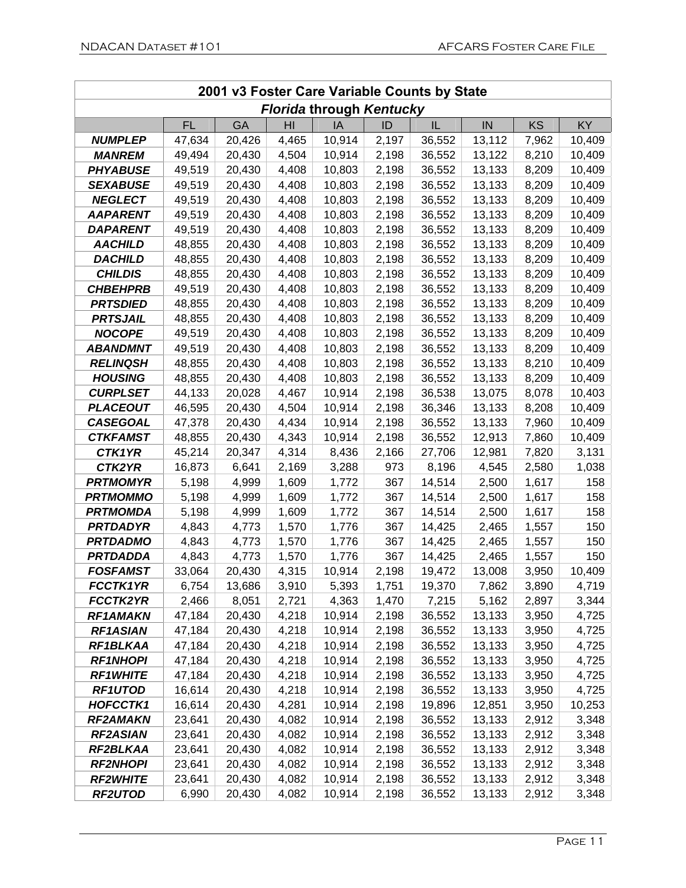| 2001 v3 Foster Care Variable Counts by State | | | | | | | | | |
|---|---|---|---|---|---|---|---|---|---|
| *Florida* through *Kentucky* | | | | | | | | | |
| | FL | GA | HI | IA | ID | IL | IN | KS | KY |
| ***NUMPLEP*** | 47,634 | 20,426 | 4,465 | 10,914 | 2,197 | 36,552 | 13,112 | 7,962 | 10,409 |
| ***MANREM*** | 49,494 | 20,430 | 4,504 | 10,914 | 2,198 | 36,552 | 13,122 | 8,210 | 10,409 |
| ***PHYABUSE*** | 49,519 | 20,430 | 4,408 | 10,803 | 2,198 | 36,552 | 13,133 | 8,209 | 10,409 |
| ***SEXABUSE*** | 49,519 | 20,430 | 4,408 | 10,803 | 2,198 | 36,552 | 13,133 | 8,209 | 10,409 |
| ***NEGLECT*** | 49,519 | 20,430 | 4,408 | 10,803 | 2,198 | 36,552 | 13,133 | 8,209 | 10,409 |
| ***AAPARENT*** | 49,519 | 20,430 | 4,408 | 10,803 | 2,198 | 36,552 | 13,133 | 8,209 | 10,409 |
| ***DAPARENT*** | 49,519 | 20,430 | 4,408 | 10,803 | 2,198 | 36,552 | 13,133 | 8,209 | 10,409 |
| ***AACHILD*** | 48,855 | 20,430 | 4,408 | 10,803 | 2,198 | 36,552 | 13,133 | 8,209 | 10,409 |
| ***DACHILD*** | 48,855 | 20,430 | 4,408 | 10,803 | 2,198 | 36,552 | 13,133 | 8,209 | 10,409 |
| ***CHILDIS*** | 48,855 | 20,430 | 4,408 | 10,803 | 2,198 | 36,552 | 13,133 | 8,209 | 10,409 |
| ***CHBEHPRB*** | 49,519 | 20,430 | 4,408 | 10,803 | 2,198 | 36,552 | 13,133 | 8,209 | 10,409 |
| ***PRTSDIED*** | 48,855 | 20,430 | 4,408 | 10,803 | 2,198 | 36,552 | 13,133 | 8,209 | 10,409 |
| ***PRTSJAIL*** | 48,855 | 20,430 | 4,408 | 10,803 | 2,198 | 36,552 | 13,133 | 8,209 | 10,409 |
| ***NOCOPE*** | 49,519 | 20,430 | 4,408 | 10,803 | 2,198 | 36,552 | 13,133 | 8,209 | 10,409 |
| ***ABANDMNT*** | 49,519 | 20,430 | 4,408 | 10,803 | 2,198 | 36,552 | 13,133 | 8,209 | 10,409 |
| ***RELINQSH*** | 48,855 | 20,430 | 4,408 | 10,803 | 2,198 | 36,552 | 13,133 | 8,210 | 10,409 |
| ***HOUSING*** | 48,855 | 20,430 | 4,408 | 10,803 | 2,198 | 36,552 | 13,133 | 8,209 | 10,409 |
| ***CURPLSET*** | 44,133 | 20,028 | 4,467 | 10,914 | 2,198 | 36,538 | 13,075 | 8,078 | 10,403 |
| ***PLACEOUT*** | 46,595 | 20,430 | 4,504 | 10,914 | 2,198 | 36,346 | 13,133 | 8,208 | 10,409 |
| ***CASEGOAL*** | 47,378 | 20,430 | 4,434 | 10,914 | 2,198 | 36,552 | 13,133 | 7,960 | 10,409 |
| ***CTKFAMST*** | 48,855 | 20,430 | 4,343 | 10,914 | 2,198 | 36,552 | 12,913 | 7,860 | 10,409 |
| ***CTK1YR*** | 45,214 | 20,347 | 4,314 | 8,436 | 2,166 | 27,706 | 12,981 | 7,820 | 3,131 |
| ***CTK2YR*** | 16,873 | 6,641 | 2,169 | 3,288 | 973 | 8,196 | 4,545 | 2,580 | 1,038 |
| ***PRTMOMYR*** | 5,198 | 4,999 | 1,609 | 1,772 | 367 | 14,514 | 2,500 | 1,617 | 158 |
| ***PRTMOMMO*** | 5,198 | 4,999 | 1,609 | 1,772 | 367 | 14,514 | 2,500 | 1,617 | 158 |
| ***PRTMOMDA*** | 5,198 | 4,999 | 1,609 | 1,772 | 367 | 14,514 | 2,500 | 1,617 | 158 |
| ***PRTDADYR*** | 4,843 | 4,773 | 1,570 | 1,776 | 367 | 14,425 | 2,465 | 1,557 | 150 |
| ***PRTDADMO*** | 4,843 | 4,773 | 1,570 | 1,776 | 367 | 14,425 | 2,465 | 1,557 | 150 |
| ***PRTDADDA*** | 4,843 | 4,773 | 1,570 | 1,776 | 367 | 14,425 | 2,465 | 1,557 | 150 |
| ***FOSFAMST*** | 33,064 | 20,430 | 4,315 | 10,914 | 2,198 | 19,472 | 13,008 | 3,950 | 10,409 |
| ***FCCTK1YR*** | 6,754 | 13,686 | 3,910 | 5,393 | 1,751 | 19,370 | 7,862 | 3,890 | 4,719 |
| ***FCCTK2YR*** | 2,466 | 8,051 | 2,721 | 4,363 | 1,470 | 7,215 | 5,162 | 2,897 | 3,344 |
| ***RF1AMAKN*** | 47,184 | 20,430 | 4,218 | 10,914 | 2,198 | 36,552 | 13,133 | 3,950 | 4,725 |
| ***RF1ASIAN*** | 47,184 | 20,430 | 4,218 | 10,914 | 2,198 | 36,552 | 13,133 | 3,950 | 4,725 |
| ***RF1BLKAA*** | 47,184 | 20,430 | 4,218 | 10,914 | 2,198 | 36,552 | 13,133 | 3,950 | 4,725 |
| ***RF1NHOPI*** | 47,184 | 20,430 | 4,218 | 10,914 | 2,198 | 36,552 | 13,133 | 3,950 | 4,725 |
| ***RF1WHITE*** | 47,184 | 20,430 | 4,218 | 10,914 | 2,198 | 36,552 | 13,133 | 3,950 | 4,725 |
| ***RF1UTOD*** | 16,614 | 20,430 | 4,218 | 10,914 | 2,198 | 36,552 | 13,133 | 3,950 | 4,725 |
| ***HOFCCTK1*** | 16,614 | 20,430 | 4,281 | 10,914 | 2,198 | 19,896 | 12,851 | 3,950 | 10,253 |
| ***RF2AMAKN*** | 23,641 | 20,430 | 4,082 | 10,914 | 2,198 | 36,552 | 13,133 | 2,912 | 3,348 |
| ***RF2ASIAN*** | 23,641 | 20,430 | 4,082 | 10,914 | 2,198 | 36,552 | 13,133 | 2,912 | 3,348 |
| ***RF2BLKAA*** | 23,641 | 20,430 | 4,082 | 10,914 | 2,198 | 36,552 | 13,133 | 2,912 | 3,348 |
| ***RF2NHOPI*** | 23,641 | 20,430 | 4,082 | 10,914 | 2,198 | 36,552 | 13,133 | 2,912 | 3,348 |
| ***RF2WHITE*** | 23,641 | 20,430 | 4,082 | 10,914 | 2,198 | 36,552 | 13,133 | 2,912 | 3,348 |
| ***RF2UTOD*** | 6,990 | 20,430 | 4,082 | 10,914 | 2,198 | 36,552 | 13,133 | 2,912 | 3,348 |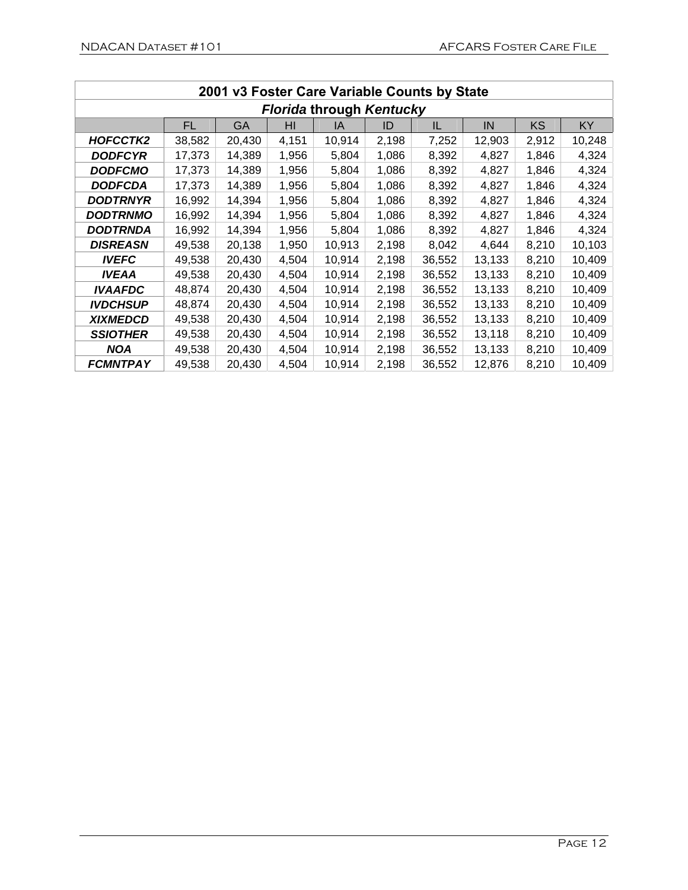| 2001 v3 Foster Care Variable Counts by State | | | | | | | | | |
|---|---|---|---|---|---|---|---|---|---|
| *Florida* **through** *Kentucky* | | | | | | | | | |
| | FL | GA | HI | IA | ID | IL | IN | KS | KY |
| ***HOFCCTK2*** | 38,582 | 20,430 | 4,151 | 10,914 | 2,198 | 7,252 | 12,903 | 2,912 | 10,248 |
| ***DODFCYR*** | 17,373 | 14,389 | 1,956 | 5,804 | 1,086 | 8,392 | 4,827 | 1,846 | 4,324 |
| ***DODFCMO*** | 17,373 | 14,389 | 1,956 | 5,804 | 1,086 | 8,392 | 4,827 | 1,846 | 4,324 |
| ***DODFCDA*** | 17,373 | 14,389 | 1,956 | 5,804 | 1,086 | 8,392 | 4,827 | 1,846 | 4,324 |
| ***DODTRNYR*** | 16,992 | 14,394 | 1,956 | 5,804 | 1,086 | 8,392 | 4,827 | 1,846 | 4,324 |
| ***DODTRNMO*** | 16,992 | 14,394 | 1,956 | 5,804 | 1,086 | 8,392 | 4,827 | 1,846 | 4,324 |
| ***DODTRNDA*** | 16,992 | 14,394 | 1,956 | 5,804 | 1,086 | 8,392 | 4,827 | 1,846 | 4,324 |
| ***DISREASN*** | 49,538 | 20,138 | 1,950 | 10,913 | 2,198 | 8,042 | 4,644 | 8,210 | 10,103 |
| ***IVEFC*** | 49,538 | 20,430 | 4,504 | 10,914 | 2,198 | 36,552 | 13,133 | 8,210 | 10,409 |
| ***IVEAA*** | 49,538 | 20,430 | 4,504 | 10,914 | 2,198 | 36,552 | 13,133 | 8,210 | 10,409 |
| ***IVAAFDC*** | 48,874 | 20,430 | 4,504 | 10,914 | 2,198 | 36,552 | 13,133 | 8,210 | 10,409 |
| ***IVDCHSUP*** | 48,874 | 20,430 | 4,504 | 10,914 | 2,198 | 36,552 | 13,133 | 8,210 | 10,409 |
| ***XIXMEDCD*** | 49,538 | 20,430 | 4,504 | 10,914 | 2,198 | 36,552 | 13,133 | 8,210 | 10,409 |
| ***SSIOTHER*** | 49,538 | 20,430 | 4,504 | 10,914 | 2,198 | 36,552 | 13,118 | 8,210 | 10,409 |
| ***NOA*** | 49,538 | 20,430 | 4,504 | 10,914 | 2,198 | 36,552 | 13,133 | 8,210 | 10,409 |
| ***FCMNTPAY*** | 49,538 | 20,430 | 4,504 | 10,914 | 2,198 | 36,552 | 12,876 | 8,210 | 10,409 |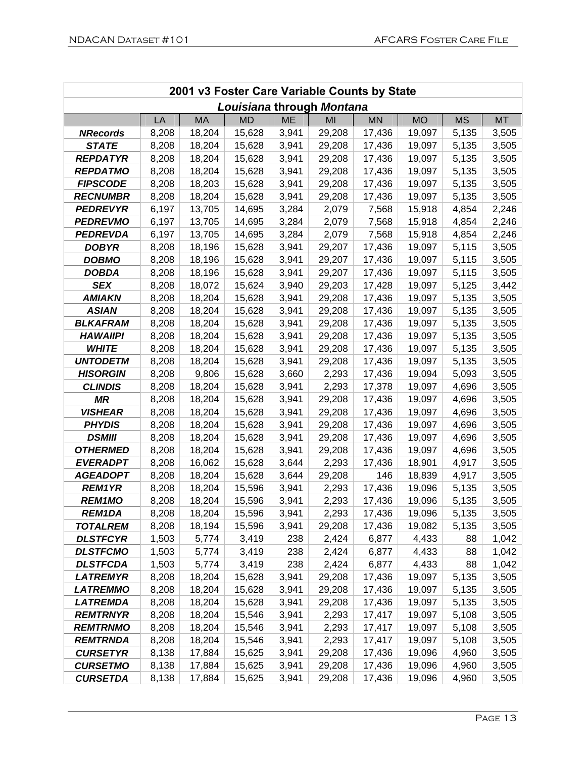| 2001 v3 Foster Care Variable Counts by State | | | | | | | | | |
|---|---|---|---|---|---|---|---|---|---|
| *Louisiana* through *Montana* | | | | | | | | | |
| | LA | MA | MD | ME | MI | MN | MO | MS | MT |
| ***NRecords*** | 8,208 | 18,204 | 15,628 | 3,941 | 29,208 | 17,436 | 19,097 | 5,135 | 3,505 |
| ***STATE*** | 8,208 | 18,204 | 15,628 | 3,941 | 29,208 | 17,436 | 19,097 | 5,135 | 3,505 |
| ***REPDATYR*** | 8,208 | 18,204 | 15,628 | 3,941 | 29,208 | 17,436 | 19,097 | 5,135 | 3,505 |
| ***REPDATMO*** | 8,208 | 18,204 | 15,628 | 3,941 | 29,208 | 17,436 | 19,097 | 5,135 | 3,505 |
| ***FIPSCODE*** | 8,208 | 18,203 | 15,628 | 3,941 | 29,208 | 17,436 | 19,097 | 5,135 | 3,505 |
| ***RECNUMBR*** | 8,208 | 18,204 | 15,628 | 3,941 | 29,208 | 17,436 | 19,097 | 5,135 | 3,505 |
| ***PEDREVYR*** | 6,197 | 13,705 | 14,695 | 3,284 | 2,079 | 7,568 | 15,918 | 4,854 | 2,246 |
| ***PEDREVMO*** | 6,197 | 13,705 | 14,695 | 3,284 | 2,079 | 7,568 | 15,918 | 4,854 | 2,246 |
| ***PEDREVDA*** | 6,197 | 13,705 | 14,695 | 3,284 | 2,079 | 7,568 | 15,918 | 4,854 | 2,246 |
| ***DOBYR*** | 8,208 | 18,196 | 15,628 | 3,941 | 29,207 | 17,436 | 19,097 | 5,115 | 3,505 |
| ***DOBMO*** | 8,208 | 18,196 | 15,628 | 3,941 | 29,207 | 17,436 | 19,097 | 5,115 | 3,505 |
| ***DOBDA*** | 8,208 | 18,196 | 15,628 | 3,941 | 29,207 | 17,436 | 19,097 | 5,115 | 3,505 |
| ***SEX*** | 8,208 | 18,072 | 15,624 | 3,940 | 29,203 | 17,428 | 19,097 | 5,125 | 3,442 |
| ***AMIAKN*** | 8,208 | 18,204 | 15,628 | 3,941 | 29,208 | 17,436 | 19,097 | 5,135 | 3,505 |
| ***ASIAN*** | 8,208 | 18,204 | 15,628 | 3,941 | 29,208 | 17,436 | 19,097 | 5,135 | 3,505 |
| ***BLKAFRAM*** | 8,208 | 18,204 | 15,628 | 3,941 | 29,208 | 17,436 | 19,097 | 5,135 | 3,505 |
| ***HAWAIIPI*** | 8,208 | 18,204 | 15,628 | 3,941 | 29,208 | 17,436 | 19,097 | 5,135 | 3,505 |
| ***WHITE*** | 8,208 | 18,204 | 15,628 | 3,941 | 29,208 | 17,436 | 19,097 | 5,135 | 3,505 |
| ***UNTODETM*** | 8,208 | 18,204 | 15,628 | 3,941 | 29,208 | 17,436 | 19,097 | 5,135 | 3,505 |
| ***HISORGIN*** | 8,208 | 9,806 | 15,628 | 3,660 | 2,293 | 17,436 | 19,094 | 5,093 | 3,505 |
| ***CLINDIS*** | 8,208 | 18,204 | 15,628 | 3,941 | 2,293 | 17,378 | 19,097 | 4,696 | 3,505 |
| ***MR*** | 8,208 | 18,204 | 15,628 | 3,941 | 29,208 | 17,436 | 19,097 | 4,696 | 3,505 |
| ***VISHEAR*** | 8,208 | 18,204 | 15,628 | 3,941 | 29,208 | 17,436 | 19,097 | 4,696 | 3,505 |
| ***PHYDIS*** | 8,208 | 18,204 | 15,628 | 3,941 | 29,208 | 17,436 | 19,097 | 4,696 | 3,505 |
| ***DSMIII*** | 8,208 | 18,204 | 15,628 | 3,941 | 29,208 | 17,436 | 19,097 | 4,696 | 3,505 |
| ***OTHERMED*** | 8,208 | 18,204 | 15,628 | 3,941 | 29,208 | 17,436 | 19,097 | 4,696 | 3,505 |
| ***EVERADPT*** | 8,208 | 16,062 | 15,628 | 3,644 | 2,293 | 17,436 | 18,901 | 4,917 | 3,505 |
| ***AGEADOPT*** | 8,208 | 18,204 | 15,628 | 3,644 | 29,208 | 146 | 18,839 | 4,917 | 3,505 |
| ***REM1YR*** | 8,208 | 18,204 | 15,596 | 3,941 | 2,293 | 17,436 | 19,096 | 5,135 | 3,505 |
| ***REM1MO*** | 8,208 | 18,204 | 15,596 | 3,941 | 2,293 | 17,436 | 19,096 | 5,135 | 3,505 |
| ***REM1DA*** | 8,208 | 18,204 | 15,596 | 3,941 | 2,293 | 17,436 | 19,096 | 5,135 | 3,505 |
| ***TOTALREM*** | 8,208 | 18,194 | 15,596 | 3,941 | 29,208 | 17,436 | 19,082 | 5,135 | 3,505 |
| ***DLSTFCYR*** | 1,503 | 5,774 | 3,419 | 238 | 2,424 | 6,877 | 4,433 | 88 | 1,042 |
| ***DLSTFCMO*** | 1,503 | 5,774 | 3,419 | 238 | 2,424 | 6,877 | 4,433 | 88 | 1,042 |
| ***DLSTFCDA*** | 1,503 | 5,774 | 3,419 | 238 | 2,424 | 6,877 | 4,433 | 88 | 1,042 |
| ***LATREMYR*** | 8,208 | 18,204 | 15,628 | 3,941 | 29,208 | 17,436 | 19,097 | 5,135 | 3,505 |
| ***LATREMMO*** | 8,208 | 18,204 | 15,628 | 3,941 | 29,208 | 17,436 | 19,097 | 5,135 | 3,505 |
| ***LATREMDA*** | 8,208 | 18,204 | 15,628 | 3,941 | 29,208 | 17,436 | 19,097 | 5,135 | 3,505 |
| ***REMTRNYR*** | 8,208 | 18,204 | 15,546 | 3,941 | 2,293 | 17,417 | 19,097 | 5,108 | 3,505 |
| ***REMTRNMO*** | 8,208 | 18,204 | 15,546 | 3,941 | 2,293 | 17,417 | 19,097 | 5,108 | 3,505 |
| ***REMTRNDA*** | 8,208 | 18,204 | 15,546 | 3,941 | 2,293 | 17,417 | 19,097 | 5,108 | 3,505 |
| ***CURSETYR*** | 8,138 | 17,884 | 15,625 | 3,941 | 29,208 | 17,436 | 19,096 | 4,960 | 3,505 |
| ***CURSETMO*** | 8,138 | 17,884 | 15,625 | 3,941 | 29,208 | 17,436 | 19,096 | 4,960 | 3,505 |
| ***CURSETDA*** | 8,138 | 17,884 | 15,625 | 3,941 | 29,208 | 17,436 | 19,096 | 4,960 | 3,505 |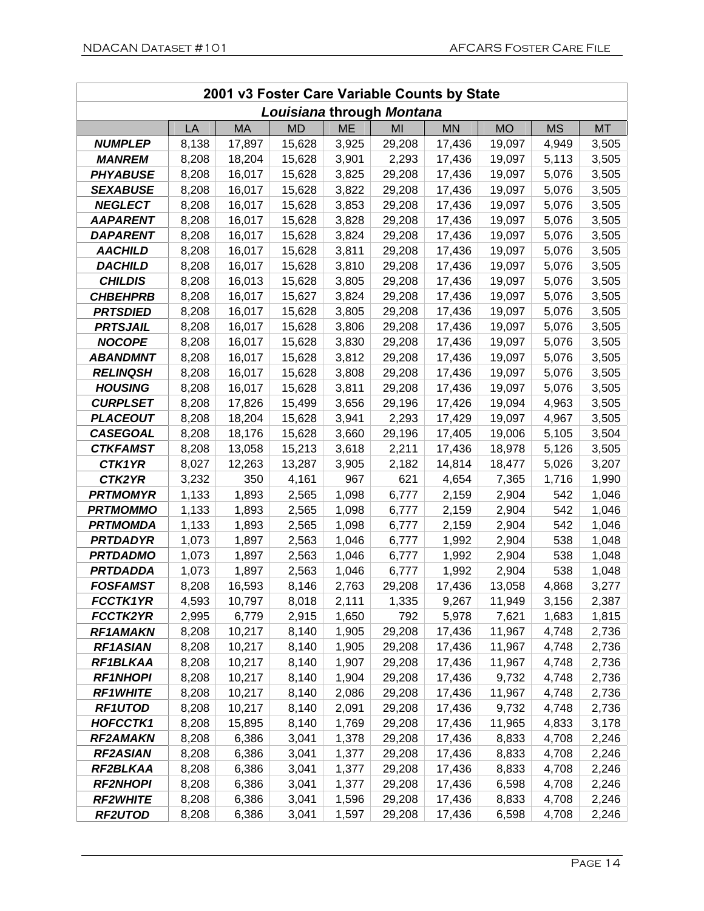| 2001 v3 Foster Care Variable Counts by State | | | | | | | | | |
|---|---|---|---|---|---|---|---|---|---|
| *Louisiana* through *Montana* | | | | | | | | | |
| | LA | MA | MD | ME | MI | MN | MO | MS | MT |
| ***NUMPLEP*** | 8,138 | 17,897 | 15,628 | 3,925 | 29,208 | 17,436 | 19,097 | 4,949 | 3,505 |
| ***MANREM*** | 8,208 | 18,204 | 15,628 | 3,901 | 2,293 | 17,436 | 19,097 | 5,113 | 3,505 |
| ***PHYABUSE*** | 8,208 | 16,017 | 15,628 | 3,825 | 29,208 | 17,436 | 19,097 | 5,076 | 3,505 |
| ***SEXABUSE*** | 8,208 | 16,017 | 15,628 | 3,822 | 29,208 | 17,436 | 19,097 | 5,076 | 3,505 |
| ***NEGLECT*** | 8,208 | 16,017 | 15,628 | 3,853 | 29,208 | 17,436 | 19,097 | 5,076 | 3,505 |
| ***AAPARENT*** | 8,208 | 16,017 | 15,628 | 3,828 | 29,208 | 17,436 | 19,097 | 5,076 | 3,505 |
| ***DAPARENT*** | 8,208 | 16,017 | 15,628 | 3,824 | 29,208 | 17,436 | 19,097 | 5,076 | 3,505 |
| ***AACHILD*** | 8,208 | 16,017 | 15,628 | 3,811 | 29,208 | 17,436 | 19,097 | 5,076 | 3,505 |
| ***DACHILD*** | 8,208 | 16,017 | 15,628 | 3,810 | 29,208 | 17,436 | 19,097 | 5,076 | 3,505 |
| ***CHILDIS*** | 8,208 | 16,013 | 15,628 | 3,805 | 29,208 | 17,436 | 19,097 | 5,076 | 3,505 |
| ***CHBEHPRB*** | 8,208 | 16,017 | 15,627 | 3,824 | 29,208 | 17,436 | 19,097 | 5,076 | 3,505 |
| ***PRTSDIED*** | 8,208 | 16,017 | 15,628 | 3,805 | 29,208 | 17,436 | 19,097 | 5,076 | 3,505 |
| ***PRTSJAIL*** | 8,208 | 16,017 | 15,628 | 3,806 | 29,208 | 17,436 | 19,097 | 5,076 | 3,505 |
| ***NOCOPE*** | 8,208 | 16,017 | 15,628 | 3,830 | 29,208 | 17,436 | 19,097 | 5,076 | 3,505 |
| ***ABANDMNT*** | 8,208 | 16,017 | 15,628 | 3,812 | 29,208 | 17,436 | 19,097 | 5,076 | 3,505 |
| ***RELINQSH*** | 8,208 | 16,017 | 15,628 | 3,808 | 29,208 | 17,436 | 19,097 | 5,076 | 3,505 |
| ***HOUSING*** | 8,208 | 16,017 | 15,628 | 3,811 | 29,208 | 17,436 | 19,097 | 5,076 | 3,505 |
| ***CURPLSET*** | 8,208 | 17,826 | 15,499 | 3,656 | 29,196 | 17,426 | 19,094 | 4,963 | 3,505 |
| ***PLACEOUT*** | 8,208 | 18,204 | 15,628 | 3,941 | 2,293 | 17,429 | 19,097 | 4,967 | 3,505 |
| ***CASEGOAL*** | 8,208 | 18,176 | 15,628 | 3,660 | 29,196 | 17,405 | 19,006 | 5,105 | 3,504 |
| ***CTKFAMST*** | 8,208 | 13,058 | 15,213 | 3,618 | 2,211 | 17,436 | 18,978 | 5,126 | 3,505 |
| ***CTK1YR*** | 8,027 | 12,263 | 13,287 | 3,905 | 2,182 | 14,814 | 18,477 | 5,026 | 3,207 |
| ***CTK2YR*** | 3,232 | 350 | 4,161 | 967 | 621 | 4,654 | 7,365 | 1,716 | 1,990 |
| ***PRTMOMYR*** | 1,133 | 1,893 | 2,565 | 1,098 | 6,777 | 2,159 | 2,904 | 542 | 1,046 |
| ***PRTMOMMO*** | 1,133 | 1,893 | 2,565 | 1,098 | 6,777 | 2,159 | 2,904 | 542 | 1,046 |
| ***PRTMOMDA*** | 1,133 | 1,893 | 2,565 | 1,098 | 6,777 | 2,159 | 2,904 | 542 | 1,046 |
| ***PRTDADYR*** | 1,073 | 1,897 | 2,563 | 1,046 | 6,777 | 1,992 | 2,904 | 538 | 1,048 |
| ***PRTDADMO*** | 1,073 | 1,897 | 2,563 | 1,046 | 6,777 | 1,992 | 2,904 | 538 | 1,048 |
| ***PRTDADDA*** | 1,073 | 1,897 | 2,563 | 1,046 | 6,777 | 1,992 | 2,904 | 538 | 1,048 |
| ***FOSFAMST*** | 8,208 | 16,593 | 8,146 | 2,763 | 29,208 | 17,436 | 13,058 | 4,868 | 3,277 |
| ***FCCTK1YR*** | 4,593 | 10,797 | 8,018 | 2,111 | 1,335 | 9,267 | 11,949 | 3,156 | 2,387 |
| ***FCCTK2YR*** | 2,995 | 6,779 | 2,915 | 1,650 | 792 | 5,978 | 7,621 | 1,683 | 1,815 |
| ***RF1AMAKN*** | 8,208 | 10,217 | 8,140 | 1,905 | 29,208 | 17,436 | 11,967 | 4,748 | 2,736 |
| ***RF1ASIAN*** | 8,208 | 10,217 | 8,140 | 1,905 | 29,208 | 17,436 | 11,967 | 4,748 | 2,736 |
| ***RF1BLKAA*** | 8,208 | 10,217 | 8,140 | 1,907 | 29,208 | 17,436 | 11,967 | 4,748 | 2,736 |
| ***RF1NHOPI*** | 8,208 | 10,217 | 8,140 | 1,904 | 29,208 | 17,436 | 9,732 | 4,748 | 2,736 |
| ***RF1WHITE*** | 8,208 | 10,217 | 8,140 | 2,086 | 29,208 | 17,436 | 11,967 | 4,748 | 2,736 |
| ***RF1UTOD*** | 8,208 | 10,217 | 8,140 | 2,091 | 29,208 | 17,436 | 9,732 | 4,748 | 2,736 |
| ***HOFCCTK1*** | 8,208 | 15,895 | 8,140 | 1,769 | 29,208 | 17,436 | 11,965 | 4,833 | 3,178 |
| ***RF2AMAKN*** | 8,208 | 6,386 | 3,041 | 1,378 | 29,208 | 17,436 | 8,833 | 4,708 | 2,246 |
| ***RF2ASIAN*** | 8,208 | 6,386 | 3,041 | 1,377 | 29,208 | 17,436 | 8,833 | 4,708 | 2,246 |
| ***RF2BLKAA*** | 8,208 | 6,386 | 3,041 | 1,377 | 29,208 | 17,436 | 8,833 | 4,708 | 2,246 |
| ***RF2NHOPI*** | 8,208 | 6,386 | 3,041 | 1,377 | 29,208 | 17,436 | 6,598 | 4,708 | 2,246 |
| ***RF2WHITE*** | 8,208 | 6,386 | 3,041 | 1,596 | 29,208 | 17,436 | 8,833 | 4,708 | 2,246 |
| ***RF2UTOD*** | 8,208 | 6,386 | 3,041 | 1,597 | 29,208 | 17,436 | 6,598 | 4,708 | 2,246 |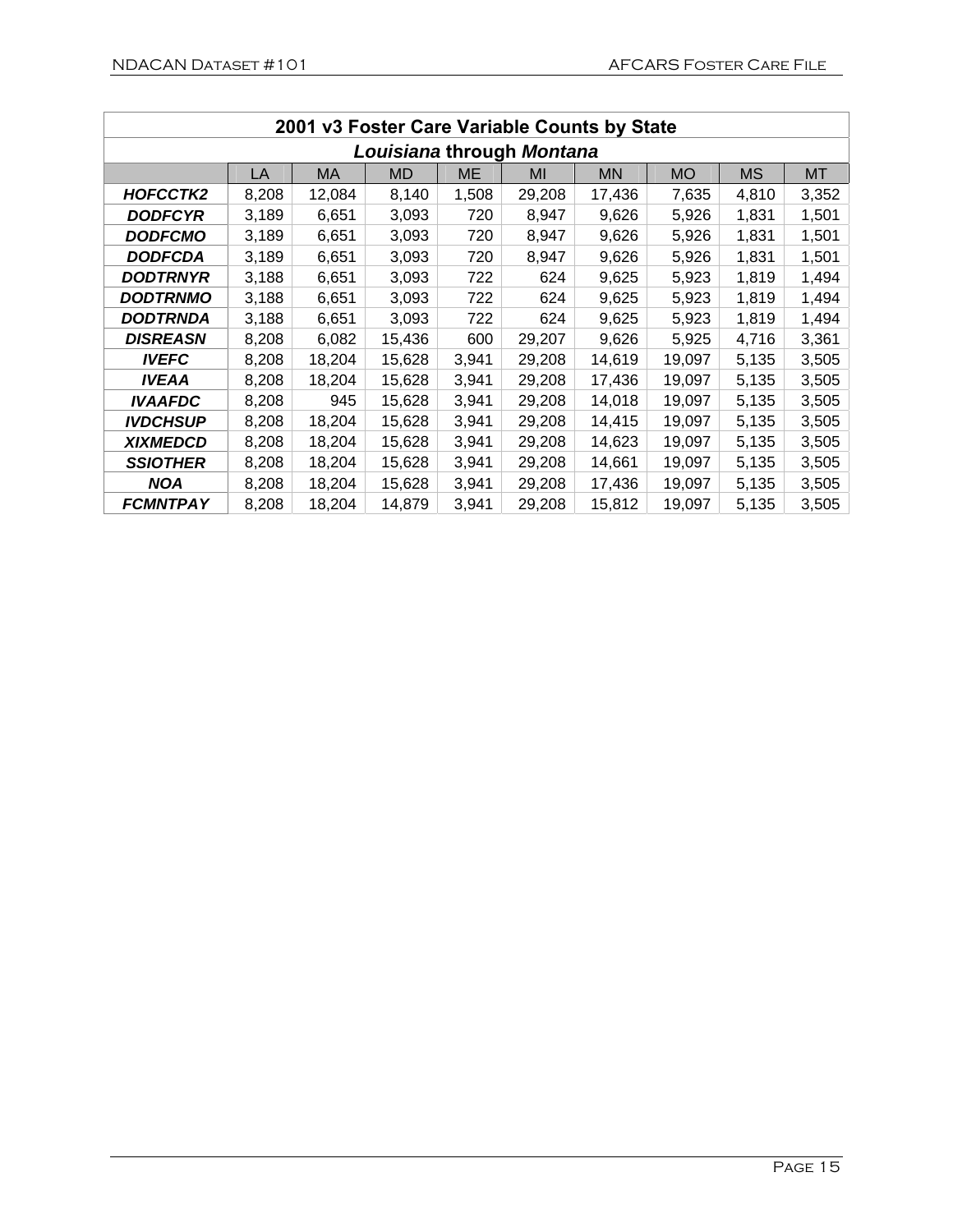| 2001 v3 Foster Care Variable Counts by State | | | | | | | | | |
|---|---|---|---|---|---|---|---|---|---|
| *Louisiana* **through** *Montana* | | | | | | | | | |
| | LA | MA | MD | ME | MI | MN | MO | MS | MT |
| ***HOFCCTK2*** | 8,208 | 12,084 | 8,140 | 1,508 | 29,208 | 17,436 | 7,635 | 4,810 | 3,352 |
| ***DODFCYR*** | 3,189 | 6,651 | 3,093 | 720 | 8,947 | 9,626 | 5,926 | 1,831 | 1,501 |
| ***DODFCMO*** | 3,189 | 6,651 | 3,093 | 720 | 8,947 | 9,626 | 5,926 | 1,831 | 1,501 |
| ***DODFCDA*** | 3,189 | 6,651 | 3,093 | 720 | 8,947 | 9,626 | 5,926 | 1,831 | 1,501 |
| ***DODTRNYR*** | 3,188 | 6,651 | 3,093 | 722 | 624 | 9,625 | 5,923 | 1,819 | 1,494 |
| ***DODTRNMO*** | 3,188 | 6,651 | 3,093 | 722 | 624 | 9,625 | 5,923 | 1,819 | 1,494 |
| ***DODTRNDA*** | 3,188 | 6,651 | 3,093 | 722 | 624 | 9,625 | 5,923 | 1,819 | 1,494 |
| ***DISREASN*** | 8,208 | 6,082 | 15,436 | 600 | 29,207 | 9,626 | 5,925 | 4,716 | 3,361 |
| ***IVEFC*** | 8,208 | 18,204 | 15,628 | 3,941 | 29,208 | 14,619 | 19,097 | 5,135 | 3,505 |
| ***IVEAA*** | 8,208 | 18,204 | 15,628 | 3,941 | 29,208 | 17,436 | 19,097 | 5,135 | 3,505 |
| ***IVAAFDC*** | 8,208 | 945 | 15,628 | 3,941 | 29,208 | 14,018 | 19,097 | 5,135 | 3,505 |
| ***IVDCHSUP*** | 8,208 | 18,204 | 15,628 | 3,941 | 29,208 | 14,415 | 19,097 | 5,135 | 3,505 |
| ***XIXMEDCD*** | 8,208 | 18,204 | 15,628 | 3,941 | 29,208 | 14,623 | 19,097 | 5,135 | 3,505 |
| ***SSIOTHER*** | 8,208 | 18,204 | 15,628 | 3,941 | 29,208 | 14,661 | 19,097 | 5,135 | 3,505 |
| ***NOA*** | 8,208 | 18,204 | 15,628 | 3,941 | 29,208 | 17,436 | 19,097 | 5,135 | 3,505 |
| ***FCMNTPAY*** | 8,208 | 18,204 | 14,879 | 3,941 | 29,208 | 15,812 | 19,097 | 5,135 | 3,505 |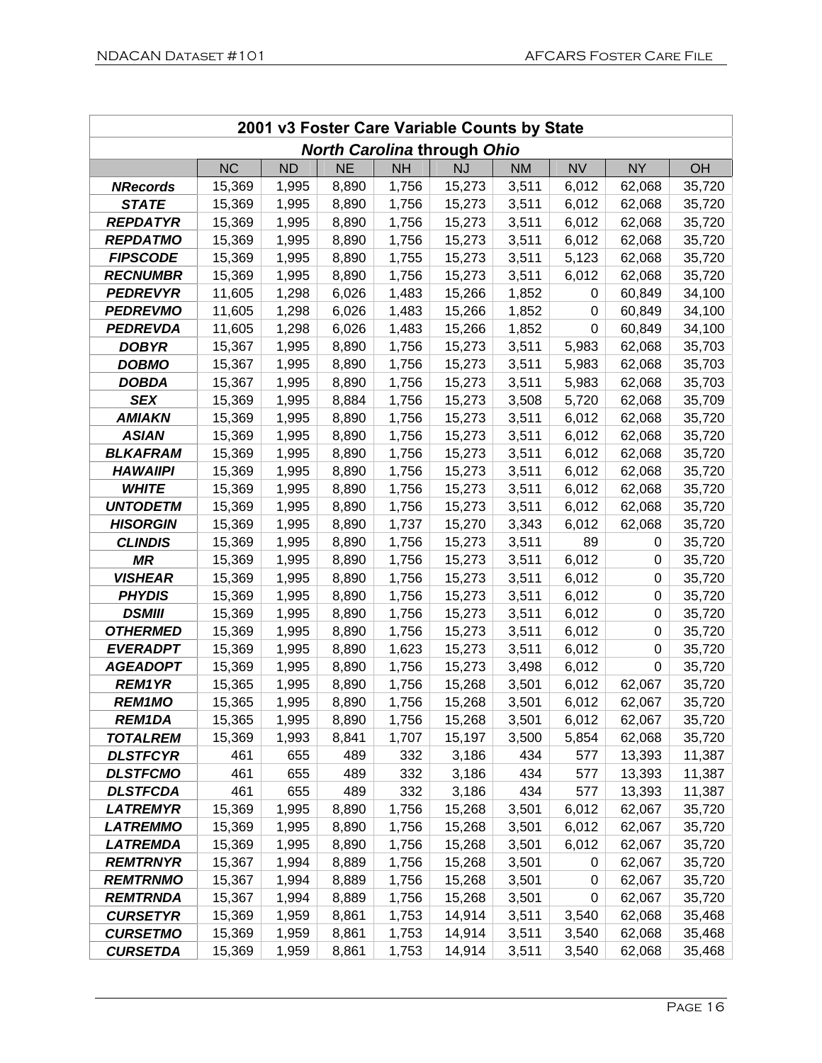| 2001 v3 Foster Care Variable Counts by State | | | | | | | | | |
|---|---|---|---|---|---|---|---|---|---|
| ***North Carolina* through *Ohio*** | | | | | | | | | |
| | NC | ND | NE | NH | NJ | NM | NV | NY | OH |
| ***NRecords*** | 15,369 | 1,995 | 8,890 | 1,756 | 15,273 | 3,511 | 6,012 | 62,068 | 35,720 |
| ***STATE*** | 15,369 | 1,995 | 8,890 | 1,756 | 15,273 | 3,511 | 6,012 | 62,068 | 35,720 |
| ***REPDATYR*** | 15,369 | 1,995 | 8,890 | 1,756 | 15,273 | 3,511 | 6,012 | 62,068 | 35,720 |
| ***REPDATMO*** | 15,369 | 1,995 | 8,890 | 1,756 | 15,273 | 3,511 | 6,012 | 62,068 | 35,720 |
| ***FIPSCODE*** | 15,369 | 1,995 | 8,890 | 1,755 | 15,273 | 3,511 | 5,123 | 62,068 | 35,720 |
| ***RECNUMBR*** | 15,369 | 1,995 | 8,890 | 1,756 | 15,273 | 3,511 | 6,012 | 62,068 | 35,720 |
| ***PEDREVYR*** | 11,605 | 1,298 | 6,026 | 1,483 | 15,266 | 1,852 | 0 | 60,849 | 34,100 |
| ***PEDREVMO*** | 11,605 | 1,298 | 6,026 | 1,483 | 15,266 | 1,852 | 0 | 60,849 | 34,100 |
| ***PEDREVDA*** | 11,605 | 1,298 | 6,026 | 1,483 | 15,266 | 1,852 | 0 | 60,849 | 34,100 |
| ***DOBYR*** | 15,367 | 1,995 | 8,890 | 1,756 | 15,273 | 3,511 | 5,983 | 62,068 | 35,703 |
| ***DOBMO*** | 15,367 | 1,995 | 8,890 | 1,756 | 15,273 | 3,511 | 5,983 | 62,068 | 35,703 |
| ***DOBDA*** | 15,367 | 1,995 | 8,890 | 1,756 | 15,273 | 3,511 | 5,983 | 62,068 | 35,703 |
| ***SEX*** | 15,369 | 1,995 | 8,884 | 1,756 | 15,273 | 3,508 | 5,720 | 62,068 | 35,709 |
| ***AMIAKN*** | 15,369 | 1,995 | 8,890 | 1,756 | 15,273 | 3,511 | 6,012 | 62,068 | 35,720 |
| ***ASIAN*** | 15,369 | 1,995 | 8,890 | 1,756 | 15,273 | 3,511 | 6,012 | 62,068 | 35,720 |
| ***BLKAFRAM*** | 15,369 | 1,995 | 8,890 | 1,756 | 15,273 | 3,511 | 6,012 | 62,068 | 35,720 |
| ***HAWAIIPI*** | 15,369 | 1,995 | 8,890 | 1,756 | 15,273 | 3,511 | 6,012 | 62,068 | 35,720 |
| ***WHITE*** | 15,369 | 1,995 | 8,890 | 1,756 | 15,273 | 3,511 | 6,012 | 62,068 | 35,720 |
| ***UNTODETM*** | 15,369 | 1,995 | 8,890 | 1,756 | 15,273 | 3,511 | 6,012 | 62,068 | 35,720 |
| ***HISORGIN*** | 15,369 | 1,995 | 8,890 | 1,737 | 15,270 | 3,343 | 6,012 | 62,068 | 35,720 |
| ***CLINDIS*** | 15,369 | 1,995 | 8,890 | 1,756 | 15,273 | 3,511 | 89 | 0 | 35,720 |
| ***MR*** | 15,369 | 1,995 | 8,890 | 1,756 | 15,273 | 3,511 | 6,012 | 0 | 35,720 |
| ***VISHEAR*** | 15,369 | 1,995 | 8,890 | 1,756 | 15,273 | 3,511 | 6,012 | 0 | 35,720 |
| ***PHYDIS*** | 15,369 | 1,995 | 8,890 | 1,756 | 15,273 | 3,511 | 6,012 | 0 | 35,720 |
| ***DSMIII*** | 15,369 | 1,995 | 8,890 | 1,756 | 15,273 | 3,511 | 6,012 | 0 | 35,720 |
| ***OTHERMED*** | 15,369 | 1,995 | 8,890 | 1,756 | 15,273 | 3,511 | 6,012 | 0 | 35,720 |
| ***EVERADPT*** | 15,369 | 1,995 | 8,890 | 1,623 | 15,273 | 3,511 | 6,012 | 0 | 35,720 |
| ***AGEADOPT*** | 15,369 | 1,995 | 8,890 | 1,756 | 15,273 | 3,498 | 6,012 | 0 | 35,720 |
| ***REM1YR*** | 15,365 | 1,995 | 8,890 | 1,756 | 15,268 | 3,501 | 6,012 | 62,067 | 35,720 |
| ***REM1MO*** | 15,365 | 1,995 | 8,890 | 1,756 | 15,268 | 3,501 | 6,012 | 62,067 | 35,720 |
| ***REM1DA*** | 15,365 | 1,995 | 8,890 | 1,756 | 15,268 | 3,501 | 6,012 | 62,067 | 35,720 |
| ***TOTALREM*** | 15,369 | 1,993 | 8,841 | 1,707 | 15,197 | 3,500 | 5,854 | 62,068 | 35,720 |
| ***DLSTFCYR*** | 461 | 655 | 489 | 332 | 3,186 | 434 | 577 | 13,393 | 11,387 |
| ***DLSTFCMO*** | 461 | 655 | 489 | 332 | 3,186 | 434 | 577 | 13,393 | 11,387 |
| ***DLSTFCDA*** | 461 | 655 | 489 | 332 | 3,186 | 434 | 577 | 13,393 | 11,387 |
| ***LATREMYR*** | 15,369 | 1,995 | 8,890 | 1,756 | 15,268 | 3,501 | 6,012 | 62,067 | 35,720 |
| ***LATREMMO*** | 15,369 | 1,995 | 8,890 | 1,756 | 15,268 | 3,501 | 6,012 | 62,067 | 35,720 |
| ***LATREMDA*** | 15,369 | 1,995 | 8,890 | 1,756 | 15,268 | 3,501 | 6,012 | 62,067 | 35,720 |
| ***REMTRNYR*** | 15,367 | 1,994 | 8,889 | 1,756 | 15,268 | 3,501 | 0 | 62,067 | 35,720 |
| ***REMTRNMO*** | 15,367 | 1,994 | 8,889 | 1,756 | 15,268 | 3,501 | 0 | 62,067 | 35,720 |
| ***REMTRNDA*** | 15,367 | 1,994 | 8,889 | 1,756 | 15,268 | 3,501 | 0 | 62,067 | 35,720 |
| ***CURSETYR*** | 15,369 | 1,959 | 8,861 | 1,753 | 14,914 | 3,511 | 3,540 | 62,068 | 35,468 |
| ***CURSETMO*** | 15,369 | 1,959 | 8,861 | 1,753 | 14,914 | 3,511 | 3,540 | 62,068 | 35,468 |
| ***CURSETDA*** | 15,369 | 1,959 | 8,861 | 1,753 | 14,914 | 3,511 | 3,540 | 62,068 | 35,468 |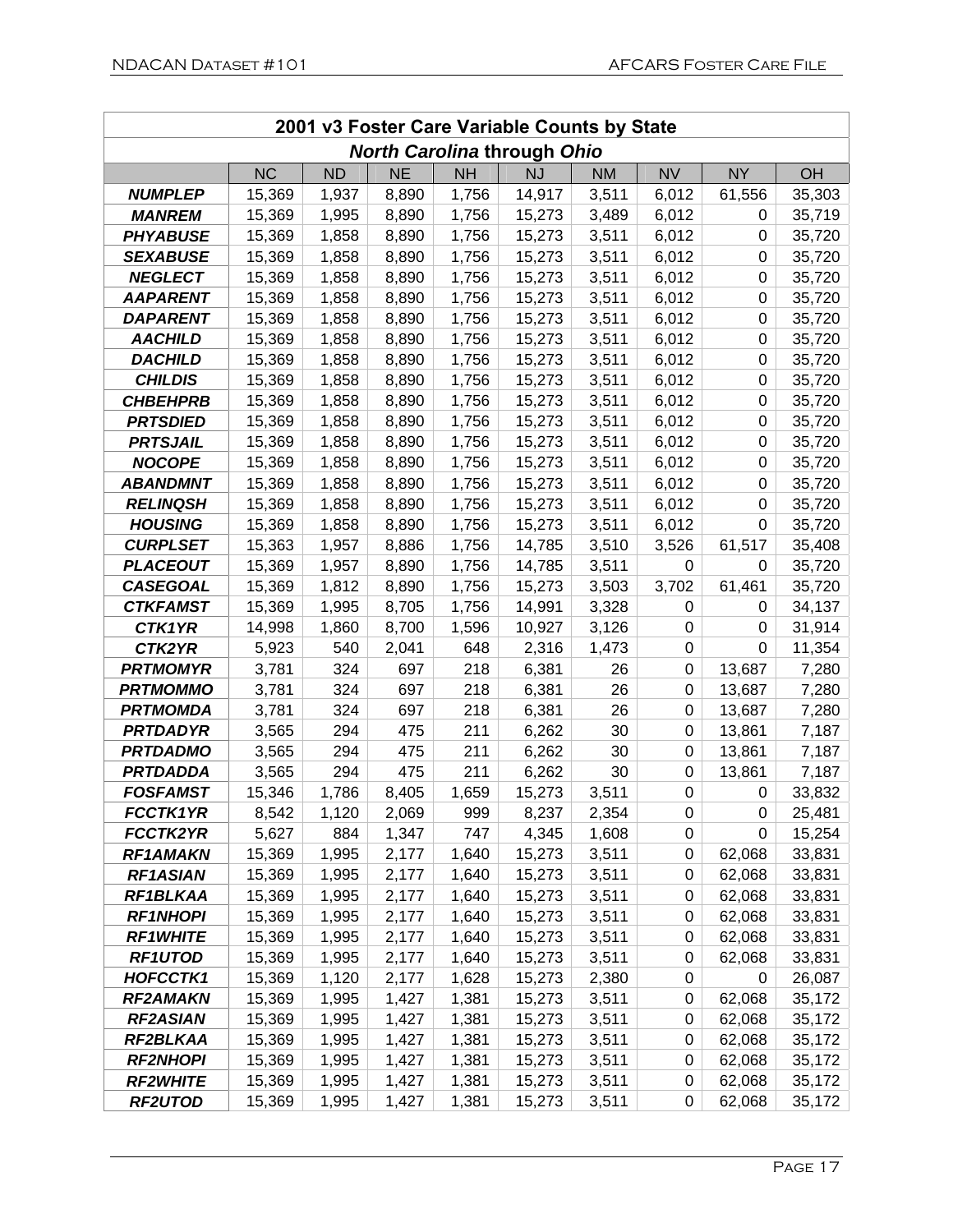| 2001 v3 Foster Care Variable Counts by State | | | | | | | | | |
|---|---|---|---|---|---|---|---|---|---|
| ***North Carolina* through *Ohio*** | | | | | | | | | |
| | NC | ND | NE | NH | NJ | NM | NV | NY | OH |
| ***NUMPLEP*** | 15,369 | 1,937 | 8,890 | 1,756 | 14,917 | 3,511 | 6,012 | 61,556 | 35,303 |
| ***MANREM*** | 15,369 | 1,995 | 8,890 | 1,756 | 15,273 | 3,489 | 6,012 | 0 | 35,719 |
| ***PHYABUSE*** | 15,369 | 1,858 | 8,890 | 1,756 | 15,273 | 3,511 | 6,012 | 0 | 35,720 |
| ***SEXABUSE*** | 15,369 | 1,858 | 8,890 | 1,756 | 15,273 | 3,511 | 6,012 | 0 | 35,720 |
| ***NEGLECT*** | 15,369 | 1,858 | 8,890 | 1,756 | 15,273 | 3,511 | 6,012 | 0 | 35,720 |
| ***AAPARENT*** | 15,369 | 1,858 | 8,890 | 1,756 | 15,273 | 3,511 | 6,012 | 0 | 35,720 |
| ***DAPARENT*** | 15,369 | 1,858 | 8,890 | 1,756 | 15,273 | 3,511 | 6,012 | 0 | 35,720 |
| ***AACHILD*** | 15,369 | 1,858 | 8,890 | 1,756 | 15,273 | 3,511 | 6,012 | 0 | 35,720 |
| ***DACHILD*** | 15,369 | 1,858 | 8,890 | 1,756 | 15,273 | 3,511 | 6,012 | 0 | 35,720 |
| ***CHILDIS*** | 15,369 | 1,858 | 8,890 | 1,756 | 15,273 | 3,511 | 6,012 | 0 | 35,720 |
| ***CHBEHPRB*** | 15,369 | 1,858 | 8,890 | 1,756 | 15,273 | 3,511 | 6,012 | 0 | 35,720 |
| ***PRTSDIED*** | 15,369 | 1,858 | 8,890 | 1,756 | 15,273 | 3,511 | 6,012 | 0 | 35,720 |
| ***PRTSJAIL*** | 15,369 | 1,858 | 8,890 | 1,756 | 15,273 | 3,511 | 6,012 | 0 | 35,720 |
| ***NOCOPE*** | 15,369 | 1,858 | 8,890 | 1,756 | 15,273 | 3,511 | 6,012 | 0 | 35,720 |
| ***ABANDMNT*** | 15,369 | 1,858 | 8,890 | 1,756 | 15,273 | 3,511 | 6,012 | 0 | 35,720 |
| ***RELINQSH*** | 15,369 | 1,858 | 8,890 | 1,756 | 15,273 | 3,511 | 6,012 | 0 | 35,720 |
| ***HOUSING*** | 15,369 | 1,858 | 8,890 | 1,756 | 15,273 | 3,511 | 6,012 | 0 | 35,720 |
| ***CURPLSET*** | 15,363 | 1,957 | 8,886 | 1,756 | 14,785 | 3,510 | 3,526 | 61,517 | 35,408 |
| ***PLACEOUT*** | 15,369 | 1,957 | 8,890 | 1,756 | 14,785 | 3,511 | 0 | 0 | 35,720 |
| ***CASEGOAL*** | 15,369 | 1,812 | 8,890 | 1,756 | 15,273 | 3,503 | 3,702 | 61,461 | 35,720 |
| ***CTKFAMST*** | 15,369 | 1,995 | 8,705 | 1,756 | 14,991 | 3,328 | 0 | 0 | 34,137 |
| ***CTK1YR*** | 14,998 | 1,860 | 8,700 | 1,596 | 10,927 | 3,126 | 0 | 0 | 31,914 |
| ***CTK2YR*** | 5,923 | 540 | 2,041 | 648 | 2,316 | 1,473 | 0 | 0 | 11,354 |
| ***PRTMOMYR*** | 3,781 | 324 | 697 | 218 | 6,381 | 26 | 0 | 13,687 | 7,280 |
| ***PRTMOMMO*** | 3,781 | 324 | 697 | 218 | 6,381 | 26 | 0 | 13,687 | 7,280 |
| ***PRTMOMDA*** | 3,781 | 324 | 697 | 218 | 6,381 | 26 | 0 | 13,687 | 7,280 |
| ***PRTDADYR*** | 3,565 | 294 | 475 | 211 | 6,262 | 30 | 0 | 13,861 | 7,187 |
| ***PRTDADMO*** | 3,565 | 294 | 475 | 211 | 6,262 | 30 | 0 | 13,861 | 7,187 |
| ***PRTDADDA*** | 3,565 | 294 | 475 | 211 | 6,262 | 30 | 0 | 13,861 | 7,187 |
| ***FOSFAMST*** | 15,346 | 1,786 | 8,405 | 1,659 | 15,273 | 3,511 | 0 | 0 | 33,832 |
| ***FCCTK1YR*** | 8,542 | 1,120 | 2,069 | 999 | 8,237 | 2,354 | 0 | 0 | 25,481 |
| ***FCCTK2YR*** | 5,627 | 884 | 1,347 | 747 | 4,345 | 1,608 | 0 | 0 | 15,254 |
| ***RF1AMAKN*** | 15,369 | 1,995 | 2,177 | 1,640 | 15,273 | 3,511 | 0 | 62,068 | 33,831 |
| ***RF1ASIAN*** | 15,369 | 1,995 | 2,177 | 1,640 | 15,273 | 3,511 | 0 | 62,068 | 33,831 |
| ***RF1BLKAA*** | 15,369 | 1,995 | 2,177 | 1,640 | 15,273 | 3,511 | 0 | 62,068 | 33,831 |
| ***RF1NHOPI*** | 15,369 | 1,995 | 2,177 | 1,640 | 15,273 | 3,511 | 0 | 62,068 | 33,831 |
| ***RF1WHITE*** | 15,369 | 1,995 | 2,177 | 1,640 | 15,273 | 3,511 | 0 | 62,068 | 33,831 |
| ***RF1UTOD*** | 15,369 | 1,995 | 2,177 | 1,640 | 15,273 | 3,511 | 0 | 62,068 | 33,831 |
| ***HOFCCTK1*** | 15,369 | 1,120 | 2,177 | 1,628 | 15,273 | 2,380 | 0 | 0 | 26,087 |
| ***RF2AMAKN*** | 15,369 | 1,995 | 1,427 | 1,381 | 15,273 | 3,511 | 0 | 62,068 | 35,172 |
| ***RF2ASIAN*** | 15,369 | 1,995 | 1,427 | 1,381 | 15,273 | 3,511 | 0 | 62,068 | 35,172 |
| ***RF2BLKAA*** | 15,369 | 1,995 | 1,427 | 1,381 | 15,273 | 3,511 | 0 | 62,068 | 35,172 |
| ***RF2NHOPI*** | 15,369 | 1,995 | 1,427 | 1,381 | 15,273 | 3,511 | 0 | 62,068 | 35,172 |
| ***RF2WHITE*** | 15,369 | 1,995 | 1,427 | 1,381 | 15,273 | 3,511 | 0 | 62,068 | 35,172 |
| ***RF2UTOD*** | 15,369 | 1,995 | 1,427 | 1,381 | 15,273 | 3,511 | 0 | 62,068 | 35,172 |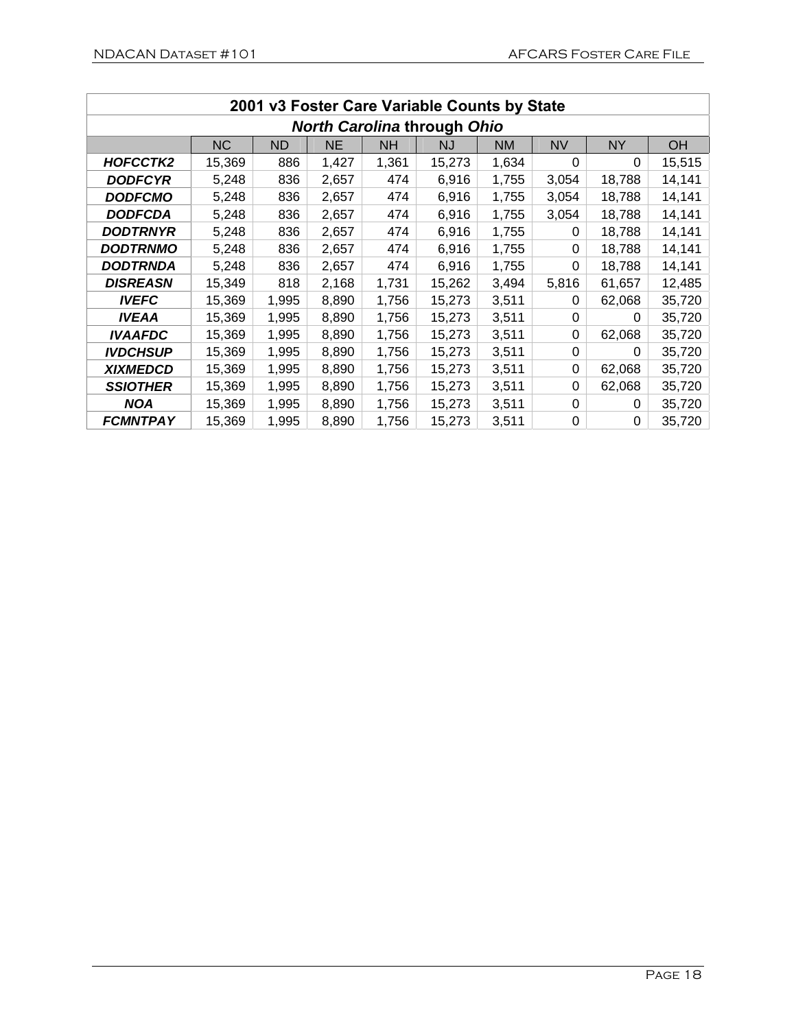| 2001 v3 Foster Care Variable Counts by State | | | | | | | | | |
|---|---|---|---|---|---|---|---|---|---|
| ***North Carolina* through *Ohio*** | | | | | | | | | |
| | NC | ND | NE | NH | NJ | NM | NV | NY | OH |
| ***HOFCCTK2*** | 15,369 | 886 | 1,427 | 1,361 | 15,273 | 1,634 | 0 | 0 | 15,515 |
| ***DODFCYR*** | 5,248 | 836 | 2,657 | 474 | 6,916 | 1,755 | 3,054 | 18,788 | 14,141 |
| ***DODFCMO*** | 5,248 | 836 | 2,657 | 474 | 6,916 | 1,755 | 3,054 | 18,788 | 14,141 |
| ***DODFCDA*** | 5,248 | 836 | 2,657 | 474 | 6,916 | 1,755 | 3,054 | 18,788 | 14,141 |
| ***DODTRNYR*** | 5,248 | 836 | 2,657 | 474 | 6,916 | 1,755 | 0 | 18,788 | 14,141 |
| ***DODTRNMO*** | 5,248 | 836 | 2,657 | 474 | 6,916 | 1,755 | 0 | 18,788 | 14,141 |
| ***DODTRNDA*** | 5,248 | 836 | 2,657 | 474 | 6,916 | 1,755 | 0 | 18,788 | 14,141 |
| ***DISREASN*** | 15,349 | 818 | 2,168 | 1,731 | 15,262 | 3,494 | 5,816 | 61,657 | 12,485 |
| ***IVEFC*** | 15,369 | 1,995 | 8,890 | 1,756 | 15,273 | 3,511 | 0 | 62,068 | 35,720 |
| ***IVEAA*** | 15,369 | 1,995 | 8,890 | 1,756 | 15,273 | 3,511 | 0 | 0 | 35,720 |
| ***IVAAFDC*** | 15,369 | 1,995 | 8,890 | 1,756 | 15,273 | 3,511 | 0 | 62,068 | 35,720 |
| ***IVDCHSUP*** | 15,369 | 1,995 | 8,890 | 1,756 | 15,273 | 3,511 | 0 | 0 | 35,720 |
| ***XIXMEDCD*** | 15,369 | 1,995 | 8,890 | 1,756 | 15,273 | 3,511 | 0 | 62,068 | 35,720 |
| ***SSIOTHER*** | 15,369 | 1,995 | 8,890 | 1,756 | 15,273 | 3,511 | 0 | 62,068 | 35,720 |
| ***NOA*** | 15,369 | 1,995 | 8,890 | 1,756 | 15,273 | 3,511 | 0 | 0 | 35,720 |
| ***FCMNTPAY*** | 15,369 | 1,995 | 8,890 | 1,756 | 15,273 | 3,511 | 0 | 0 | 35,720 |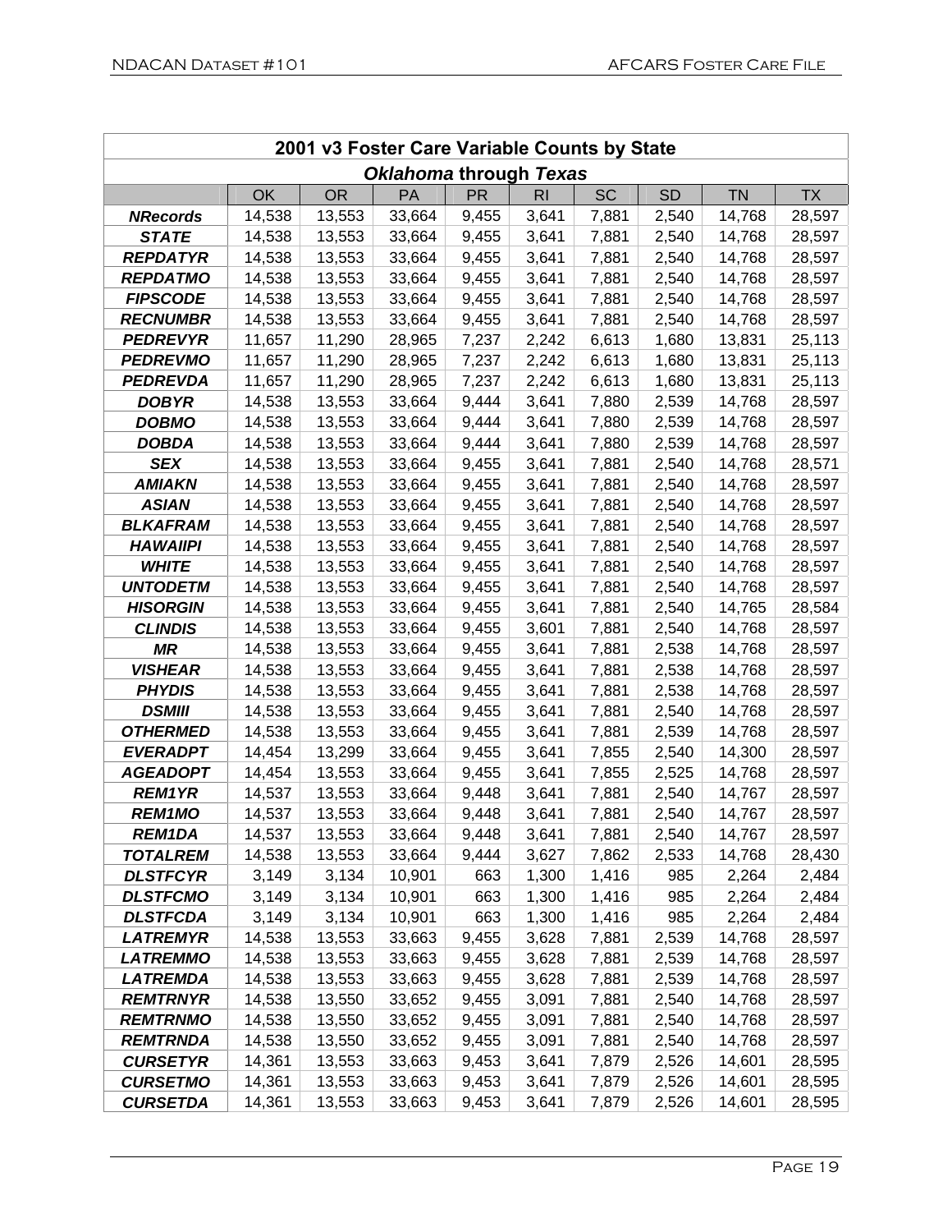| 2001 v3 Foster Care Variable Counts by State | | | | | | | | | |
|---|---|---|---|---|---|---|---|---|---|
| ***Oklahoma* through *Texas*** | | | | | | | | | |
| | OK | OR | PA | PR | RI | SC | SD | TN | TX |
| ***NRecords*** | 14,538 | 13,553 | 33,664 | 9,455 | 3,641 | 7,881 | 2,540 | 14,768 | 28,597 |
| ***STATE*** | 14,538 | 13,553 | 33,664 | 9,455 | 3,641 | 7,881 | 2,540 | 14,768 | 28,597 |
| ***REPDATYR*** | 14,538 | 13,553 | 33,664 | 9,455 | 3,641 | 7,881 | 2,540 | 14,768 | 28,597 |
| ***REPDATMO*** | 14,538 | 13,553 | 33,664 | 9,455 | 3,641 | 7,881 | 2,540 | 14,768 | 28,597 |
| ***FIPSCODE*** | 14,538 | 13,553 | 33,664 | 9,455 | 3,641 | 7,881 | 2,540 | 14,768 | 28,597 |
| ***RECNUMBR*** | 14,538 | 13,553 | 33,664 | 9,455 | 3,641 | 7,881 | 2,540 | 14,768 | 28,597 |
| ***PEDREVYR*** | 11,657 | 11,290 | 28,965 | 7,237 | 2,242 | 6,613 | 1,680 | 13,831 | 25,113 |
| ***PEDREVMO*** | 11,657 | 11,290 | 28,965 | 7,237 | 2,242 | 6,613 | 1,680 | 13,831 | 25,113 |
| ***PEDREVDA*** | 11,657 | 11,290 | 28,965 | 7,237 | 2,242 | 6,613 | 1,680 | 13,831 | 25,113 |
| ***DOBYR*** | 14,538 | 13,553 | 33,664 | 9,444 | 3,641 | 7,880 | 2,539 | 14,768 | 28,597 |
| ***DOBMO*** | 14,538 | 13,553 | 33,664 | 9,444 | 3,641 | 7,880 | 2,539 | 14,768 | 28,597 |
| ***DOBDA*** | 14,538 | 13,553 | 33,664 | 9,444 | 3,641 | 7,880 | 2,539 | 14,768 | 28,597 |
| ***SEX*** | 14,538 | 13,553 | 33,664 | 9,455 | 3,641 | 7,881 | 2,540 | 14,768 | 28,571 |
| ***AMIAKN*** | 14,538 | 13,553 | 33,664 | 9,455 | 3,641 | 7,881 | 2,540 | 14,768 | 28,597 |
| ***ASIAN*** | 14,538 | 13,553 | 33,664 | 9,455 | 3,641 | 7,881 | 2,540 | 14,768 | 28,597 |
| ***BLKAFRAM*** | 14,538 | 13,553 | 33,664 | 9,455 | 3,641 | 7,881 | 2,540 | 14,768 | 28,597 |
| ***HAWAIIPI*** | 14,538 | 13,553 | 33,664 | 9,455 | 3,641 | 7,881 | 2,540 | 14,768 | 28,597 |
| ***WHITE*** | 14,538 | 13,553 | 33,664 | 9,455 | 3,641 | 7,881 | 2,540 | 14,768 | 28,597 |
| ***UNTODETM*** | 14,538 | 13,553 | 33,664 | 9,455 | 3,641 | 7,881 | 2,540 | 14,768 | 28,597 |
| ***HISORGIN*** | 14,538 | 13,553 | 33,664 | 9,455 | 3,641 | 7,881 | 2,540 | 14,765 | 28,584 |
| ***CLINDIS*** | 14,538 | 13,553 | 33,664 | 9,455 | 3,601 | 7,881 | 2,540 | 14,768 | 28,597 |
| ***MR*** | 14,538 | 13,553 | 33,664 | 9,455 | 3,641 | 7,881 | 2,538 | 14,768 | 28,597 |
| ***VISHEAR*** | 14,538 | 13,553 | 33,664 | 9,455 | 3,641 | 7,881 | 2,538 | 14,768 | 28,597 |
| ***PHYDIS*** | 14,538 | 13,553 | 33,664 | 9,455 | 3,641 | 7,881 | 2,538 | 14,768 | 28,597 |
| ***DSMIII*** | 14,538 | 13,553 | 33,664 | 9,455 | 3,641 | 7,881 | 2,540 | 14,768 | 28,597 |
| ***OTHERMED*** | 14,538 | 13,553 | 33,664 | 9,455 | 3,641 | 7,881 | 2,539 | 14,768 | 28,597 |
| ***EVERADPT*** | 14,454 | 13,299 | 33,664 | 9,455 | 3,641 | 7,855 | 2,540 | 14,300 | 28,597 |
| ***AGEADOPT*** | 14,454 | 13,553 | 33,664 | 9,455 | 3,641 | 7,855 | 2,525 | 14,768 | 28,597 |
| ***REM1YR*** | 14,537 | 13,553 | 33,664 | 9,448 | 3,641 | 7,881 | 2,540 | 14,767 | 28,597 |
| ***REM1MO*** | 14,537 | 13,553 | 33,664 | 9,448 | 3,641 | 7,881 | 2,540 | 14,767 | 28,597 |
| ***REM1DA*** | 14,537 | 13,553 | 33,664 | 9,448 | 3,641 | 7,881 | 2,540 | 14,767 | 28,597 |
| ***TOTALREM*** | 14,538 | 13,553 | 33,664 | 9,444 | 3,627 | 7,862 | 2,533 | 14,768 | 28,430 |
| ***DLSTFCYR*** | 3,149 | 3,134 | 10,901 | 663 | 1,300 | 1,416 | 985 | 2,264 | 2,484 |
| ***DLSTFCMO*** | 3,149 | 3,134 | 10,901 | 663 | 1,300 | 1,416 | 985 | 2,264 | 2,484 |
| ***DLSTFCDA*** | 3,149 | 3,134 | 10,901 | 663 | 1,300 | 1,416 | 985 | 2,264 | 2,484 |
| ***LATREMYR*** | 14,538 | 13,553 | 33,663 | 9,455 | 3,628 | 7,881 | 2,539 | 14,768 | 28,597 |
| ***LATREMMO*** | 14,538 | 13,553 | 33,663 | 9,455 | 3,628 | 7,881 | 2,539 | 14,768 | 28,597 |
| ***LATREMDA*** | 14,538 | 13,553 | 33,663 | 9,455 | 3,628 | 7,881 | 2,539 | 14,768 | 28,597 |
| ***REMTRNYR*** | 14,538 | 13,550 | 33,652 | 9,455 | 3,091 | 7,881 | 2,540 | 14,768 | 28,597 |
| ***REMTRNMO*** | 14,538 | 13,550 | 33,652 | 9,455 | 3,091 | 7,881 | 2,540 | 14,768 | 28,597 |
| ***REMTRNDA*** | 14,538 | 13,550 | 33,652 | 9,455 | 3,091 | 7,881 | 2,540 | 14,768 | 28,597 |
| ***CURSETYR*** | 14,361 | 13,553 | 33,663 | 9,453 | 3,641 | 7,879 | 2,526 | 14,601 | 28,595 |
| ***CURSETMO*** | 14,361 | 13,553 | 33,663 | 9,453 | 3,641 | 7,879 | 2,526 | 14,601 | 28,595 |
| ***CURSETDA*** | 14,361 | 13,553 | 33,663 | 9,453 | 3,641 | 7,879 | 2,526 | 14,601 | 28,595 |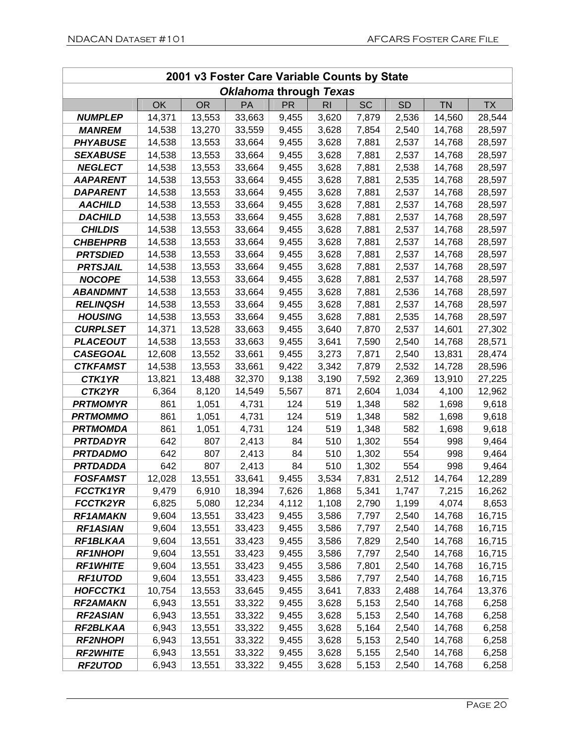| 2001 v3 Foster Care Variable Counts by State | | | | | | | | | |
|---|---|---|---|---|---|---|---|---|---|
| ***Oklahoma* through *Texas*** | | | | | | | | | |
| | OK | OR | PA | PR | RI | SC | SD | TN | TX |
| ***NUMPLEP*** | 14,371 | 13,553 | 33,663 | 9,455 | 3,620 | 7,879 | 2,536 | 14,560 | 28,544 |
| ***MANREM*** | 14,538 | 13,270 | 33,559 | 9,455 | 3,628 | 7,854 | 2,540 | 14,768 | 28,597 |
| ***PHYABUSE*** | 14,538 | 13,553 | 33,664 | 9,455 | 3,628 | 7,881 | 2,537 | 14,768 | 28,597 |
| ***SEXABUSE*** | 14,538 | 13,553 | 33,664 | 9,455 | 3,628 | 7,881 | 2,537 | 14,768 | 28,597 |
| ***NEGLECT*** | 14,538 | 13,553 | 33,664 | 9,455 | 3,628 | 7,881 | 2,538 | 14,768 | 28,597 |
| ***AAPARENT*** | 14,538 | 13,553 | 33,664 | 9,455 | 3,628 | 7,881 | 2,535 | 14,768 | 28,597 |
| ***DAPARENT*** | 14,538 | 13,553 | 33,664 | 9,455 | 3,628 | 7,881 | 2,537 | 14,768 | 28,597 |
| ***AACHILD*** | 14,538 | 13,553 | 33,664 | 9,455 | 3,628 | 7,881 | 2,537 | 14,768 | 28,597 |
| ***DACHILD*** | 14,538 | 13,553 | 33,664 | 9,455 | 3,628 | 7,881 | 2,537 | 14,768 | 28,597 |
| ***CHILDIS*** | 14,538 | 13,553 | 33,664 | 9,455 | 3,628 | 7,881 | 2,537 | 14,768 | 28,597 |
| ***CHBEHPRB*** | 14,538 | 13,553 | 33,664 | 9,455 | 3,628 | 7,881 | 2,537 | 14,768 | 28,597 |
| ***PRTSDIED*** | 14,538 | 13,553 | 33,664 | 9,455 | 3,628 | 7,881 | 2,537 | 14,768 | 28,597 |
| ***PRTSJAIL*** | 14,538 | 13,553 | 33,664 | 9,455 | 3,628 | 7,881 | 2,537 | 14,768 | 28,597 |
| ***NOCOPE*** | 14,538 | 13,553 | 33,664 | 9,455 | 3,628 | 7,881 | 2,537 | 14,768 | 28,597 |
| ***ABANDMNT*** | 14,538 | 13,553 | 33,664 | 9,455 | 3,628 | 7,881 | 2,536 | 14,768 | 28,597 |
| ***RELINQSH*** | 14,538 | 13,553 | 33,664 | 9,455 | 3,628 | 7,881 | 2,537 | 14,768 | 28,597 |
| ***HOUSING*** | 14,538 | 13,553 | 33,664 | 9,455 | 3,628 | 7,881 | 2,535 | 14,768 | 28,597 |
| ***CURPLSET*** | 14,371 | 13,528 | 33,663 | 9,455 | 3,640 | 7,870 | 2,537 | 14,601 | 27,302 |
| ***PLACEOUT*** | 14,538 | 13,553 | 33,663 | 9,455 | 3,641 | 7,590 | 2,540 | 14,768 | 28,571 |
| ***CASEGOAL*** | 12,608 | 13,552 | 33,661 | 9,455 | 3,273 | 7,871 | 2,540 | 13,831 | 28,474 |
| ***CTKFAMST*** | 14,538 | 13,553 | 33,661 | 9,422 | 3,342 | 7,879 | 2,532 | 14,728 | 28,596 |
| ***CTK1YR*** | 13,821 | 13,488 | 32,370 | 9,138 | 3,190 | 7,592 | 2,369 | 13,910 | 27,225 |
| ***CTK2YR*** | 6,364 | 8,120 | 14,549 | 5,567 | 871 | 2,604 | 1,034 | 4,100 | 12,962 |
| ***PRTMOMYR*** | 861 | 1,051 | 4,731 | 124 | 519 | 1,348 | 582 | 1,698 | 9,618 |
| ***PRTMOMMO*** | 861 | 1,051 | 4,731 | 124 | 519 | 1,348 | 582 | 1,698 | 9,618 |
| ***PRTMOMDA*** | 861 | 1,051 | 4,731 | 124 | 519 | 1,348 | 582 | 1,698 | 9,618 |
| ***PRTDADYR*** | 642 | 807 | 2,413 | 84 | 510 | 1,302 | 554 | 998 | 9,464 |
| ***PRTDADMO*** | 642 | 807 | 2,413 | 84 | 510 | 1,302 | 554 | 998 | 9,464 |
| ***PRTDADDA*** | 642 | 807 | 2,413 | 84 | 510 | 1,302 | 554 | 998 | 9,464 |
| ***FOSFAMST*** | 12,028 | 13,551 | 33,641 | 9,455 | 3,534 | 7,831 | 2,512 | 14,764 | 12,289 |
| ***FCCTK1YR*** | 9,479 | 6,910 | 18,394 | 7,626 | 1,868 | 5,341 | 1,747 | 7,215 | 16,262 |
| ***FCCTK2YR*** | 6,825 | 5,080 | 12,234 | 4,112 | 1,108 | 2,790 | 1,199 | 4,074 | 8,653 |
| ***RF1AMAKN*** | 9,604 | 13,551 | 33,423 | 9,455 | 3,586 | 7,797 | 2,540 | 14,768 | 16,715 |
| ***RF1ASIAN*** | 9,604 | 13,551 | 33,423 | 9,455 | 3,586 | 7,797 | 2,540 | 14,768 | 16,715 |
| ***RF1BLKAA*** | 9,604 | 13,551 | 33,423 | 9,455 | 3,586 | 7,829 | 2,540 | 14,768 | 16,715 |
| ***RF1NHOPI*** | 9,604 | 13,551 | 33,423 | 9,455 | 3,586 | 7,797 | 2,540 | 14,768 | 16,715 |
| ***RF1WHITE*** | 9,604 | 13,551 | 33,423 | 9,455 | 3,586 | 7,801 | 2,540 | 14,768 | 16,715 |
| ***RF1UTOD*** | 9,604 | 13,551 | 33,423 | 9,455 | 3,586 | 7,797 | 2,540 | 14,768 | 16,715 |
| ***HOFCCTK1*** | 10,754 | 13,553 | 33,645 | 9,455 | 3,641 | 7,833 | 2,488 | 14,764 | 13,376 |
| ***RF2AMAKN*** | 6,943 | 13,551 | 33,322 | 9,455 | 3,628 | 5,153 | 2,540 | 14,768 | 6,258 |
| ***RF2ASIAN*** | 6,943 | 13,551 | 33,322 | 9,455 | 3,628 | 5,153 | 2,540 | 14,768 | 6,258 |
| ***RF2BLKAA*** | 6,943 | 13,551 | 33,322 | 9,455 | 3,628 | 5,164 | 2,540 | 14,768 | 6,258 |
| ***RF2NHOPI*** | 6,943 | 13,551 | 33,322 | 9,455 | 3,628 | 5,153 | 2,540 | 14,768 | 6,258 |
| ***RF2WHITE*** | 6,943 | 13,551 | 33,322 | 9,455 | 3,628 | 5,155 | 2,540 | 14,768 | 6,258 |
| ***RF2UTOD*** | 6,943 | 13,551 | 33,322 | 9,455 | 3,628 | 5,153 | 2,540 | 14,768 | 6,258 |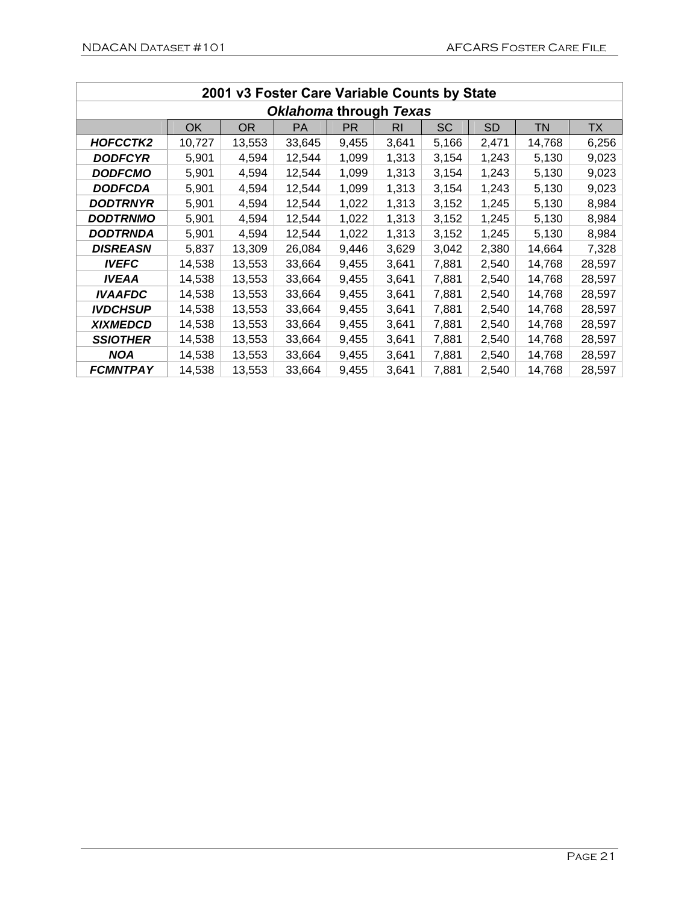| 2001 v3 Foster Care Variable Counts by State | | | | | | | | | |
|---|---|---|---|---|---|---|---|---|---|
| ***Oklahoma* through *Texas*** | | | | | | | | | |
| | OK | OR | PA | PR | RI | SC | SD | TN | TX |
| ***HOFCCTK2*** | 10,727 | 13,553 | 33,645 | 9,455 | 3,641 | 5,166 | 2,471 | 14,768 | 6,256 |
| ***DODFCYR*** | 5,901 | 4,594 | 12,544 | 1,099 | 1,313 | 3,154 | 1,243 | 5,130 | 9,023 |
| ***DODFCMO*** | 5,901 | 4,594 | 12,544 | 1,099 | 1,313 | 3,154 | 1,243 | 5,130 | 9,023 |
| ***DODFCDA*** | 5,901 | 4,594 | 12,544 | 1,099 | 1,313 | 3,154 | 1,243 | 5,130 | 9,023 |
| ***DODTRNYR*** | 5,901 | 4,594 | 12,544 | 1,022 | 1,313 | 3,152 | 1,245 | 5,130 | 8,984 |
| ***DODTRNMO*** | 5,901 | 4,594 | 12,544 | 1,022 | 1,313 | 3,152 | 1,245 | 5,130 | 8,984 |
| ***DODTRNDA*** | 5,901 | 4,594 | 12,544 | 1,022 | 1,313 | 3,152 | 1,245 | 5,130 | 8,984 |
| ***DISREASN*** | 5,837 | 13,309 | 26,084 | 9,446 | 3,629 | 3,042 | 2,380 | 14,664 | 7,328 |
| ***IVEFC*** | 14,538 | 13,553 | 33,664 | 9,455 | 3,641 | 7,881 | 2,540 | 14,768 | 28,597 |
| ***IVEAA*** | 14,538 | 13,553 | 33,664 | 9,455 | 3,641 | 7,881 | 2,540 | 14,768 | 28,597 |
| ***IVAAFDC*** | 14,538 | 13,553 | 33,664 | 9,455 | 3,641 | 7,881 | 2,540 | 14,768 | 28,597 |
| ***IVDCHSUP*** | 14,538 | 13,553 | 33,664 | 9,455 | 3,641 | 7,881 | 2,540 | 14,768 | 28,597 |
| ***XIXMEDCD*** | 14,538 | 13,553 | 33,664 | 9,455 | 3,641 | 7,881 | 2,540 | 14,768 | 28,597 |
| ***SSIOTHER*** | 14,538 | 13,553 | 33,664 | 9,455 | 3,641 | 7,881 | 2,540 | 14,768 | 28,597 |
| ***NOA*** | 14,538 | 13,553 | 33,664 | 9,455 | 3,641 | 7,881 | 2,540 | 14,768 | 28,597 |
| ***FCMNTPAY*** | 14,538 | 13,553 | 33,664 | 9,455 | 3,641 | 7,881 | 2,540 | 14,768 | 28,597 |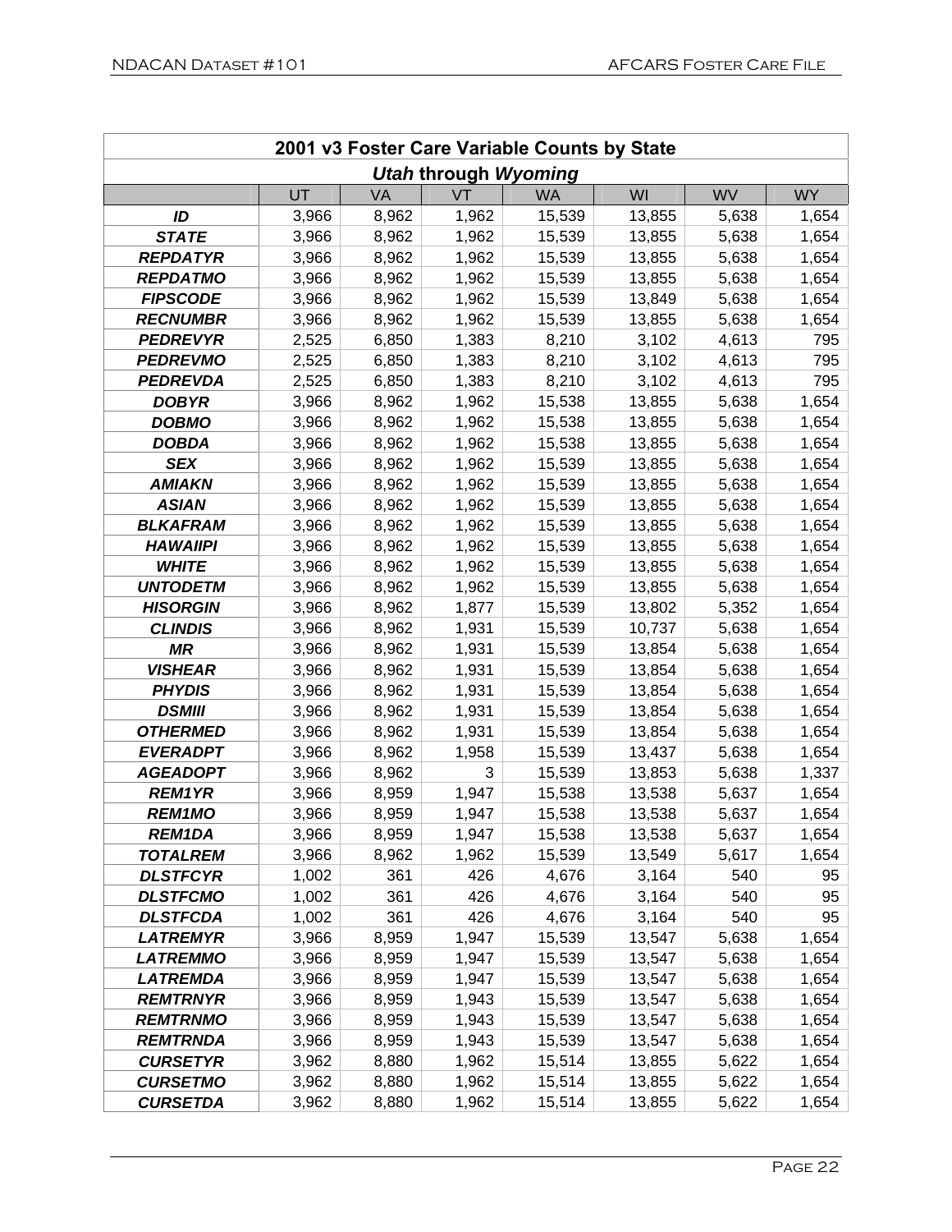| 2001 v3 Foster Care Variable Counts by State | | | | | | | |
|---|---|---|---|---|---|---|---|
| *Utah* through *Wyoming* | | | | | | | |
| | UT | VA | VT | WA | WI | WV | WY |
| ***ID*** | 3,966 | 8,962 | 1,962 | 15,539 | 13,855 | 5,638 | 1,654 |
| ***STATE*** | 3,966 | 8,962 | 1,962 | 15,539 | 13,855 | 5,638 | 1,654 |
| ***REPDATYR*** | 3,966 | 8,962 | 1,962 | 15,539 | 13,855 | 5,638 | 1,654 |
| ***REPDATMO*** | 3,966 | 8,962 | 1,962 | 15,539 | 13,855 | 5,638 | 1,654 |
| ***FIPSCODE*** | 3,966 | 8,962 | 1,962 | 15,539 | 13,849 | 5,638 | 1,654 |
| ***RECNUMBR*** | 3,966 | 8,962 | 1,962 | 15,539 | 13,855 | 5,638 | 1,654 |
| ***PEDREVYR*** | 2,525 | 6,850 | 1,383 | 8,210 | 3,102 | 4,613 | 795 |
| ***PEDREVMO*** | 2,525 | 6,850 | 1,383 | 8,210 | 3,102 | 4,613 | 795 |
| ***PEDREVDA*** | 2,525 | 6,850 | 1,383 | 8,210 | 3,102 | 4,613 | 795 |
| ***DOBYR*** | 3,966 | 8,962 | 1,962 | 15,538 | 13,855 | 5,638 | 1,654 |
| ***DOBMO*** | 3,966 | 8,962 | 1,962 | 15,538 | 13,855 | 5,638 | 1,654 |
| ***DOBDA*** | 3,966 | 8,962 | 1,962 | 15,538 | 13,855 | 5,638 | 1,654 |
| ***SEX*** | 3,966 | 8,962 | 1,962 | 15,539 | 13,855 | 5,638 | 1,654 |
| ***AMIAKN*** | 3,966 | 8,962 | 1,962 | 15,539 | 13,855 | 5,638 | 1,654 |
| ***ASIAN*** | 3,966 | 8,962 | 1,962 | 15,539 | 13,855 | 5,638 | 1,654 |
| ***BLKAFRAM*** | 3,966 | 8,962 | 1,962 | 15,539 | 13,855 | 5,638 | 1,654 |
| ***HAWAIIPI*** | 3,966 | 8,962 | 1,962 | 15,539 | 13,855 | 5,638 | 1,654 |
| ***WHITE*** | 3,966 | 8,962 | 1,962 | 15,539 | 13,855 | 5,638 | 1,654 |
| ***UNTODETM*** | 3,966 | 8,962 | 1,962 | 15,539 | 13,855 | 5,638 | 1,654 |
| ***HISORGIN*** | 3,966 | 8,962 | 1,877 | 15,539 | 13,802 | 5,352 | 1,654 |
| ***CLINDIS*** | 3,966 | 8,962 | 1,931 | 15,539 | 10,737 | 5,638 | 1,654 |
| ***MR*** | 3,966 | 8,962 | 1,931 | 15,539 | 13,854 | 5,638 | 1,654 |
| ***VISHEAR*** | 3,966 | 8,962 | 1,931 | 15,539 | 13,854 | 5,638 | 1,654 |
| ***PHYDIS*** | 3,966 | 8,962 | 1,931 | 15,539 | 13,854 | 5,638 | 1,654 |
| ***DSMIII*** | 3,966 | 8,962 | 1,931 | 15,539 | 13,854 | 5,638 | 1,654 |
| ***OTHERMED*** | 3,966 | 8,962 | 1,931 | 15,539 | 13,854 | 5,638 | 1,654 |
| ***EVERADPT*** | 3,966 | 8,962 | 1,958 | 15,539 | 13,437 | 5,638 | 1,654 |
| ***AGEADOPT*** | 3,966 | 8,962 | 3 | 15,539 | 13,853 | 5,638 | 1,337 |
| ***REM1YR*** | 3,966 | 8,959 | 1,947 | 15,538 | 13,538 | 5,637 | 1,654 |
| ***REM1MO*** | 3,966 | 8,959 | 1,947 | 15,538 | 13,538 | 5,637 | 1,654 |
| ***REM1DA*** | 3,966 | 8,959 | 1,947 | 15,538 | 13,538 | 5,637 | 1,654 |
| ***TOTALREM*** | 3,966 | 8,962 | 1,962 | 15,539 | 13,549 | 5,617 | 1,654 |
| ***DLSTFCYR*** | 1,002 | 361 | 426 | 4,676 | 3,164 | 540 | 95 |
| ***DLSTFCMO*** | 1,002 | 361 | 426 | 4,676 | 3,164 | 540 | 95 |
| ***DLSTFCDA*** | 1,002 | 361 | 426 | 4,676 | 3,164 | 540 | 95 |
| ***LATREMYR*** | 3,966 | 8,959 | 1,947 | 15,539 | 13,547 | 5,638 | 1,654 |
| ***LATREMMO*** | 3,966 | 8,959 | 1,947 | 15,539 | 13,547 | 5,638 | 1,654 |
| ***LATREMDA*** | 3,966 | 8,959 | 1,947 | 15,539 | 13,547 | 5,638 | 1,654 |
| ***REMTRNYR*** | 3,966 | 8,959 | 1,943 | 15,539 | 13,547 | 5,638 | 1,654 |
| ***REMTRNMO*** | 3,966 | 8,959 | 1,943 | 15,539 | 13,547 | 5,638 | 1,654 |
| ***REMTRNDA*** | 3,966 | 8,959 | 1,943 | 15,539 | 13,547 | 5,638 | 1,654 |
| ***CURSETYR*** | 3,962 | 8,880 | 1,962 | 15,514 | 13,855 | 5,622 | 1,654 |
| ***CURSETMO*** | 3,962 | 8,880 | 1,962 | 15,514 | 13,855 | 5,622 | 1,654 |
| ***CURSETDA*** | 3,962 | 8,880 | 1,962 | 15,514 | 13,855 | 5,622 | 1,654 |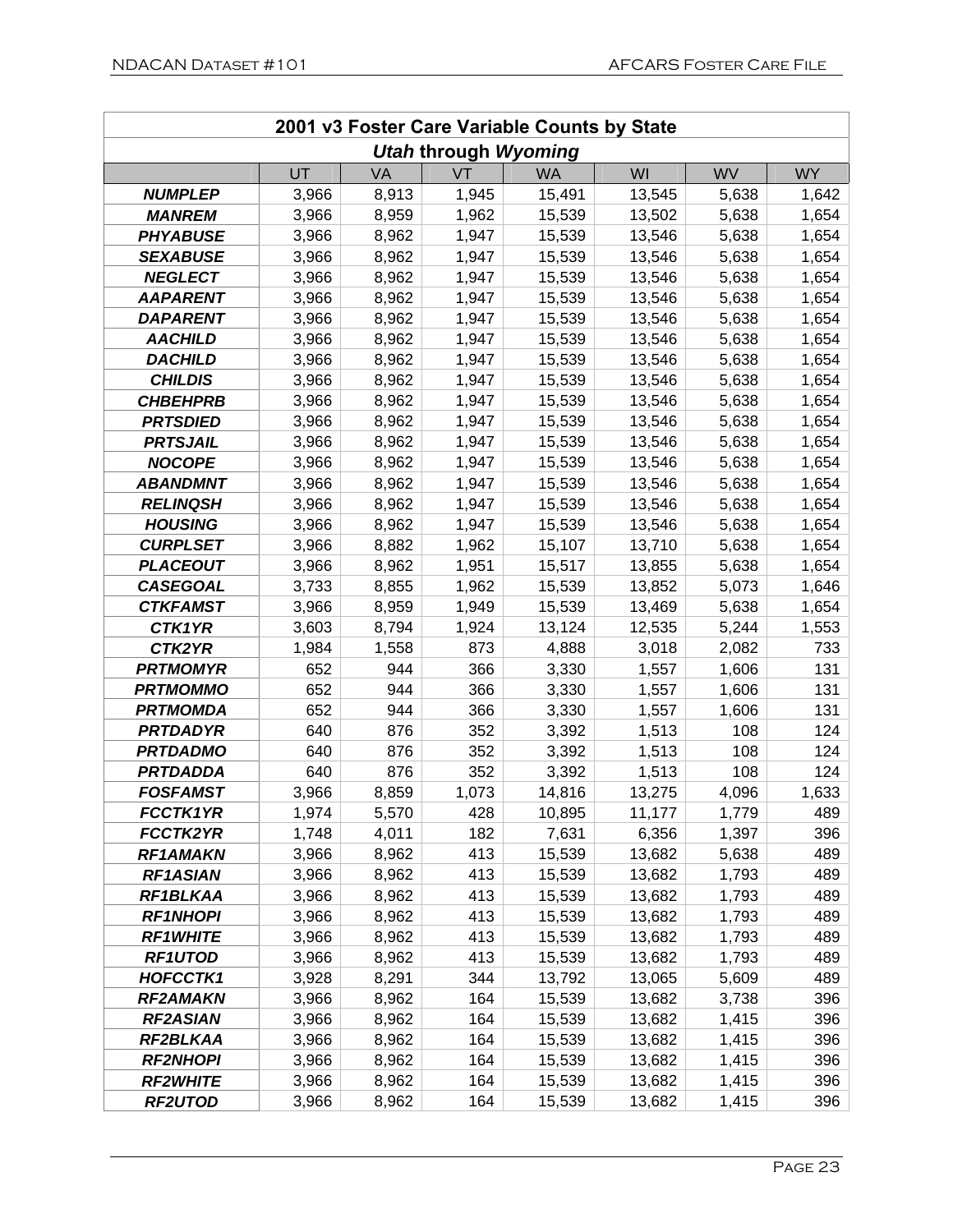| 2001 v3 Foster Care Variable Counts by State | | | | | | | |
|---|---|---|---|---|---|---|---|
| *Utah* through *Wyoming* | | | | | | | |
| | UT | VA | VT | WA | WI | WV | WY |
| ***NUMPLEP*** | 3,966 | 8,913 | 1,945 | 15,491 | 13,545 | 5,638 | 1,642 |
| ***MANREM*** | 3,966 | 8,959 | 1,962 | 15,539 | 13,502 | 5,638 | 1,654 |
| ***PHYABUSE*** | 3,966 | 8,962 | 1,947 | 15,539 | 13,546 | 5,638 | 1,654 |
| ***SEXABUSE*** | 3,966 | 8,962 | 1,947 | 15,539 | 13,546 | 5,638 | 1,654 |
| ***NEGLECT*** | 3,966 | 8,962 | 1,947 | 15,539 | 13,546 | 5,638 | 1,654 |
| ***AAPARENT*** | 3,966 | 8,962 | 1,947 | 15,539 | 13,546 | 5,638 | 1,654 |
| ***DAPARENT*** | 3,966 | 8,962 | 1,947 | 15,539 | 13,546 | 5,638 | 1,654 |
| ***AACHILD*** | 3,966 | 8,962 | 1,947 | 15,539 | 13,546 | 5,638 | 1,654 |
| ***DACHILD*** | 3,966 | 8,962 | 1,947 | 15,539 | 13,546 | 5,638 | 1,654 |
| ***CHILDIS*** | 3,966 | 8,962 | 1,947 | 15,539 | 13,546 | 5,638 | 1,654 |
| ***CHBEHPRB*** | 3,966 | 8,962 | 1,947 | 15,539 | 13,546 | 5,638 | 1,654 |
| ***PRTSDIED*** | 3,966 | 8,962 | 1,947 | 15,539 | 13,546 | 5,638 | 1,654 |
| ***PRTSJAIL*** | 3,966 | 8,962 | 1,947 | 15,539 | 13,546 | 5,638 | 1,654 |
| ***NOCOPE*** | 3,966 | 8,962 | 1,947 | 15,539 | 13,546 | 5,638 | 1,654 |
| ***ABANDMNT*** | 3,966 | 8,962 | 1,947 | 15,539 | 13,546 | 5,638 | 1,654 |
| ***RELINQSH*** | 3,966 | 8,962 | 1,947 | 15,539 | 13,546 | 5,638 | 1,654 |
| ***HOUSING*** | 3,966 | 8,962 | 1,947 | 15,539 | 13,546 | 5,638 | 1,654 |
| ***CURPLSET*** | 3,966 | 8,882 | 1,962 | 15,107 | 13,710 | 5,638 | 1,654 |
| ***PLACEOUT*** | 3,966 | 8,962 | 1,951 | 15,517 | 13,855 | 5,638 | 1,654 |
| ***CASEGOAL*** | 3,733 | 8,855 | 1,962 | 15,539 | 13,852 | 5,073 | 1,646 |
| ***CTKFAMST*** | 3,966 | 8,959 | 1,949 | 15,539 | 13,469 | 5,638 | 1,654 |
| ***CTK1YR*** | 3,603 | 8,794 | 1,924 | 13,124 | 12,535 | 5,244 | 1,553 |
| ***CTK2YR*** | 1,984 | 1,558 | 873 | 4,888 | 3,018 | 2,082 | 733 |
| ***PRTMOMYR*** | 652 | 944 | 366 | 3,330 | 1,557 | 1,606 | 131 |
| ***PRTMOMMO*** | 652 | 944 | 366 | 3,330 | 1,557 | 1,606 | 131 |
| ***PRTMOMDA*** | 652 | 944 | 366 | 3,330 | 1,557 | 1,606 | 131 |
| ***PRTDADYR*** | 640 | 876 | 352 | 3,392 | 1,513 | 108 | 124 |
| ***PRTDADMO*** | 640 | 876 | 352 | 3,392 | 1,513 | 108 | 124 |
| ***PRTDADDA*** | 640 | 876 | 352 | 3,392 | 1,513 | 108 | 124 |
| ***FOSFAMST*** | 3,966 | 8,859 | 1,073 | 14,816 | 13,275 | 4,096 | 1,633 |
| ***FCCTK1YR*** | 1,974 | 5,570 | 428 | 10,895 | 11,177 | 1,779 | 489 |
| ***FCCTK2YR*** | 1,748 | 4,011 | 182 | 7,631 | 6,356 | 1,397 | 396 |
| ***RF1AMAKN*** | 3,966 | 8,962 | 413 | 15,539 | 13,682 | 5,638 | 489 |
| ***RF1ASIAN*** | 3,966 | 8,962 | 413 | 15,539 | 13,682 | 1,793 | 489 |
| ***RF1BLKAA*** | 3,966 | 8,962 | 413 | 15,539 | 13,682 | 1,793 | 489 |
| ***RF1NHOPI*** | 3,966 | 8,962 | 413 | 15,539 | 13,682 | 1,793 | 489 |
| ***RF1WHITE*** | 3,966 | 8,962 | 413 | 15,539 | 13,682 | 1,793 | 489 |
| ***RF1UTOD*** | 3,966 | 8,962 | 413 | 15,539 | 13,682 | 1,793 | 489 |
| ***HOFCCTK1*** | 3,928 | 8,291 | 344 | 13,792 | 13,065 | 5,609 | 489 |
| ***RF2AMAKN*** | 3,966 | 8,962 | 164 | 15,539 | 13,682 | 3,738 | 396 |
| ***RF2ASIAN*** | 3,966 | 8,962 | 164 | 15,539 | 13,682 | 1,415 | 396 |
| ***RF2BLKAA*** | 3,966 | 8,962 | 164 | 15,539 | 13,682 | 1,415 | 396 |
| ***RF2NHOPI*** | 3,966 | 8,962 | 164 | 15,539 | 13,682 | 1,415 | 396 |
| ***RF2WHITE*** | 3,966 | 8,962 | 164 | 15,539 | 13,682 | 1,415 | 396 |
| ***RF2UTOD*** | 3,966 | 8,962 | 164 | 15,539 | 13,682 | 1,415 | 396 |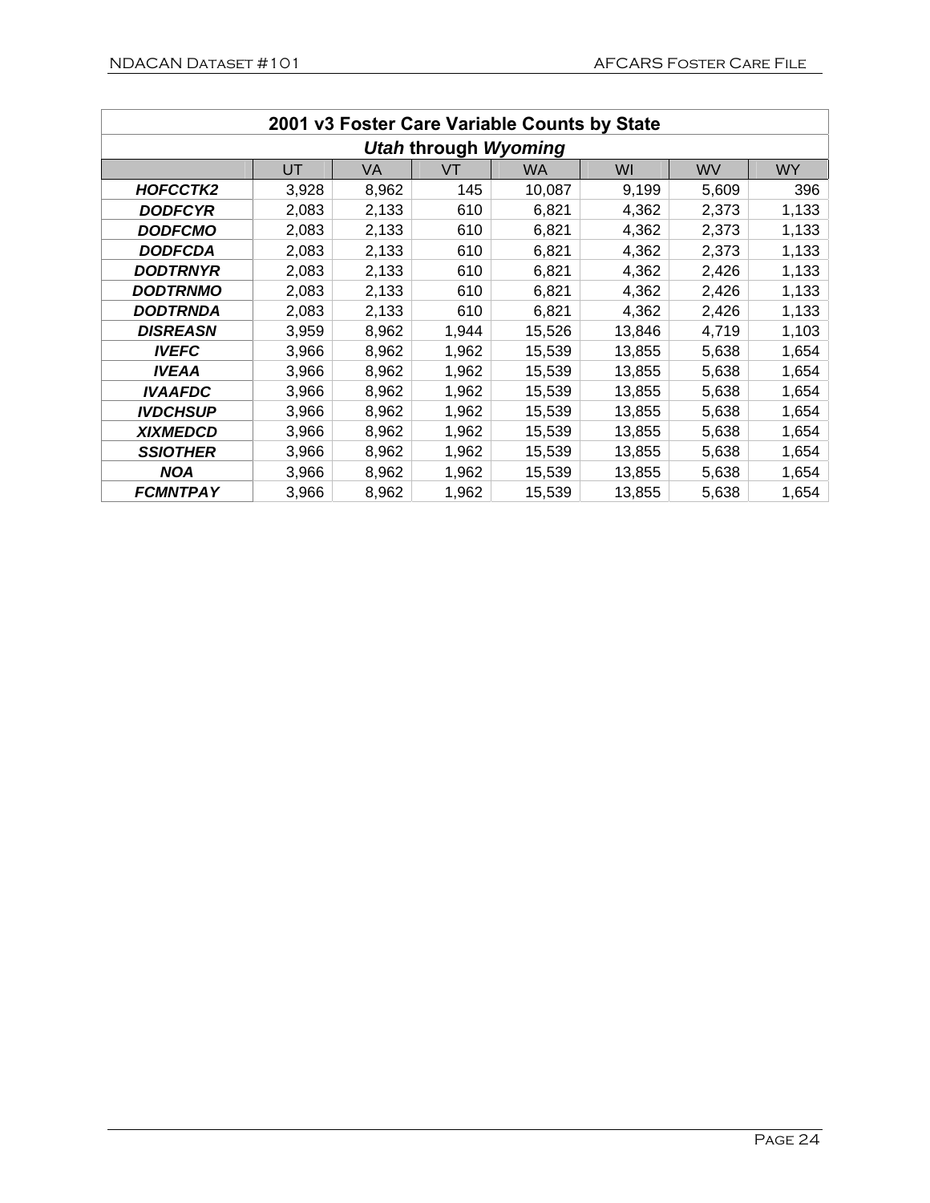| 2001 v3 Foster Care Variable Counts by State | | | | | | | |
|---|---|---|---|---|---|---|---|
| *Utah* through *Wyoming* | | | | | | | |
| | UT | VA | VT | WA | WI | WV | WY |
| ***HOFCCTK2*** | 3,928 | 8,962 | 145 | 10,087 | 9,199 | 5,609 | 396 |
| ***DODFCYR*** | 2,083 | 2,133 | 610 | 6,821 | 4,362 | 2,373 | 1,133 |
| ***DODFCMO*** | 2,083 | 2,133 | 610 | 6,821 | 4,362 | 2,373 | 1,133 |
| ***DODFCDA*** | 2,083 | 2,133 | 610 | 6,821 | 4,362 | 2,373 | 1,133 |
| ***DODTRNYR*** | 2,083 | 2,133 | 610 | 6,821 | 4,362 | 2,426 | 1,133 |
| ***DODTRNMO*** | 2,083 | 2,133 | 610 | 6,821 | 4,362 | 2,426 | 1,133 |
| ***DODTRNDA*** | 2,083 | 2,133 | 610 | 6,821 | 4,362 | 2,426 | 1,133 |
| ***DISREASN*** | 3,959 | 8,962 | 1,944 | 15,526 | 13,846 | 4,719 | 1,103 |
| ***IVEFC*** | 3,966 | 8,962 | 1,962 | 15,539 | 13,855 | 5,638 | 1,654 |
| ***IVEAA*** | 3,966 | 8,962 | 1,962 | 15,539 | 13,855 | 5,638 | 1,654 |
| ***IVAAFDC*** | 3,966 | 8,962 | 1,962 | 15,539 | 13,855 | 5,638 | 1,654 |
| ***IVDCHSUP*** | 3,966 | 8,962 | 1,962 | 15,539 | 13,855 | 5,638 | 1,654 |
| ***XIXMEDCD*** | 3,966 | 8,962 | 1,962 | 15,539 | 13,855 | 5,638 | 1,654 |
| ***SSIOTHER*** | 3,966 | 8,962 | 1,962 | 15,539 | 13,855 | 5,638 | 1,654 |
| ***NOA*** | 3,966 | 8,962 | 1,962 | 15,539 | 13,855 | 5,638 | 1,654 |
| ***FCMNTPAY*** | 3,966 | 8,962 | 1,962 | 15,539 | 13,855 | 5,638 | 1,654 |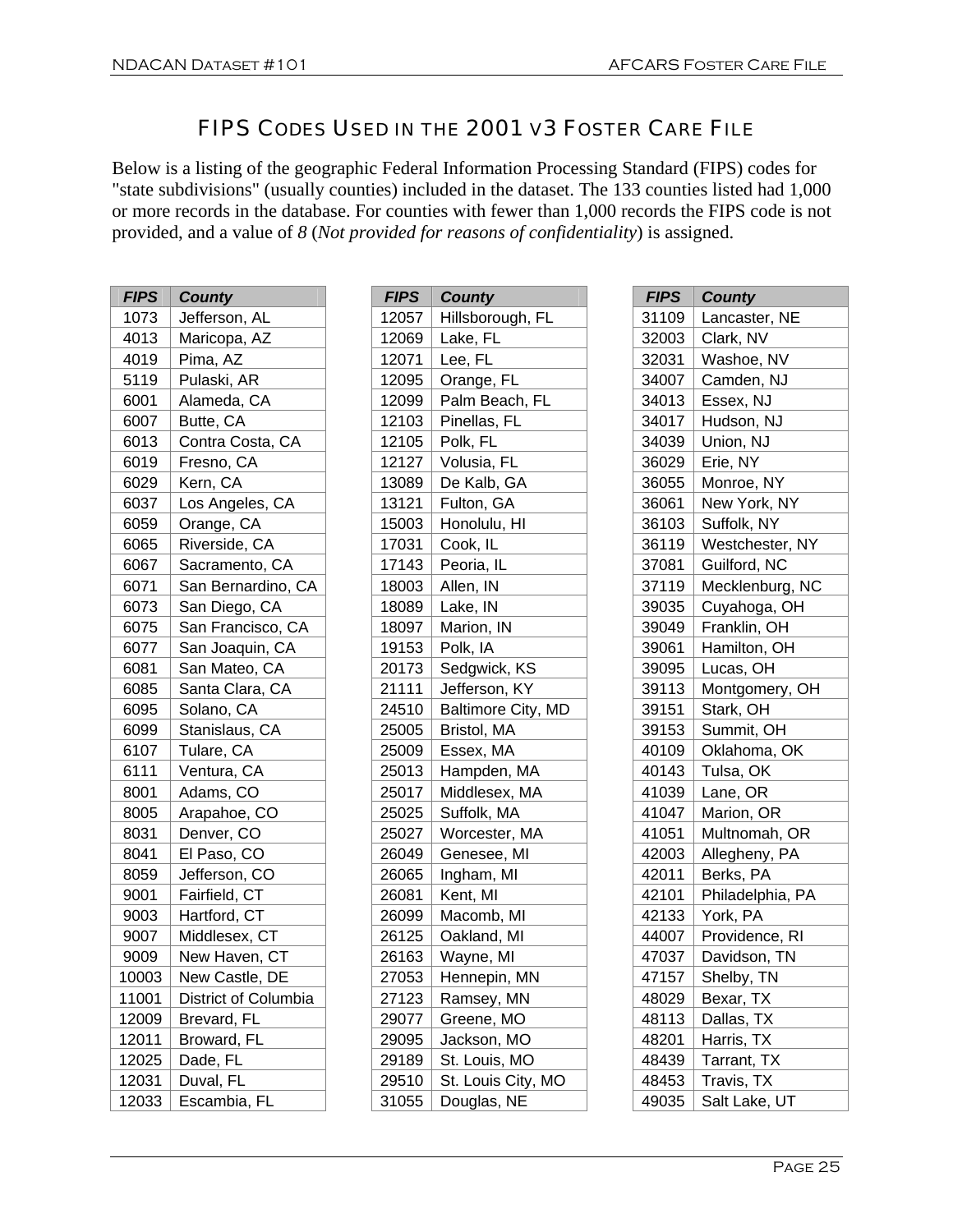## FIPS Codes Used in the 2001 v3 Foster Care File

Below is a listing of the geographic Federal Information Processing Standard (FIPS) codes for "state subdivisions" (usually counties) included in the dataset. The 133 counties listed had 1,000 or more records in the database. For counties with fewer than 1,000 records the FIPS code is not provided, and a value of *8* (*Not provided for reasons of confidentiality*) is assigned.

| FIPS | County |
|---|---|
| 1073 | Jefferson, AL |
| 4013 | Maricopa, AZ |
| 4019 | Pima, AZ |
| 5119 | Pulaski, AR |
| 6001 | Alameda, CA |
| 6007 | Butte, CA |
| 6013 | Contra Costa, CA |
| 6019 | Fresno, CA |
| 6029 | Kern, CA |
| 6037 | Los Angeles, CA |
| 6059 | Orange, CA |
| 6065 | Riverside, CA |
| 6067 | Sacramento, CA |
| 6071 | San Bernardino, CA |
| 6073 | San Diego, CA |
| 6075 | San Francisco, CA |
| 6077 | San Joaquin, CA |
| 6081 | San Mateo, CA |
| 6085 | Santa Clara, CA |
| 6095 | Solano, CA |
| 6099 | Stanislaus, CA |
| 6107 | Tulare, CA |
| 6111 | Ventura, CA |
| 8001 | Adams, CO |
| 8005 | Arapahoe, CO |
| 8031 | Denver, CO |
| 8041 | El Paso, CO |
| 8059 | Jefferson, CO |
| 9001 | Fairfield, CT |
| 9003 | Hartford, CT |
| 9007 | Middlesex, CT |
| 9009 | New Haven, CT |
| 10003 | New Castle, DE |
| 11001 | District of Columbia |
| 12009 | Brevard, FL |
| 12011 | Broward, FL |
| 12025 | Dade, FL |
| 12031 | Duval, FL |
| 12033 | Escambia, FL |
| 12057 | Hillsborough, FL |
| 12069 | Lake, FL |
| 12071 | Lee, FL |
| 12095 | Orange, FL |
| 12099 | Palm Beach, FL |
| 12103 | Pinellas, FL |
| 12105 | Polk, FL |
| 12127 | Volusia, FL |
| 13089 | De Kalb, GA |
| 13121 | Fulton, GA |
| 15003 | Honolulu, HI |
| 17031 | Cook, IL |
| 17143 | Peoria, IL |
| 18003 | Allen, IN |
| 18089 | Lake, IN |
| 18097 | Marion, IN |
| 19153 | Polk, IA |
| 20173 | Sedgwick, KS |
| 21111 | Jefferson, KY |
| 24510 | Baltimore City, MD |
| 25005 | Bristol, MA |
| 25009 | Essex, MA |
| 25013 | Hampden, MA |
| 25017 | Middlesex, MA |
| 25025 | Suffolk, MA |
| 25027 | Worcester, MA |
| 26049 | Genesee, MI |
| 26065 | Ingham, MI |
| 26081 | Kent, MI |
| 26099 | Macomb, MI |
| 26125 | Oakland, MI |
| 26163 | Wayne, MI |
| 27053 | Hennepin, MN |
| 27123 | Ramsey, MN |
| 29077 | Greene, MO |
| 29095 | Jackson, MO |
| 29189 | St. Louis, MO |
| 29510 | St. Louis City, MO |
| 31055 | Douglas, NE |
| 31109 | Lancaster, NE |
| 32003 | Clark, NV |
| 32031 | Washoe, NV |
| 34007 | Camden, NJ |
| 34013 | Essex, NJ |
| 34017 | Hudson, NJ |
| 34039 | Union, NJ |
| 36029 | Erie, NY |
| 36055 | Monroe, NY |
| 36061 | New York, NY |
| 36103 | Suffolk, NY |
| 36119 | Westchester, NY |
| 37081 | Guilford, NC |
| 37119 | Mecklenburg, NC |
| 39035 | Cuyahoga, OH |
| 39049 | Franklin, OH |
| 39061 | Hamilton, OH |
| 39095 | Lucas, OH |
| 39113 | Montgomery, OH |
| 39151 | Stark, OH |
| 39153 | Summit, OH |
| 40109 | Oklahoma, OK |
| 40143 | Tulsa, OK |
| 41039 | Lane, OR |
| 41047 | Marion, OR |
| 41051 | Multnomah, OR |
| 42003 | Allegheny, PA |
| 42011 | Berks, PA |
| 42101 | Philadelphia, PA |
| 42133 | York, PA |
| 44007 | Providence, RI |
| 47037 | Davidson, TN |
| 47157 | Shelby, TN |
| 48029 | Bexar, TX |
| 48113 | Dallas, TX |
| 48201 | Harris, TX |
| 48439 | Tarrant, TX |
| 48453 | Travis, TX |
| 49035 | Salt Lake, UT |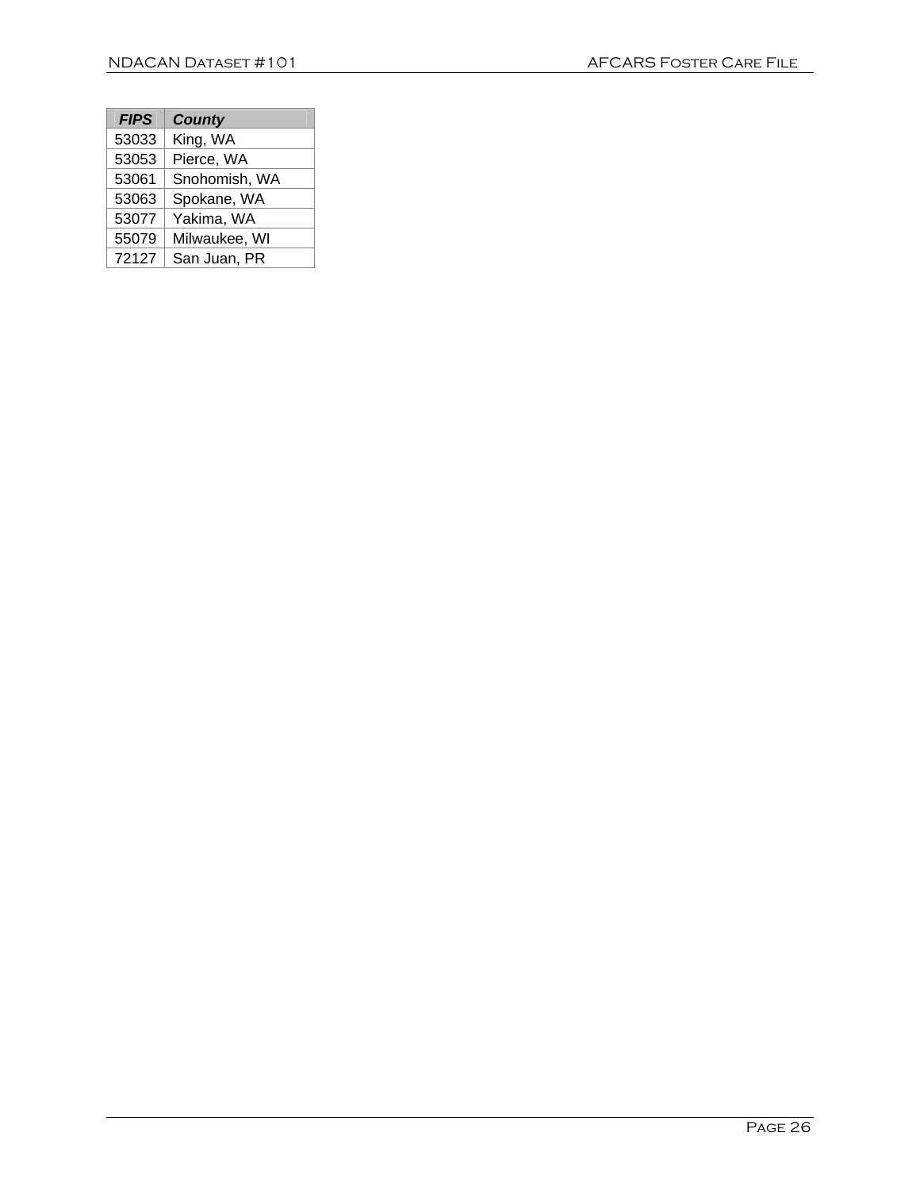| FIPS | County |
| --- | --- |
| 53033 | King, WA |
| 53053 | Pierce, WA |
| 53061 | Snohomish, WA |
| 53063 | Spokane, WA |
| 53077 | Yakima, WA |
| 55079 | Milwaukee, WI |
| 72127 | San Juan, PR |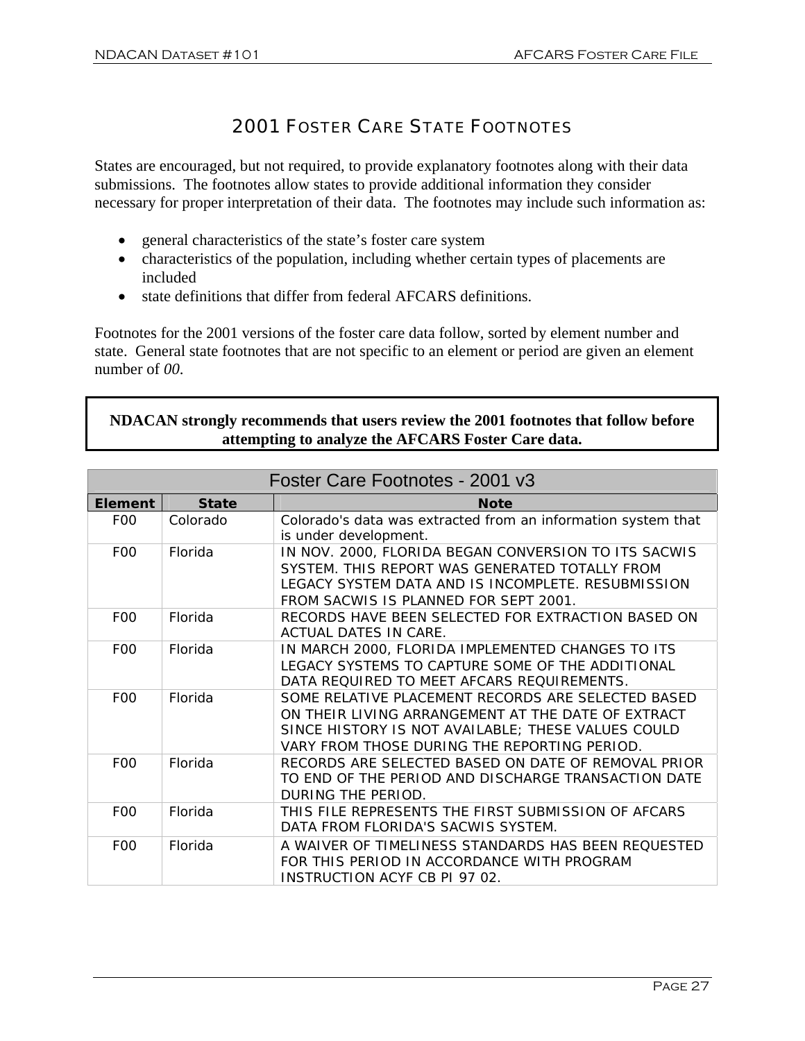## 2001 Foster Care State Footnotes

States are encouraged, but not required, to provide explanatory footnotes along with their data submissions. The footnotes allow states to provide additional information they consider necessary for proper interpretation of their data. The footnotes may include such information as:

- general characteristics of the state's foster care system
- characteristics of the population, including whether certain types of placements are included
- state definitions that differ from federal AFCARS definitions.

Footnotes for the 2001 versions of the foster care data follow, sorted by element number and state. General state footnotes that are not specific to an element or period are given an element number of *00*.

**NDACAN strongly recommends that users review the 2001 footnotes that follow before attempting to analyze the AFCARS Foster Care data.**

| Foster Care Footnotes - 2001 v3 | | |
|---|---|---|
| **Element** | **State** | **Note** |
| F00 | Colorado | Colorado's data was extracted from an information system that is under development. |
| F00 | Florida | IN NOV. 2000, FLORIDA BEGAN CONVERSION TO ITS SACWIS SYSTEM. THIS REPORT WAS GENERATED TOTALLY FROM LEGACY SYSTEM DATA AND IS INCOMPLETE. RESUBMISSION FROM SACWIS IS PLANNED FOR SEPT 2001. |
| F00 | Florida | RECORDS HAVE BEEN SELECTED FOR EXTRACTION BASED ON ACTUAL DATES IN CARE. |
| F00 | Florida | IN MARCH 2000, FLORIDA IMPLEMENTED CHANGES TO ITS LEGACY SYSTEMS TO CAPTURE SOME OF THE ADDITIONAL DATA REQUIRED TO MEET AFCARS REQUIREMENTS. |
| F00 | Florida | SOME RELATIVE PLACEMENT RECORDS ARE SELECTED BASED ON THEIR LIVING ARRANGEMENT AT THE DATE OF EXTRACT SINCE HISTORY IS NOT AVAILABLE; THESE VALUES COULD VARY FROM THOSE DURING THE REPORTING PERIOD. |
| F00 | Florida | RECORDS ARE SELECTED BASED ON DATE OF REMOVAL PRIOR TO END OF THE PERIOD AND DISCHARGE TRANSACTION DATE DURING THE PERIOD. |
| F00 | Florida | THIS FILE REPRESENTS THE FIRST SUBMISSION OF AFCARS DATA FROM FLORIDA'S SACWIS SYSTEM. |
| F00 | Florida | A WAIVER OF TIMELINESS STANDARDS HAS BEEN REQUESTED FOR THIS PERIOD IN ACCORDANCE WITH PROGRAM INSTRUCTION ACYF CB PI 97 02. |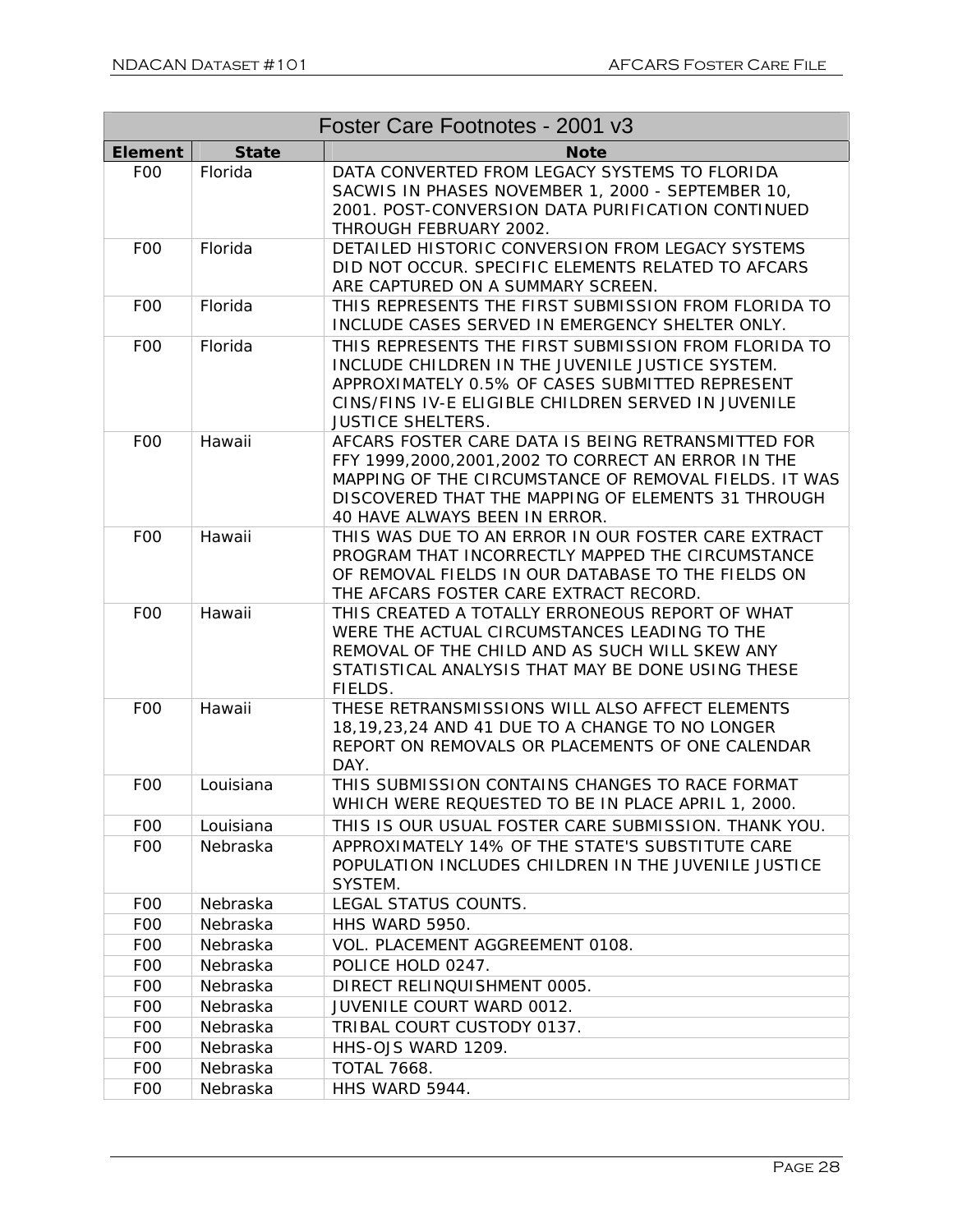| Foster Care Footnotes - 2001 v3 | | |
|---|---|---|
| **Element** | **State** | **Note** |
| F00 | Florida | DATA CONVERTED FROM LEGACY SYSTEMS TO FLORIDA SACWIS IN PHASES NOVEMBER 1, 2000 - SEPTEMBER 10, 2001. POST-CONVERSION DATA PURIFICATION CONTINUED THROUGH FEBRUARY 2002. |
| F00 | Florida | DETAILED HISTORIC CONVERSION FROM LEGACY SYSTEMS DID NOT OCCUR. SPECIFIC ELEMENTS RELATED TO AFCARS ARE CAPTURED ON A SUMMARY SCREEN. |
| F00 | Florida | THIS REPRESENTS THE FIRST SUBMISSION FROM FLORIDA TO INCLUDE CASES SERVED IN EMERGENCY SHELTER ONLY. |
| F00 | Florida | THIS REPRESENTS THE FIRST SUBMISSION FROM FLORIDA TO INCLUDE CHILDREN IN THE JUVENILE JUSTICE SYSTEM. APPROXIMATELY 0.5% OF CASES SUBMITTED REPRESENT CINS/FINS IV-E ELIGIBLE CHILDREN SERVED IN JUVENILE JUSTICE SHELTERS. |
| F00 | Hawaii | AFCARS FOSTER CARE DATA IS BEING RETRANSMITTED FOR FFY 1999,2000,2001,2002 TO CORRECT AN ERROR IN THE MAPPING OF THE CIRCUMSTANCE OF REMOVAL FIELDS. IT WAS DISCOVERED THAT THE MAPPING OF ELEMENTS 31 THROUGH 40 HAVE ALWAYS BEEN IN ERROR. |
| F00 | Hawaii | THIS WAS DUE TO AN ERROR IN OUR FOSTER CARE EXTRACT PROGRAM THAT INCORRECTLY MAPPED THE CIRCUMSTANCE OF REMOVAL FIELDS IN OUR DATABASE TO THE FIELDS ON THE AFCARS FOSTER CARE EXTRACT RECORD. |
| F00 | Hawaii | THIS CREATED A TOTALLY ERRONEOUS REPORT OF WHAT WERE THE ACTUAL CIRCUMSTANCES LEADING TO THE REMOVAL OF THE CHILD AND AS SUCH WILL SKEW ANY STATISTICAL ANALYSIS THAT MAY BE DONE USING THESE FIELDS. |
| F00 | Hawaii | THESE RETRANSMISSIONS WILL ALSO AFFECT ELEMENTS 18,19,23,24 AND 41 DUE TO A CHANGE TO NO LONGER REPORT ON REMOVALS OR PLACEMENTS OF ONE CALENDAR DAY. |
| F00 | Louisiana | THIS SUBMISSION CONTAINS CHANGES TO RACE FORMAT WHICH WERE REQUESTED TO BE IN PLACE APRIL 1, 2000. |
| F00 | Louisiana | THIS IS OUR USUAL FOSTER CARE SUBMISSION. THANK YOU. |
| F00 | Nebraska | APPROXIMATELY 14% OF THE STATE'S SUBSTITUTE CARE POPULATION INCLUDES CHILDREN IN THE JUVENILE JUSTICE SYSTEM. |
| F00 | Nebraska | LEGAL STATUS COUNTS. |
| F00 | Nebraska | HHS WARD 5950. |
| F00 | Nebraska | VOL. PLACEMENT AGGREEMENT 0108. |
| F00 | Nebraska | POLICE HOLD 0247. |
| F00 | Nebraska | DIRECT RELINQUISHMENT 0005. |
| F00 | Nebraska | JUVENILE COURT WARD 0012. |
| F00 | Nebraska | TRIBAL COURT CUSTODY 0137. |
| F00 | Nebraska | HHS-OJS WARD 1209. |
| F00 | Nebraska | TOTAL 7668. |
| F00 | Nebraska | HHS WARD 5944. |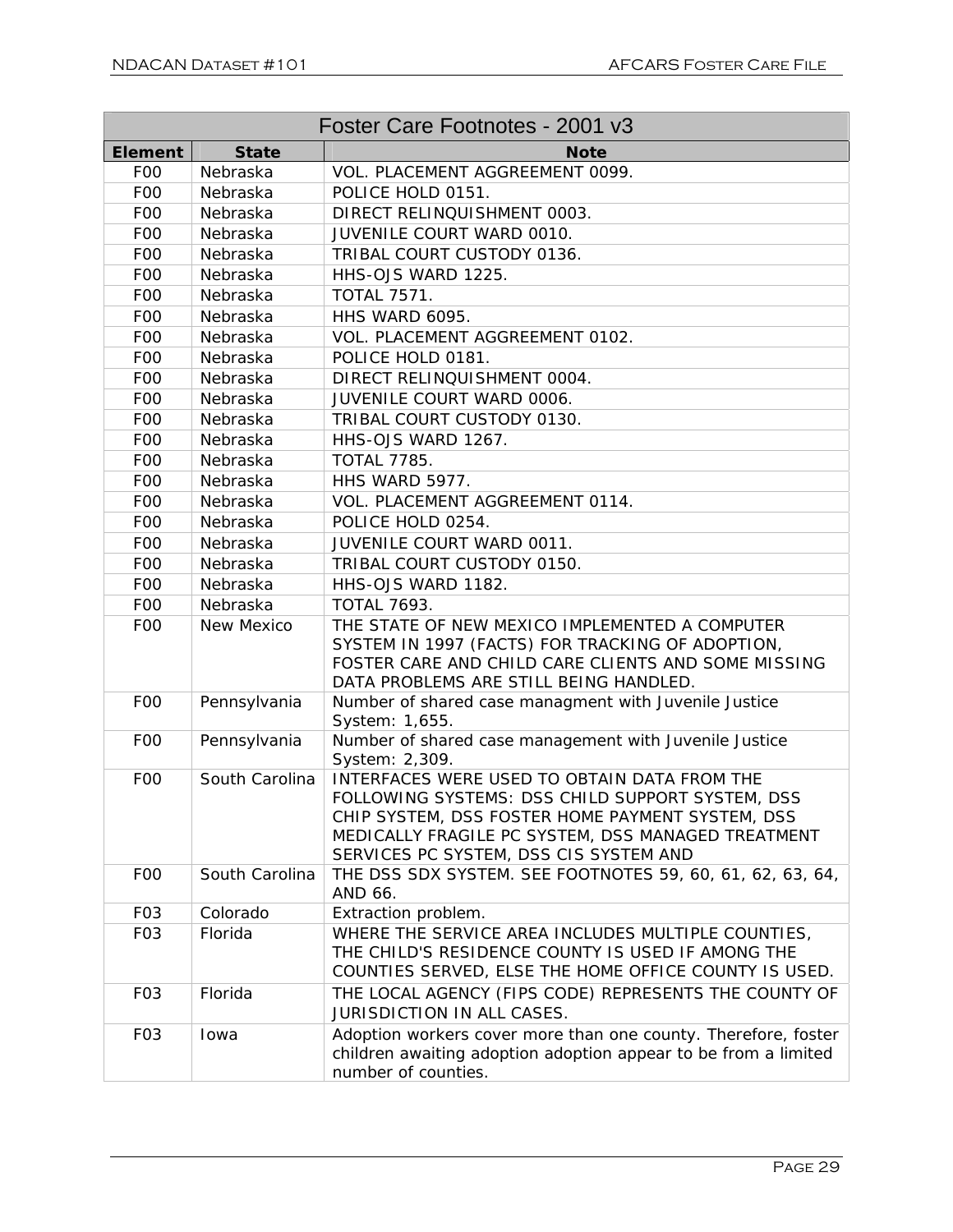| Foster Care Footnotes - 2001 v3 | | |
|---|---|---|
| **Element** | **State** | **Note** |
| F00 | Nebraska | VOL. PLACEMENT AGGREEMENT 0099. |
| F00 | Nebraska | POLICE HOLD 0151. |
| F00 | Nebraska | DIRECT RELINQUISHMENT 0003. |
| F00 | Nebraska | JUVENILE COURT WARD 0010. |
| F00 | Nebraska | TRIBAL COURT CUSTODY 0136. |
| F00 | Nebraska | HHS-OJS WARD 1225. |
| F00 | Nebraska | TOTAL 7571. |
| F00 | Nebraska | HHS WARD 6095. |
| F00 | Nebraska | VOL. PLACEMENT AGGREEMENT 0102. |
| F00 | Nebraska | POLICE HOLD 0181. |
| F00 | Nebraska | DIRECT RELINQUISHMENT 0004. |
| F00 | Nebraska | JUVENILE COURT WARD 0006. |
| F00 | Nebraska | TRIBAL COURT CUSTODY 0130. |
| F00 | Nebraska | HHS-OJS WARD 1267. |
| F00 | Nebraska | TOTAL 7785. |
| F00 | Nebraska | HHS WARD 5977. |
| F00 | Nebraska | VOL. PLACEMENT AGGREEMENT 0114. |
| F00 | Nebraska | POLICE HOLD 0254. |
| F00 | Nebraska | JUVENILE COURT WARD 0011. |
| F00 | Nebraska | TRIBAL COURT CUSTODY 0150. |
| F00 | Nebraska | HHS-OJS WARD 1182. |
| F00 | Nebraska | TOTAL 7693. |
| F00 | New Mexico | THE STATE OF NEW MEXICO IMPLEMENTED A COMPUTER SYSTEM IN 1997 (FACTS) FOR TRACKING OF ADOPTION, FOSTER CARE AND CHILD CARE CLIENTS AND SOME MISSING DATA PROBLEMS ARE STILL BEING HANDLED. |
| F00 | Pennsylvania | Number of shared case managment with Juvenile Justice System: 1,655. |
| F00 | Pennsylvania | Number of shared case management with Juvenile Justice System: 2,309. |
| F00 | South Carolina | INTERFACES WERE USED TO OBTAIN DATA FROM THE FOLLOWING SYSTEMS: DSS CHILD SUPPORT SYSTEM, DSS CHIP SYSTEM, DSS FOSTER HOME PAYMENT SYSTEM, DSS MEDICALLY FRAGILE PC SYSTEM, DSS MANAGED TREATMENT SERVICES PC SYSTEM, DSS CIS SYSTEM AND |
| F00 | South Carolina | THE DSS SDX SYSTEM. SEE FOOTNOTES 59, 60, 61, 62, 63, 64, AND 66. |
| F03 | Colorado | Extraction problem. |
| F03 | Florida | WHERE THE SERVICE AREA INCLUDES MULTIPLE COUNTIES, THE CHILD'S RESIDENCE COUNTY IS USED IF AMONG THE COUNTIES SERVED, ELSE THE HOME OFFICE COUNTY IS USED. |
| F03 | Florida | THE LOCAL AGENCY (FIPS CODE) REPRESENTS THE COUNTY OF JURISDICTION IN ALL CASES. |
| F03 | Iowa | Adoption workers cover more than one county. Therefore, foster children awaiting adoption adoption appear to be from a limited number of counties. |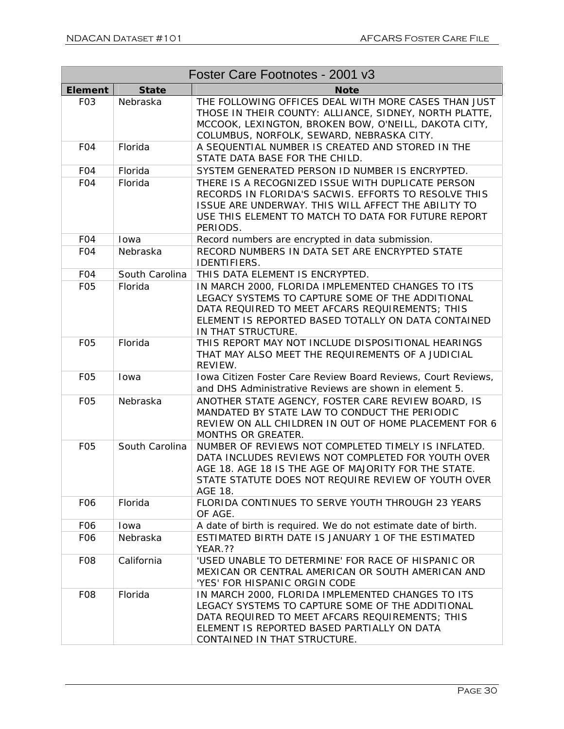| Foster Care Footnotes - 2001 v3 | | |
|---|---|---|
| **Element** | **State** | **Note** |
| F03 | Nebraska | THE FOLLOWING OFFICES DEAL WITH MORE CASES THAN JUST THOSE IN THEIR COUNTY: ALLIANCE, SIDNEY, NORTH PLATTE, MCCOOK, LEXINGTON, BROKEN BOW, O'NEILL, DAKOTA CITY, COLUMBUS, NORFOLK, SEWARD, NEBRASKA CITY. |
| F04 | Florida | A SEQUENTIAL NUMBER IS CREATED AND STORED IN THE STATE DATA BASE FOR THE CHILD. |
| F04 | Florida | SYSTEM GENERATED PERSON ID NUMBER IS ENCRYPTED. |
| F04 | Florida | THERE IS A RECOGNIZED ISSUE WITH DUPLICATE PERSON RECORDS IN FLORIDA'S SACWIS. EFFORTS TO RESOLVE THIS ISSUE ARE UNDERWAY. THIS WILL AFFECT THE ABILITY TO USE THIS ELEMENT TO MATCH TO DATA FOR FUTURE REPORT PERIODS. |
| F04 | Iowa | Record numbers are encrypted in data submission. |
| F04 | Nebraska | RECORD NUMBERS IN DATA SET ARE ENCRYPTED STATE IDENTIFIERS. |
| F04 | South Carolina | THIS DATA ELEMENT IS ENCRYPTED. |
| F05 | Florida | IN MARCH 2000, FLORIDA IMPLEMENTED CHANGES TO ITS LEGACY SYSTEMS TO CAPTURE SOME OF THE ADDITIONAL DATA REQUIRED TO MEET AFCARS REQUIREMENTS; THIS ELEMENT IS REPORTED BASED TOTALLY ON DATA CONTAINED IN THAT STRUCTURE. |
| F05 | Florida | THIS REPORT MAY NOT INCLUDE DISPOSITIONAL HEARINGS THAT MAY ALSO MEET THE REQUIREMENTS OF A JUDICIAL REVIEW. |
| F05 | Iowa | Iowa Citizen Foster Care Review Board Reviews, Court Reviews, and DHS Administrative Reviews are shown in element 5. |
| F05 | Nebraska | ANOTHER STATE AGENCY, FOSTER CARE REVIEW BOARD, IS MANDATED BY STATE LAW TO CONDUCT THE PERIODIC REVIEW ON ALL CHILDREN IN OUT OF HOME PLACEMENT FOR 6 MONTHS OR GREATER. |
| F05 | South Carolina | NUMBER OF REVIEWS NOT COMPLETED TIMELY IS INFLATED. DATA INCLUDES REVIEWS NOT COMPLETED FOR YOUTH OVER AGE 18. AGE 18 IS THE AGE OF MAJORITY FOR THE STATE. STATE STATUTE DOES NOT REQUIRE REVIEW OF YOUTH OVER AGE 18. |
| F06 | Florida | FLORIDA CONTINUES TO SERVE YOUTH THROUGH 23 YEARS OF AGE. |
| F06 | Iowa | A date of birth is required. We do not estimate date of birth. |
| F06 | Nebraska | ESTIMATED BIRTH DATE IS JANUARY 1 OF THE ESTIMATED YEAR.?? |
| F08 | California | 'USED UNABLE TO DETERMINE' FOR RACE OF HISPANIC OR MEXICAN OR CENTRAL AMERICAN OR SOUTH AMERICAN AND 'YES' FOR HISPANIC ORGIN CODE |
| F08 | Florida | IN MARCH 2000, FLORIDA IMPLEMENTED CHANGES TO ITS LEGACY SYSTEMS TO CAPTURE SOME OF THE ADDITIONAL DATA REQUIRED TO MEET AFCARS REQUIREMENTS; THIS ELEMENT IS REPORTED BASED PARTIALLY ON DATA CONTAINED IN THAT STRUCTURE. |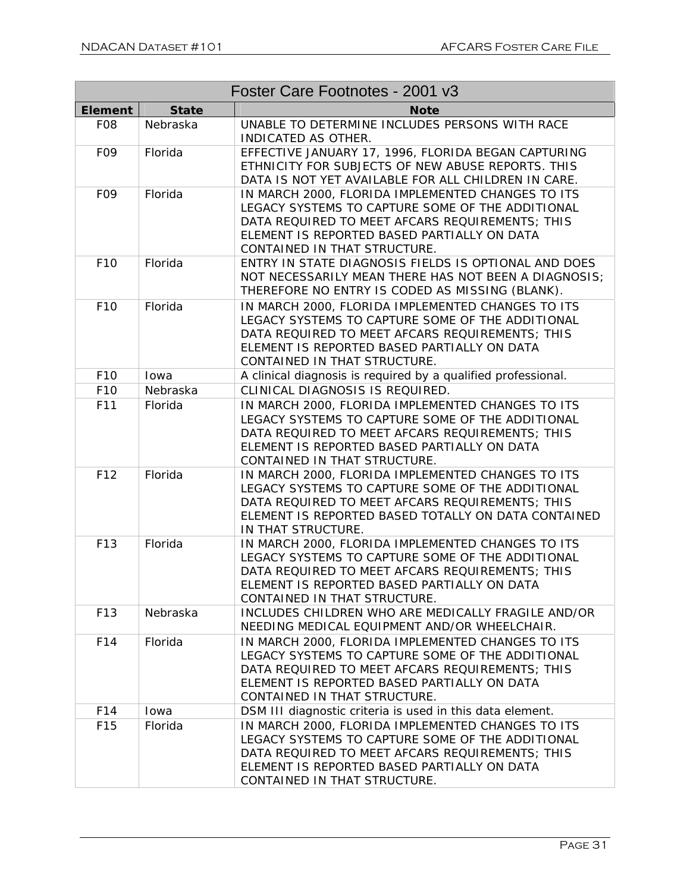| Foster Care Footnotes - 2001 v3 | | |
|---|---|---|
| **Element** | **State** | **Note** |
| F08 | Nebraska | UNABLE TO DETERMINE INCLUDES PERSONS WITH RACE INDICATED AS OTHER. |
| F09 | Florida | EFFECTIVE JANUARY 17, 1996, FLORIDA BEGAN CAPTURING ETHNICITY FOR SUBJECTS OF NEW ABUSE REPORTS. THIS DATA IS NOT YET AVAILABLE FOR ALL CHILDREN IN CARE. |
| F09 | Florida | IN MARCH 2000, FLORIDA IMPLEMENTED CHANGES TO ITS LEGACY SYSTEMS TO CAPTURE SOME OF THE ADDITIONAL DATA REQUIRED TO MEET AFCARS REQUIREMENTS; THIS ELEMENT IS REPORTED BASED PARTIALLY ON DATA CONTAINED IN THAT STRUCTURE. |
| F10 | Florida | ENTRY IN STATE DIAGNOSIS FIELDS IS OPTIONAL AND DOES NOT NECESSARILY MEAN THERE HAS NOT BEEN A DIAGNOSIS; THEREFORE NO ENTRY IS CODED AS MISSING (BLANK). |
| F10 | Florida | IN MARCH 2000, FLORIDA IMPLEMENTED CHANGES TO ITS LEGACY SYSTEMS TO CAPTURE SOME OF THE ADDITIONAL DATA REQUIRED TO MEET AFCARS REQUIREMENTS; THIS ELEMENT IS REPORTED BASED PARTIALLY ON DATA CONTAINED IN THAT STRUCTURE. |
| F10 | Iowa | A clinical diagnosis is required by a qualified professional. |
| F10 | Nebraska | CLINICAL DIAGNOSIS IS REQUIRED. |
| F11 | Florida | IN MARCH 2000, FLORIDA IMPLEMENTED CHANGES TO ITS LEGACY SYSTEMS TO CAPTURE SOME OF THE ADDITIONAL DATA REQUIRED TO MEET AFCARS REQUIREMENTS; THIS ELEMENT IS REPORTED BASED PARTIALLY ON DATA CONTAINED IN THAT STRUCTURE. |
| F12 | Florida | IN MARCH 2000, FLORIDA IMPLEMENTED CHANGES TO ITS LEGACY SYSTEMS TO CAPTURE SOME OF THE ADDITIONAL DATA REQUIRED TO MEET AFCARS REQUIREMENTS; THIS ELEMENT IS REPORTED BASED TOTALLY ON DATA CONTAINED IN THAT STRUCTURE. |
| F13 | Florida | IN MARCH 2000, FLORIDA IMPLEMENTED CHANGES TO ITS LEGACY SYSTEMS TO CAPTURE SOME OF THE ADDITIONAL DATA REQUIRED TO MEET AFCARS REQUIREMENTS; THIS ELEMENT IS REPORTED BASED PARTIALLY ON DATA CONTAINED IN THAT STRUCTURE. |
| F13 | Nebraska | INCLUDES CHILDREN WHO ARE MEDICALLY FRAGILE AND/OR NEEDING MEDICAL EQUIPMENT AND/OR WHEELCHAIR. |
| F14 | Florida | IN MARCH 2000, FLORIDA IMPLEMENTED CHANGES TO ITS LEGACY SYSTEMS TO CAPTURE SOME OF THE ADDITIONAL DATA REQUIRED TO MEET AFCARS REQUIREMENTS; THIS ELEMENT IS REPORTED BASED PARTIALLY ON DATA CONTAINED IN THAT STRUCTURE. |
| F14 | Iowa | DSM III diagnostic criteria is used in this data element. |
| F15 | Florida | IN MARCH 2000, FLORIDA IMPLEMENTED CHANGES TO ITS LEGACY SYSTEMS TO CAPTURE SOME OF THE ADDITIONAL DATA REQUIRED TO MEET AFCARS REQUIREMENTS; THIS ELEMENT IS REPORTED BASED PARTIALLY ON DATA CONTAINED IN THAT STRUCTURE. |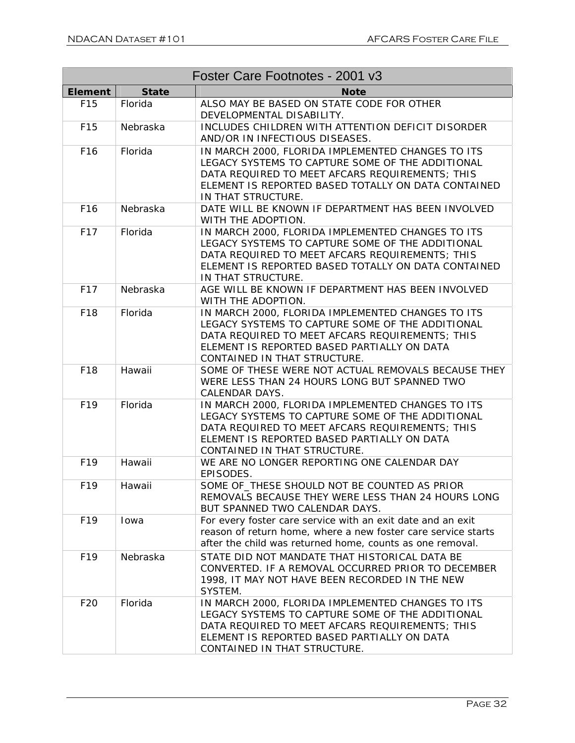| Foster Care Footnotes - 2001 v3 | | |
|---|---|---|
| **Element** | **State** | **Note** |
| F15 | Florida | ALSO MAY BE BASED ON STATE CODE FOR OTHER DEVELOPMENTAL DISABILITY. |
| F15 | Nebraska | INCLUDES CHILDREN WITH ATTENTION DEFICIT DISORDER AND/OR IN INFECTIOUS DISEASES. |
| F16 | Florida | IN MARCH 2000, FLORIDA IMPLEMENTED CHANGES TO ITS LEGACY SYSTEMS TO CAPTURE SOME OF THE ADDITIONAL DATA REQUIRED TO MEET AFCARS REQUIREMENTS; THIS ELEMENT IS REPORTED BASED TOTALLY ON DATA CONTAINED IN THAT STRUCTURE. |
| F16 | Nebraska | DATE WILL BE KNOWN IF DEPARTMENT HAS BEEN INVOLVED WITH THE ADOPTION. |
| F17 | Florida | IN MARCH 2000, FLORIDA IMPLEMENTED CHANGES TO ITS LEGACY SYSTEMS TO CAPTURE SOME OF THE ADDITIONAL DATA REQUIRED TO MEET AFCARS REQUIREMENTS; THIS ELEMENT IS REPORTED BASED TOTALLY ON DATA CONTAINED IN THAT STRUCTURE. |
| F17 | Nebraska | AGE WILL BE KNOWN IF DEPARTMENT HAS BEEN INVOLVED WITH THE ADOPTION. |
| F18 | Florida | IN MARCH 2000, FLORIDA IMPLEMENTED CHANGES TO ITS LEGACY SYSTEMS TO CAPTURE SOME OF THE ADDITIONAL DATA REQUIRED TO MEET AFCARS REQUIREMENTS; THIS ELEMENT IS REPORTED BASED PARTIALLY ON DATA CONTAINED IN THAT STRUCTURE. |
| F18 | Hawaii | SOME OF THESE WERE NOT ACTUAL REMOVALS BECAUSE THEY WERE LESS THAN 24 HOURS LONG BUT SPANNED TWO CALENDAR DAYS. |
| F19 | Florida | IN MARCH 2000, FLORIDA IMPLEMENTED CHANGES TO ITS LEGACY SYSTEMS TO CAPTURE SOME OF THE ADDITIONAL DATA REQUIRED TO MEET AFCARS REQUIREMENTS; THIS ELEMENT IS REPORTED BASED PARTIALLY ON DATA CONTAINED IN THAT STRUCTURE. |
| F19 | Hawaii | WE ARE NO LONGER REPORTING ONE CALENDAR DAY EPISODES. |
| F19 | Hawaii | SOME OF_THESE SHOULD NOT BE COUNTED AS PRIOR REMOVALS BECAUSE THEY WERE LESS THAN 24 HOURS LONG BUT SPANNED TWO CALENDAR DAYS. |
| F19 | Iowa | For every foster care service with an exit date and an exit reason of return home, where a new foster care service starts after the child was returned home, counts as one removal. |
| F19 | Nebraska | STATE DID NOT MANDATE THAT HISTORICAL DATA BE CONVERTED. IF A REMOVAL OCCURRED PRIOR TO DECEMBER 1998, IT MAY NOT HAVE BEEN RECORDED IN THE NEW SYSTEM. |
| F20 | Florida | IN MARCH 2000, FLORIDA IMPLEMENTED CHANGES TO ITS LEGACY SYSTEMS TO CAPTURE SOME OF THE ADDITIONAL DATA REQUIRED TO MEET AFCARS REQUIREMENTS; THIS ELEMENT IS REPORTED BASED PARTIALLY ON DATA CONTAINED IN THAT STRUCTURE. |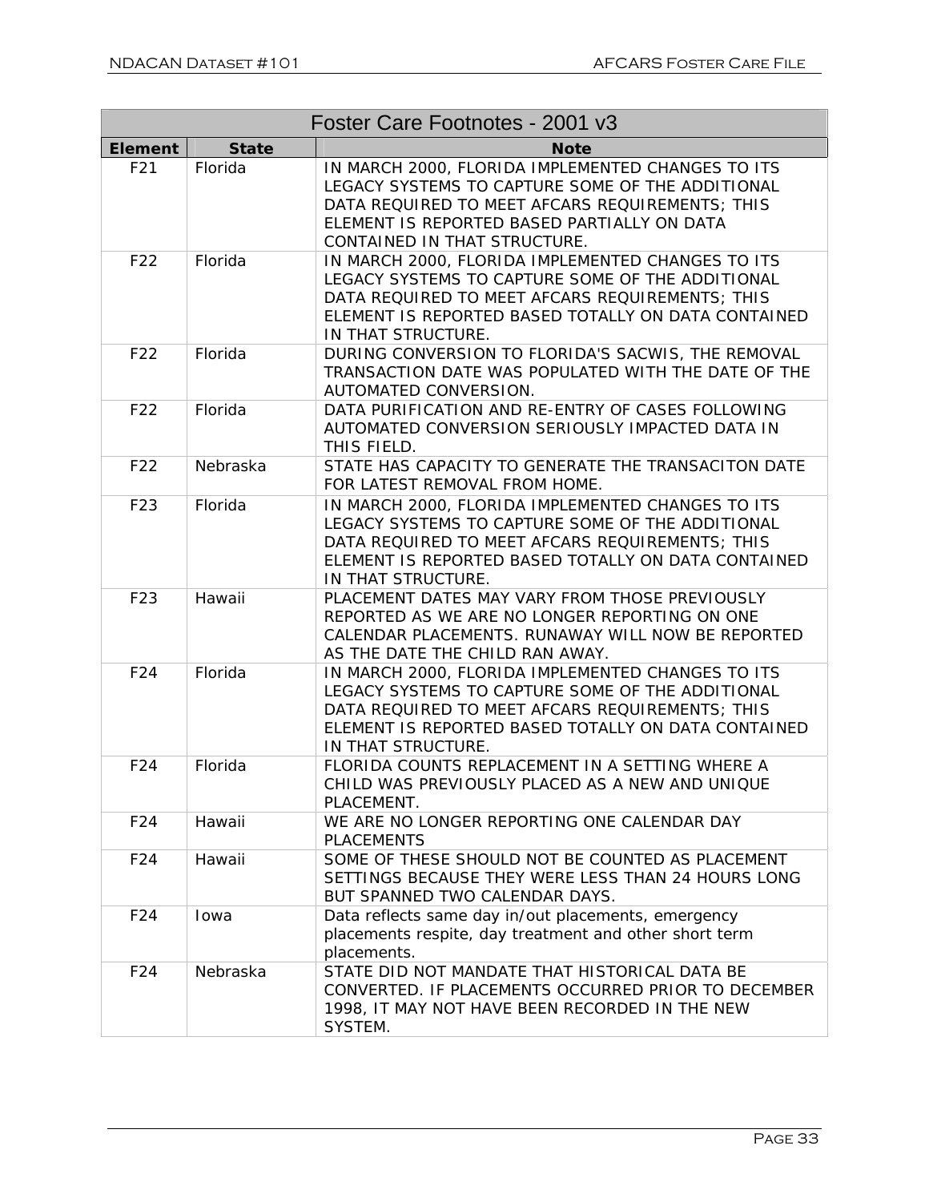| Foster Care Footnotes - 2001 v3 | | |
|---|---|---|
| **Element** | **State** | **Note** |
| F21 | Florida | IN MARCH 2000, FLORIDA IMPLEMENTED CHANGES TO ITS LEGACY SYSTEMS TO CAPTURE SOME OF THE ADDITIONAL DATA REQUIRED TO MEET AFCARS REQUIREMENTS; THIS ELEMENT IS REPORTED BASED PARTIALLY ON DATA CONTAINED IN THAT STRUCTURE. |
| F22 | Florida | IN MARCH 2000, FLORIDA IMPLEMENTED CHANGES TO ITS LEGACY SYSTEMS TO CAPTURE SOME OF THE ADDITIONAL DATA REQUIRED TO MEET AFCARS REQUIREMENTS; THIS ELEMENT IS REPORTED BASED TOTALLY ON DATA CONTAINED IN THAT STRUCTURE. |
| F22 | Florida | DURING CONVERSION TO FLORIDA'S SACWIS, THE REMOVAL TRANSACTION DATE WAS POPULATED WITH THE DATE OF THE AUTOMATED CONVERSION. |
| F22 | Florida | DATA PURIFICATION AND RE-ENTRY OF CASES FOLLOWING AUTOMATED CONVERSION SERIOUSLY IMPACTED DATA IN THIS FIELD. |
| F22 | Nebraska | STATE HAS CAPACITY TO GENERATE THE TRANSACITON DATE FOR LATEST REMOVAL FROM HOME. |
| F23 | Florida | IN MARCH 2000, FLORIDA IMPLEMENTED CHANGES TO ITS LEGACY SYSTEMS TO CAPTURE SOME OF THE ADDITIONAL DATA REQUIRED TO MEET AFCARS REQUIREMENTS; THIS ELEMENT IS REPORTED BASED TOTALLY ON DATA CONTAINED IN THAT STRUCTURE. |
| F23 | Hawaii | PLACEMENT DATES MAY VARY FROM THOSE PREVIOUSLY REPORTED AS WE ARE NO LONGER REPORTING ON ONE CALENDAR PLACEMENTS. RUNAWAY WILL NOW BE REPORTED AS THE DATE THE CHILD RAN AWAY. |
| F24 | Florida | IN MARCH 2000, FLORIDA IMPLEMENTED CHANGES TO ITS LEGACY SYSTEMS TO CAPTURE SOME OF THE ADDITIONAL DATA REQUIRED TO MEET AFCARS REQUIREMENTS; THIS ELEMENT IS REPORTED BASED TOTALLY ON DATA CONTAINED IN THAT STRUCTURE. |
| F24 | Florida | FLORIDA COUNTS REPLACEMENT IN A SETTING WHERE A CHILD WAS PREVIOUSLY PLACED AS A NEW AND UNIQUE PLACEMENT. |
| F24 | Hawaii | WE ARE NO LONGER REPORTING ONE CALENDAR DAY PLACEMENTS |
| F24 | Hawaii | SOME OF THESE SHOULD NOT BE COUNTED AS PLACEMENT SETTINGS BECAUSE THEY WERE LESS THAN 24 HOURS LONG BUT SPANNED TWO CALENDAR DAYS. |
| F24 | Iowa | Data reflects same day in/out placements, emergency placements respite, day treatment and other short term placements. |
| F24 | Nebraska | STATE DID NOT MANDATE THAT HISTORICAL DATA BE CONVERTED. IF PLACEMENTS OCCURRED PRIOR TO DECEMBER 1998, IT MAY NOT HAVE BEEN RECORDED IN THE NEW SYSTEM. |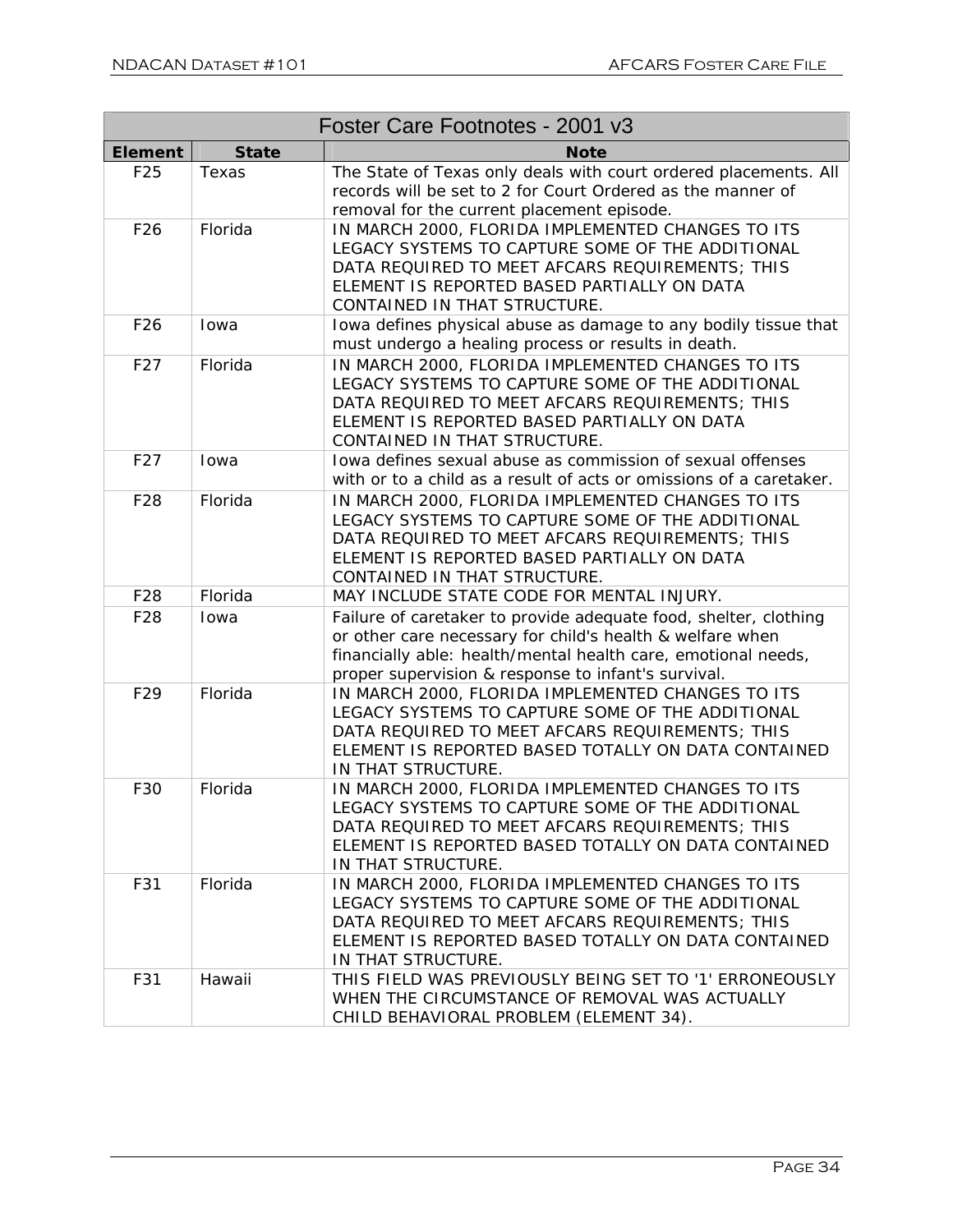| Foster Care Footnotes - 2001 v3 | | |
|---|---|---|
| **Element** | **State** | **Note** |
| F25 | Texas | The State of Texas only deals with court ordered placements. All records will be set to 2 for Court Ordered as the manner of removal for the current placement episode. |
| F26 | Florida | IN MARCH 2000, FLORIDA IMPLEMENTED CHANGES TO ITS LEGACY SYSTEMS TO CAPTURE SOME OF THE ADDITIONAL DATA REQUIRED TO MEET AFCARS REQUIREMENTS; THIS ELEMENT IS REPORTED BASED PARTIALLY ON DATA CONTAINED IN THAT STRUCTURE. |
| F26 | Iowa | Iowa defines physical abuse as damage to any bodily tissue that must undergo a healing process or results in death. |
| F27 | Florida | IN MARCH 2000, FLORIDA IMPLEMENTED CHANGES TO ITS LEGACY SYSTEMS TO CAPTURE SOME OF THE ADDITIONAL DATA REQUIRED TO MEET AFCARS REQUIREMENTS; THIS ELEMENT IS REPORTED BASED PARTIALLY ON DATA CONTAINED IN THAT STRUCTURE. |
| F27 | Iowa | Iowa defines sexual abuse as commission of sexual offenses with or to a child as a result of acts or omissions of a caretaker. |
| F28 | Florida | IN MARCH 2000, FLORIDA IMPLEMENTED CHANGES TO ITS LEGACY SYSTEMS TO CAPTURE SOME OF THE ADDITIONAL DATA REQUIRED TO MEET AFCARS REQUIREMENTS; THIS ELEMENT IS REPORTED BASED PARTIALLY ON DATA CONTAINED IN THAT STRUCTURE. |
| F28 | Florida | MAY INCLUDE STATE CODE FOR MENTAL INJURY. |
| F28 | Iowa | Failure of caretaker to provide adequate food, shelter, clothing or other care necessary for child's health & welfare when financially able: health/mental health care, emotional needs, proper supervision & response to infant's survival. |
| F29 | Florida | IN MARCH 2000, FLORIDA IMPLEMENTED CHANGES TO ITS LEGACY SYSTEMS TO CAPTURE SOME OF THE ADDITIONAL DATA REQUIRED TO MEET AFCARS REQUIREMENTS; THIS ELEMENT IS REPORTED BASED TOTALLY ON DATA CONTAINED IN THAT STRUCTURE. |
| F30 | Florida | IN MARCH 2000, FLORIDA IMPLEMENTED CHANGES TO ITS LEGACY SYSTEMS TO CAPTURE SOME OF THE ADDITIONAL DATA REQUIRED TO MEET AFCARS REQUIREMENTS; THIS ELEMENT IS REPORTED BASED TOTALLY ON DATA CONTAINED IN THAT STRUCTURE. |
| F31 | Florida | IN MARCH 2000, FLORIDA IMPLEMENTED CHANGES TO ITS LEGACY SYSTEMS TO CAPTURE SOME OF THE ADDITIONAL DATA REQUIRED TO MEET AFCARS REQUIREMENTS; THIS ELEMENT IS REPORTED BASED TOTALLY ON DATA CONTAINED IN THAT STRUCTURE. |
| F31 | Hawaii | THIS FIELD WAS PREVIOUSLY BEING SET TO '1' ERRONEOUSLY WHEN THE CIRCUMSTANCE OF REMOVAL WAS ACTUALLY CHILD BEHAVIORAL PROBLEM (ELEMENT 34). |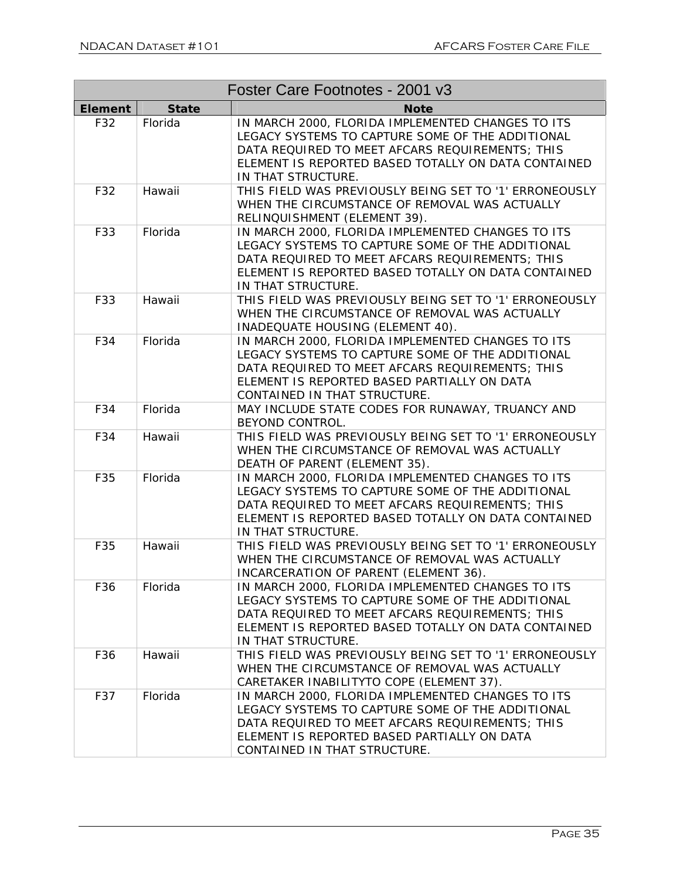| Foster Care Footnotes - 2001 v3 | | |
|---|---|---|
| **Element** | **State** | **Note** |
| F32 | Florida | IN MARCH 2000, FLORIDA IMPLEMENTED CHANGES TO ITS LEGACY SYSTEMS TO CAPTURE SOME OF THE ADDITIONAL DATA REQUIRED TO MEET AFCARS REQUIREMENTS; THIS ELEMENT IS REPORTED BASED TOTALLY ON DATA CONTAINED IN THAT STRUCTURE. |
| F32 | Hawaii | THIS FIELD WAS PREVIOUSLY BEING SET TO '1' ERRONEOUSLY WHEN THE CIRCUMSTANCE OF REMOVAL WAS ACTUALLY RELINQUISHMENT (ELEMENT 39). |
| F33 | Florida | IN MARCH 2000, FLORIDA IMPLEMENTED CHANGES TO ITS LEGACY SYSTEMS TO CAPTURE SOME OF THE ADDITIONAL DATA REQUIRED TO MEET AFCARS REQUIREMENTS; THIS ELEMENT IS REPORTED BASED TOTALLY ON DATA CONTAINED IN THAT STRUCTURE. |
| F33 | Hawaii | THIS FIELD WAS PREVIOUSLY BEING SET TO '1' ERRONEOUSLY WHEN THE CIRCUMSTANCE OF REMOVAL WAS ACTUALLY INADEQUATE HOUSING (ELEMENT 40). |
| F34 | Florida | IN MARCH 2000, FLORIDA IMPLEMENTED CHANGES TO ITS LEGACY SYSTEMS TO CAPTURE SOME OF THE ADDITIONAL DATA REQUIRED TO MEET AFCARS REQUIREMENTS; THIS ELEMENT IS REPORTED BASED PARTIALLY ON DATA CONTAINED IN THAT STRUCTURE. |
| F34 | Florida | MAY INCLUDE STATE CODES FOR RUNAWAY, TRUANCY AND BEYOND CONTROL. |
| F34 | Hawaii | THIS FIELD WAS PREVIOUSLY BEING SET TO '1' ERRONEOUSLY WHEN THE CIRCUMSTANCE OF REMOVAL WAS ACTUALLY DEATH OF PARENT (ELEMENT 35). |
| F35 | Florida | IN MARCH 2000, FLORIDA IMPLEMENTED CHANGES TO ITS LEGACY SYSTEMS TO CAPTURE SOME OF THE ADDITIONAL DATA REQUIRED TO MEET AFCARS REQUIREMENTS; THIS ELEMENT IS REPORTED BASED TOTALLY ON DATA CONTAINED IN THAT STRUCTURE. |
| F35 | Hawaii | THIS FIELD WAS PREVIOUSLY BEING SET TO '1' ERRONEOUSLY WHEN THE CIRCUMSTANCE OF REMOVAL WAS ACTUALLY INCARCERATION OF PARENT (ELEMENT 36). |
| F36 | Florida | IN MARCH 2000, FLORIDA IMPLEMENTED CHANGES TO ITS LEGACY SYSTEMS TO CAPTURE SOME OF THE ADDITIONAL DATA REQUIRED TO MEET AFCARS REQUIREMENTS; THIS ELEMENT IS REPORTED BASED TOTALLY ON DATA CONTAINED IN THAT STRUCTURE. |
| F36 | Hawaii | THIS FIELD WAS PREVIOUSLY BEING SET TO '1' ERRONEOUSLY WHEN THE CIRCUMSTANCE OF REMOVAL WAS ACTUALLY CARETAKER INABILITYTO COPE (ELEMENT 37). |
| F37 | Florida | IN MARCH 2000, FLORIDA IMPLEMENTED CHANGES TO ITS LEGACY SYSTEMS TO CAPTURE SOME OF THE ADDITIONAL DATA REQUIRED TO MEET AFCARS REQUIREMENTS; THIS ELEMENT IS REPORTED BASED PARTIALLY ON DATA CONTAINED IN THAT STRUCTURE. |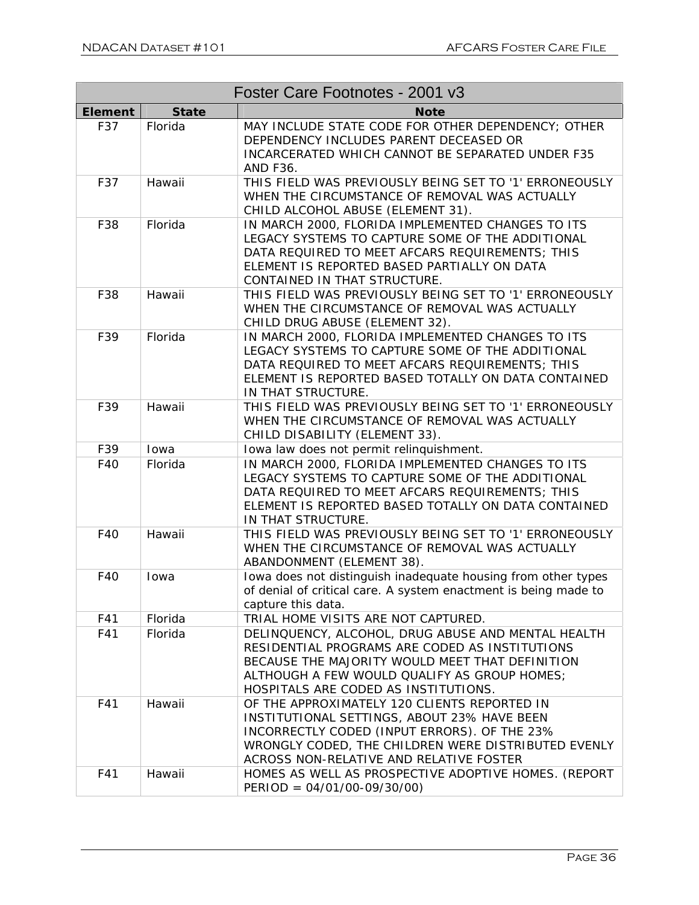| Foster Care Footnotes - 2001 v3 | | |
|---|---|---|
| **Element** | **State** | **Note** |
| F37 | Florida | MAY INCLUDE STATE CODE FOR OTHER DEPENDENCY; OTHER DEPENDENCY INCLUDES PARENT DECEASED OR INCARCERATED WHICH CANNOT BE SEPARATED UNDER F35 AND F36. |
| F37 | Hawaii | THIS FIELD WAS PREVIOUSLY BEING SET TO '1' ERRONEOUSLY WHEN THE CIRCUMSTANCE OF REMOVAL WAS ACTUALLY CHILD ALCOHOL ABUSE (ELEMENT 31). |
| F38 | Florida | IN MARCH 2000, FLORIDA IMPLEMENTED CHANGES TO ITS LEGACY SYSTEMS TO CAPTURE SOME OF THE ADDITIONAL DATA REQUIRED TO MEET AFCARS REQUIREMENTS; THIS ELEMENT IS REPORTED BASED PARTIALLY ON DATA CONTAINED IN THAT STRUCTURE. |
| F38 | Hawaii | THIS FIELD WAS PREVIOUSLY BEING SET TO '1' ERRONEOUSLY WHEN THE CIRCUMSTANCE OF REMOVAL WAS ACTUALLY CHILD DRUG ABUSE (ELEMENT 32). |
| F39 | Florida | IN MARCH 2000, FLORIDA IMPLEMENTED CHANGES TO ITS LEGACY SYSTEMS TO CAPTURE SOME OF THE ADDITIONAL DATA REQUIRED TO MEET AFCARS REQUIREMENTS; THIS ELEMENT IS REPORTED BASED TOTALLY ON DATA CONTAINED IN THAT STRUCTURE. |
| F39 | Hawaii | THIS FIELD WAS PREVIOUSLY BEING SET TO '1' ERRONEOUSLY WHEN THE CIRCUMSTANCE OF REMOVAL WAS ACTUALLY CHILD DISABILITY (ELEMENT 33). |
| F39 | Iowa | Iowa law does not permit relinquishment. |
| F40 | Florida | IN MARCH 2000, FLORIDA IMPLEMENTED CHANGES TO ITS LEGACY SYSTEMS TO CAPTURE SOME OF THE ADDITIONAL DATA REQUIRED TO MEET AFCARS REQUIREMENTS; THIS ELEMENT IS REPORTED BASED TOTALLY ON DATA CONTAINED IN THAT STRUCTURE. |
| F40 | Hawaii | THIS FIELD WAS PREVIOUSLY BEING SET TO '1' ERRONEOUSLY WHEN THE CIRCUMSTANCE OF REMOVAL WAS ACTUALLY ABANDONMENT (ELEMENT 38). |
| F40 | Iowa | Iowa does not distinguish inadequate housing from other types of denial of critical care. A system enactment is being made to capture this data. |
| F41 | Florida | TRIAL HOME VISITS ARE NOT CAPTURED. |
| F41 | Florida | DELINQUENCY, ALCOHOL, DRUG ABUSE AND MENTAL HEALTH RESIDENTIAL PROGRAMS ARE CODED AS INSTITUTIONS BECAUSE THE MAJORITY WOULD MEET THAT DEFINITION ALTHOUGH A FEW WOULD QUALIFY AS GROUP HOMES; HOSPITALS ARE CODED AS INSTITUTIONS. |
| F41 | Hawaii | OF THE APPROXIMATELY 120 CLIENTS REPORTED IN INSTITUTIONAL SETTINGS, ABOUT 23% HAVE BEEN INCORRECTLY CODED (INPUT ERRORS). OF THE 23% WRONGLY CODED, THE CHILDREN WERE DISTRIBUTED EVENLY ACROSS NON-RELATIVE AND RELATIVE FOSTER |
| F41 | Hawaii | HOMES AS WELL AS PROSPECTIVE ADOPTIVE HOMES. (REPORT PERIOD = 04/01/00-09/30/00) |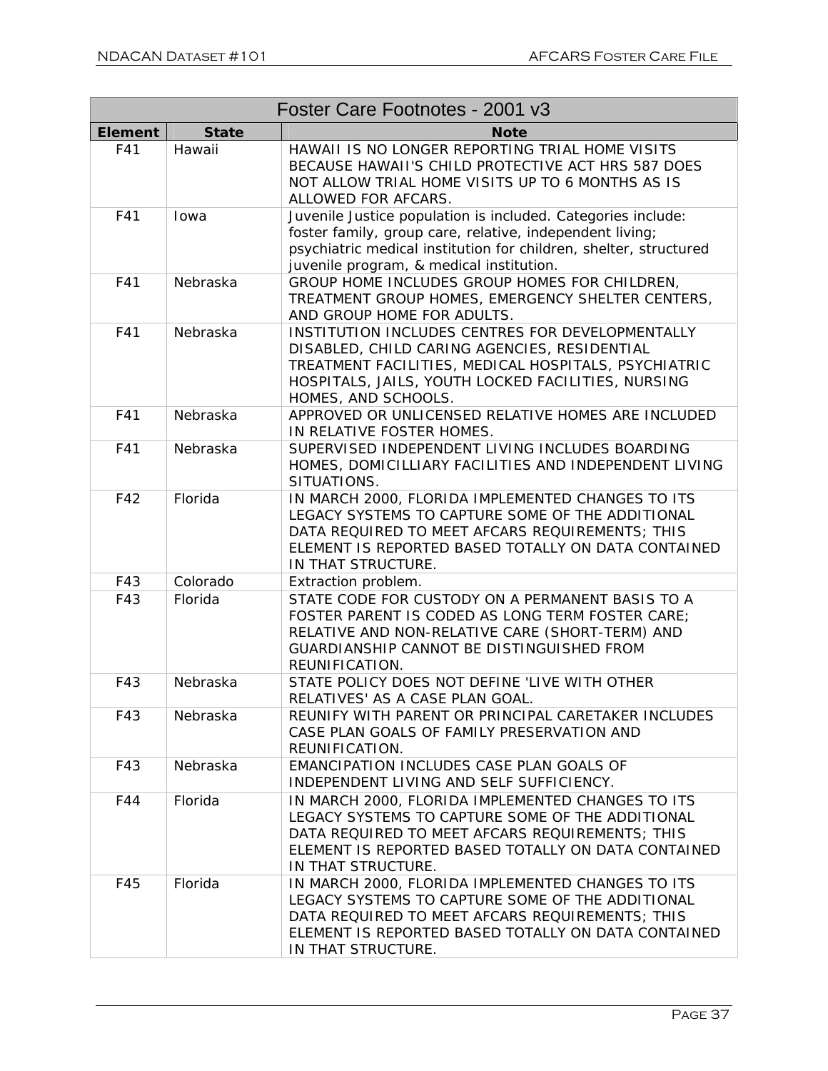| Foster Care Footnotes - 2001 v3 | | |
|---|---|---|
| **Element** | **State** | **Note** |
| F41 | Hawaii | HAWAII IS NO LONGER REPORTING TRIAL HOME VISITS BECAUSE HAWAII'S CHILD PROTECTIVE ACT HRS 587 DOES NOT ALLOW TRIAL HOME VISITS UP TO 6 MONTHS AS IS ALLOWED FOR AFCARS. |
| F41 | Iowa | Juvenile Justice population is included. Categories include: foster family, group care, relative, independent living; psychiatric medical institution for children, shelter, structured juvenile program, & medical institution. |
| F41 | Nebraska | GROUP HOME INCLUDES GROUP HOMES FOR CHILDREN, TREATMENT GROUP HOMES, EMERGENCY SHELTER CENTERS, AND GROUP HOME FOR ADULTS. |
| F41 | Nebraska | INSTITUTION INCLUDES CENTRES FOR DEVELOPMENTALLY DISABLED, CHILD CARING AGENCIES, RESIDENTIAL TREATMENT FACILITIES, MEDICAL HOSPITALS, PSYCHIATRIC HOSPITALS, JAILS, YOUTH LOCKED FACILITIES, NURSING HOMES, AND SCHOOLS. |
| F41 | Nebraska | APPROVED OR UNLICENSED RELATIVE HOMES ARE INCLUDED IN RELATIVE FOSTER HOMES. |
| F41 | Nebraska | SUPERVISED INDEPENDENT LIVING INCLUDES BOARDING HOMES, DOMICILLIARY FACILITIES AND INDEPENDENT LIVING SITUATIONS. |
| F42 | Florida | IN MARCH 2000, FLORIDA IMPLEMENTED CHANGES TO ITS LEGACY SYSTEMS TO CAPTURE SOME OF THE ADDITIONAL DATA REQUIRED TO MEET AFCARS REQUIREMENTS; THIS ELEMENT IS REPORTED BASED TOTALLY ON DATA CONTAINED IN THAT STRUCTURE. |
| F43 | Colorado | Extraction problem. |
| F43 | Florida | STATE CODE FOR CUSTODY ON A PERMANENT BASIS TO A FOSTER PARENT IS CODED AS LONG TERM FOSTER CARE; RELATIVE AND NON-RELATIVE CARE (SHORT-TERM) AND GUARDIANSHIP CANNOT BE DISTINGUISHED FROM REUNIFICATION. |
| F43 | Nebraska | STATE POLICY DOES NOT DEFINE 'LIVE WITH OTHER RELATIVES' AS A CASE PLAN GOAL. |
| F43 | Nebraska | REUNIFY WITH PARENT OR PRINCIPAL CARETAKER INCLUDES CASE PLAN GOALS OF FAMILY PRESERVATION AND REUNIFICATION. |
| F43 | Nebraska | EMANCIPATION INCLUDES CASE PLAN GOALS OF INDEPENDENT LIVING AND SELF SUFFICIENCY. |
| F44 | Florida | IN MARCH 2000, FLORIDA IMPLEMENTED CHANGES TO ITS LEGACY SYSTEMS TO CAPTURE SOME OF THE ADDITIONAL DATA REQUIRED TO MEET AFCARS REQUIREMENTS; THIS ELEMENT IS REPORTED BASED TOTALLY ON DATA CONTAINED IN THAT STRUCTURE. |
| F45 | Florida | IN MARCH 2000, FLORIDA IMPLEMENTED CHANGES TO ITS LEGACY SYSTEMS TO CAPTURE SOME OF THE ADDITIONAL DATA REQUIRED TO MEET AFCARS REQUIREMENTS; THIS ELEMENT IS REPORTED BASED TOTALLY ON DATA CONTAINED IN THAT STRUCTURE. |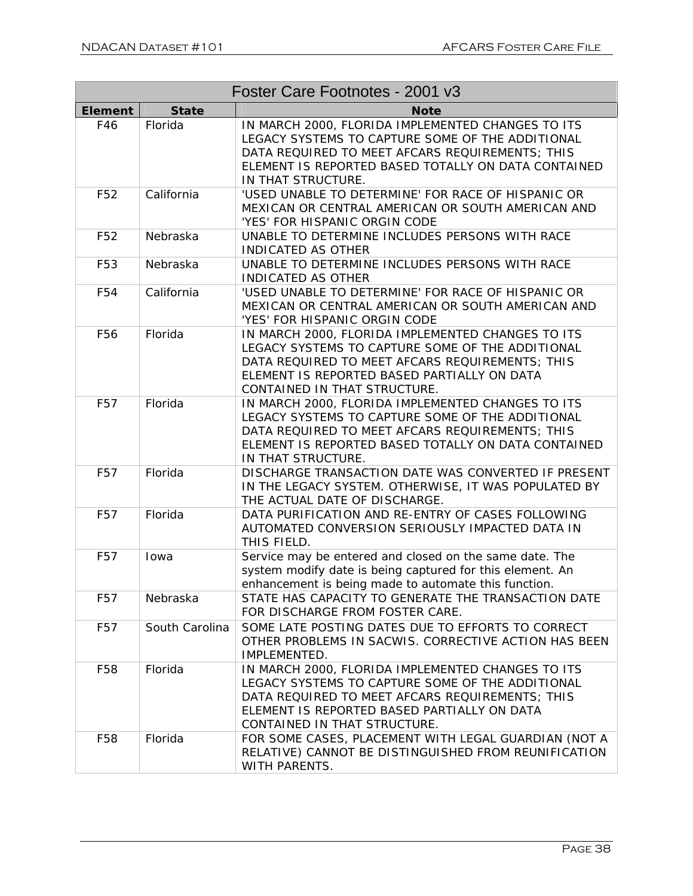| Foster Care Footnotes - 2001 v3 | | |
|---|---|---|
| **Element** | **State** | **Note** |
| F46 | Florida | IN MARCH 2000, FLORIDA IMPLEMENTED CHANGES TO ITS LEGACY SYSTEMS TO CAPTURE SOME OF THE ADDITIONAL DATA REQUIRED TO MEET AFCARS REQUIREMENTS; THIS ELEMENT IS REPORTED BASED TOTALLY ON DATA CONTAINED IN THAT STRUCTURE. |
| F52 | California | 'USED UNABLE TO DETERMINE' FOR RACE OF HISPANIC OR MEXICAN OR CENTRAL AMERICAN OR SOUTH AMERICAN AND 'YES' FOR HISPANIC ORGIN CODE |
| F52 | Nebraska | UNABLE TO DETERMINE INCLUDES PERSONS WITH RACE INDICATED AS OTHER |
| F53 | Nebraska | UNABLE TO DETERMINE INCLUDES PERSONS WITH RACE INDICATED AS OTHER |
| F54 | California | 'USED UNABLE TO DETERMINE' FOR RACE OF HISPANIC OR MEXICAN OR CENTRAL AMERICAN OR SOUTH AMERICAN AND 'YES' FOR HISPANIC ORGIN CODE |
| F56 | Florida | IN MARCH 2000, FLORIDA IMPLEMENTED CHANGES TO ITS LEGACY SYSTEMS TO CAPTURE SOME OF THE ADDITIONAL DATA REQUIRED TO MEET AFCARS REQUIREMENTS; THIS ELEMENT IS REPORTED BASED PARTIALLY ON DATA CONTAINED IN THAT STRUCTURE. |
| F57 | Florida | IN MARCH 2000, FLORIDA IMPLEMENTED CHANGES TO ITS LEGACY SYSTEMS TO CAPTURE SOME OF THE ADDITIONAL DATA REQUIRED TO MEET AFCARS REQUIREMENTS; THIS ELEMENT IS REPORTED BASED TOTALLY ON DATA CONTAINED IN THAT STRUCTURE. |
| F57 | Florida | DISCHARGE TRANSACTION DATE WAS CONVERTED IF PRESENT IN THE LEGACY SYSTEM. OTHERWISE, IT WAS POPULATED BY THE ACTUAL DATE OF DISCHARGE. |
| F57 | Florida | DATA PURIFICATION AND RE-ENTRY OF CASES FOLLOWING AUTOMATED CONVERSION SERIOUSLY IMPACTED DATA IN THIS FIELD. |
| F57 | Iowa | Service may be entered and closed on the same date. The system modify date is being captured for this element. An enhancement is being made to automate this function. |
| F57 | Nebraska | STATE HAS CAPACITY TO GENERATE THE TRANSACTION DATE FOR DISCHARGE FROM FOSTER CARE. |
| F57 | South Carolina | SOME LATE POSTING DATES DUE TO EFFORTS TO CORRECT OTHER PROBLEMS IN SACWIS. CORRECTIVE ACTION HAS BEEN IMPLEMENTED. |
| F58 | Florida | IN MARCH 2000, FLORIDA IMPLEMENTED CHANGES TO ITS LEGACY SYSTEMS TO CAPTURE SOME OF THE ADDITIONAL DATA REQUIRED TO MEET AFCARS REQUIREMENTS; THIS ELEMENT IS REPORTED BASED PARTIALLY ON DATA CONTAINED IN THAT STRUCTURE. |
| F58 | Florida | FOR SOME CASES, PLACEMENT WITH LEGAL GUARDIAN (NOT A RELATIVE) CANNOT BE DISTINGUISHED FROM REUNIFICATION WITH PARENTS. |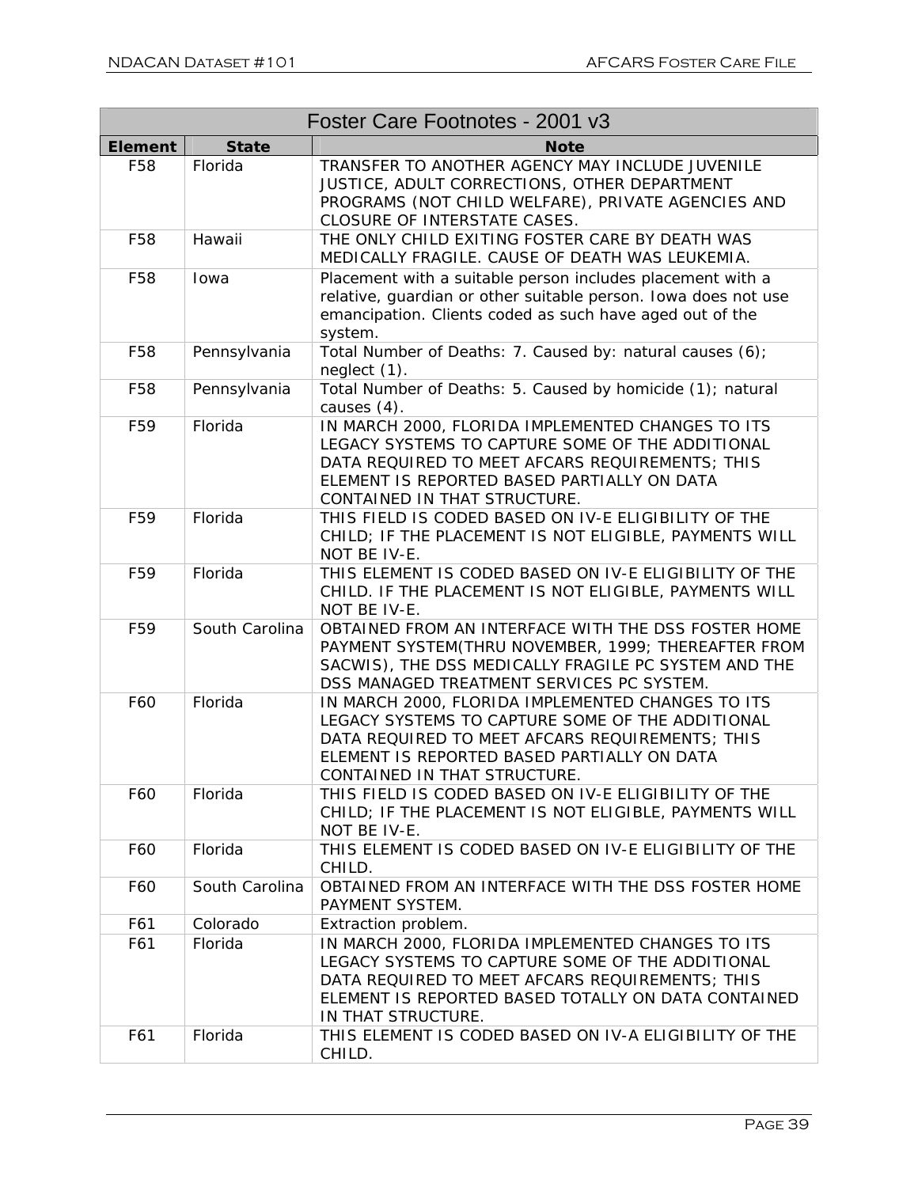| Foster Care Footnotes - 2001 v3 | | |
|---|---|---|
| **Element** | **State** | **Note** |
| F58 | Florida | TRANSFER TO ANOTHER AGENCY MAY INCLUDE JUVENILE JUSTICE, ADULT CORRECTIONS, OTHER DEPARTMENT PROGRAMS (NOT CHILD WELFARE), PRIVATE AGENCIES AND CLOSURE OF INTERSTATE CASES. |
| F58 | Hawaii | THE ONLY CHILD EXITING FOSTER CARE BY DEATH WAS MEDICALLY FRAGILE. CAUSE OF DEATH WAS LEUKEMIA. |
| F58 | Iowa | Placement with a suitable person includes placement with a relative, guardian or other suitable person. Iowa does not use emancipation. Clients coded as such have aged out of the system. |
| F58 | Pennsylvania | Total Number of Deaths: 7. Caused by: natural causes (6); neglect (1). |
| F58 | Pennsylvania | Total Number of Deaths: 5. Caused by homicide (1); natural causes (4). |
| F59 | Florida | IN MARCH 2000, FLORIDA IMPLEMENTED CHANGES TO ITS LEGACY SYSTEMS TO CAPTURE SOME OF THE ADDITIONAL DATA REQUIRED TO MEET AFCARS REQUIREMENTS; THIS ELEMENT IS REPORTED BASED PARTIALLY ON DATA CONTAINED IN THAT STRUCTURE. |
| F59 | Florida | THIS FIELD IS CODED BASED ON IV-E ELIGIBILITY OF THE CHILD; IF THE PLACEMENT IS NOT ELIGIBLE, PAYMENTS WILL NOT BE IV-E. |
| F59 | Florida | THIS ELEMENT IS CODED BASED ON IV-E ELIGIBILITY OF THE CHILD. IF THE PLACEMENT IS NOT ELIGIBLE, PAYMENTS WILL NOT BE IV-E. |
| F59 | South Carolina | OBTAINED FROM AN INTERFACE WITH THE DSS FOSTER HOME PAYMENT SYSTEM(THRU NOVEMBER, 1999; THEREAFTER FROM SACWIS), THE DSS MEDICALLY FRAGILE PC SYSTEM AND THE DSS MANAGED TREATMENT SERVICES PC SYSTEM. |
| F60 | Florida | IN MARCH 2000, FLORIDA IMPLEMENTED CHANGES TO ITS LEGACY SYSTEMS TO CAPTURE SOME OF THE ADDITIONAL DATA REQUIRED TO MEET AFCARS REQUIREMENTS; THIS ELEMENT IS REPORTED BASED PARTIALLY ON DATA CONTAINED IN THAT STRUCTURE. |
| F60 | Florida | THIS FIELD IS CODED BASED ON IV-E ELIGIBILITY OF THE CHILD; IF THE PLACEMENT IS NOT ELIGIBLE, PAYMENTS WILL NOT BE IV-E. |
| F60 | Florida | THIS ELEMENT IS CODED BASED ON IV-E ELIGIBILITY OF THE CHILD. |
| F60 | South Carolina | OBTAINED FROM AN INTERFACE WITH THE DSS FOSTER HOME PAYMENT SYSTEM. |
| F61 | Colorado | Extraction problem. |
| F61 | Florida | IN MARCH 2000, FLORIDA IMPLEMENTED CHANGES TO ITS LEGACY SYSTEMS TO CAPTURE SOME OF THE ADDITIONAL DATA REQUIRED TO MEET AFCARS REQUIREMENTS; THIS ELEMENT IS REPORTED BASED TOTALLY ON DATA CONTAINED IN THAT STRUCTURE. |
| F61 | Florida | THIS ELEMENT IS CODED BASED ON IV-A ELIGIBILITY OF THE CHILD. |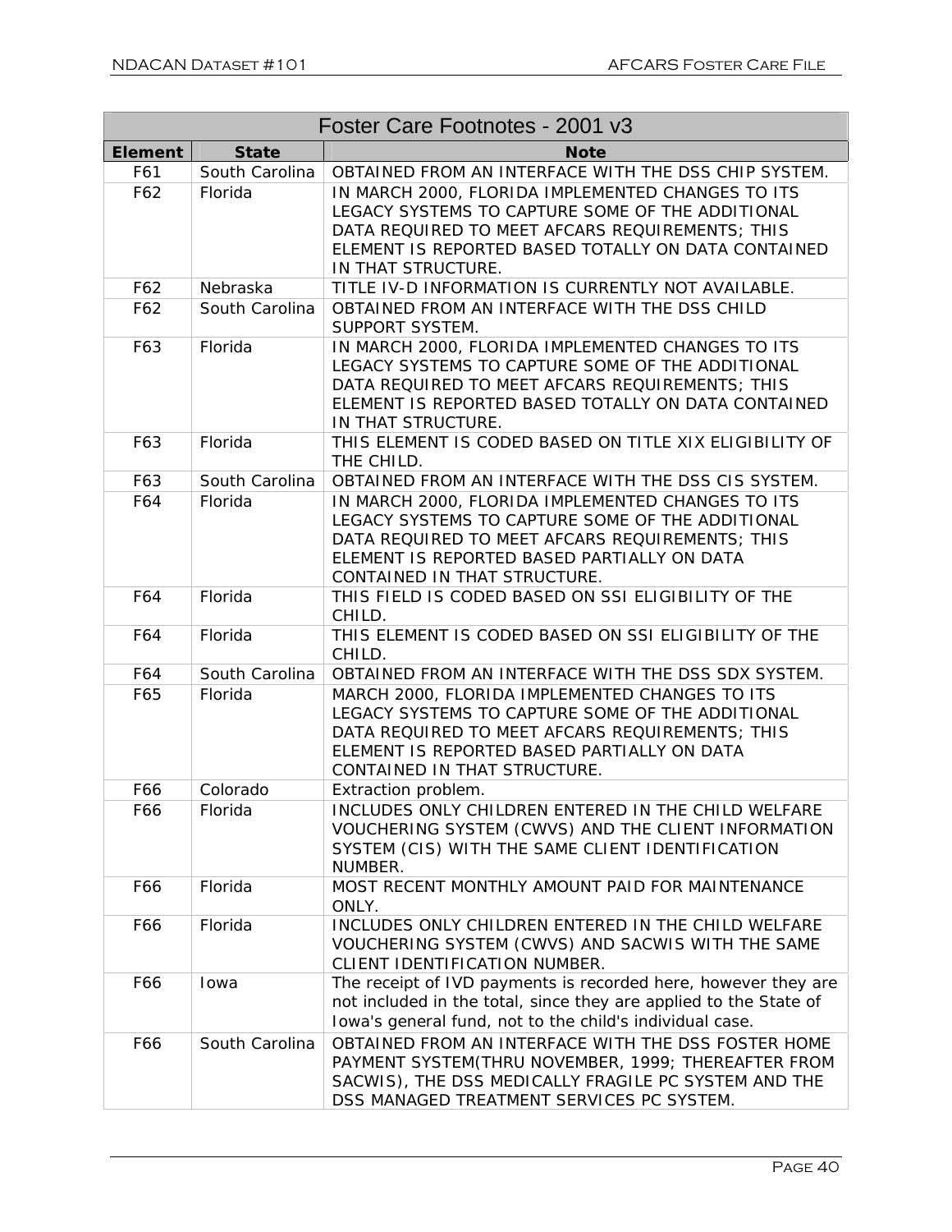| Foster Care Footnotes - 2001 v3 | | |
|---|---|---|
| **Element** | **State** | **Note** |
| F61 | South Carolina | OBTAINED FROM AN INTERFACE WITH THE DSS CHIP SYSTEM. |
| F62 | Florida | IN MARCH 2000, FLORIDA IMPLEMENTED CHANGES TO ITS LEGACY SYSTEMS TO CAPTURE SOME OF THE ADDITIONAL DATA REQUIRED TO MEET AFCARS REQUIREMENTS; THIS ELEMENT IS REPORTED BASED TOTALLY ON DATA CONTAINED IN THAT STRUCTURE. |
| F62 | Nebraska | TITLE IV-D INFORMATION IS CURRENTLY NOT AVAILABLE. |
| F62 | South Carolina | OBTAINED FROM AN INTERFACE WITH THE DSS CHILD SUPPORT SYSTEM. |
| F63 | Florida | IN MARCH 2000, FLORIDA IMPLEMENTED CHANGES TO ITS LEGACY SYSTEMS TO CAPTURE SOME OF THE ADDITIONAL DATA REQUIRED TO MEET AFCARS REQUIREMENTS; THIS ELEMENT IS REPORTED BASED TOTALLY ON DATA CONTAINED IN THAT STRUCTURE. |
| F63 | Florida | THIS ELEMENT IS CODED BASED ON TITLE XIX ELIGIBILITY OF THE CHILD. |
| F63 | South Carolina | OBTAINED FROM AN INTERFACE WITH THE DSS CIS SYSTEM. |
| F64 | Florida | IN MARCH 2000, FLORIDA IMPLEMENTED CHANGES TO ITS LEGACY SYSTEMS TO CAPTURE SOME OF THE ADDITIONAL DATA REQUIRED TO MEET AFCARS REQUIREMENTS; THIS ELEMENT IS REPORTED BASED PARTIALLY ON DATA CONTAINED IN THAT STRUCTURE. |
| F64 | Florida | THIS FIELD IS CODED BASED ON SSI ELIGIBILITY OF THE CHILD. |
| F64 | Florida | THIS ELEMENT IS CODED BASED ON SSI ELIGIBILITY OF THE CHILD. |
| F64 | South Carolina | OBTAINED FROM AN INTERFACE WITH THE DSS SDX SYSTEM. |
| F65 | Florida | MARCH 2000, FLORIDA IMPLEMENTED CHANGES TO ITS LEGACY SYSTEMS TO CAPTURE SOME OF THE ADDITIONAL DATA REQUIRED TO MEET AFCARS REQUIREMENTS; THIS ELEMENT IS REPORTED BASED PARTIALLY ON DATA CONTAINED IN THAT STRUCTURE. |
| F66 | Colorado | Extraction problem. |
| F66 | Florida | INCLUDES ONLY CHILDREN ENTERED IN THE CHILD WELFARE VOUCHERING SYSTEM (CWVS) AND THE CLIENT INFORMATION SYSTEM (CIS) WITH THE SAME CLIENT IDENTIFICATION NUMBER. |
| F66 | Florida | MOST RECENT MONTHLY AMOUNT PAID FOR MAINTENANCE ONLY. |
| F66 | Florida | INCLUDES ONLY CHILDREN ENTERED IN THE CHILD WELFARE VOUCHERING SYSTEM (CWVS) AND SACWIS WITH THE SAME CLIENT IDENTIFICATION NUMBER. |
| F66 | Iowa | The receipt of IVD payments is recorded here, however they are not included in the total, since they are applied to the State of Iowa's general fund, not to the child's individual case. |
| F66 | South Carolina | OBTAINED FROM AN INTERFACE WITH THE DSS FOSTER HOME PAYMENT SYSTEM(THRU NOVEMBER, 1999; THEREAFTER FROM SACWIS), THE DSS MEDICALLY FRAGILE PC SYSTEM AND THE DSS MANAGED TREATMENT SERVICES PC SYSTEM. |